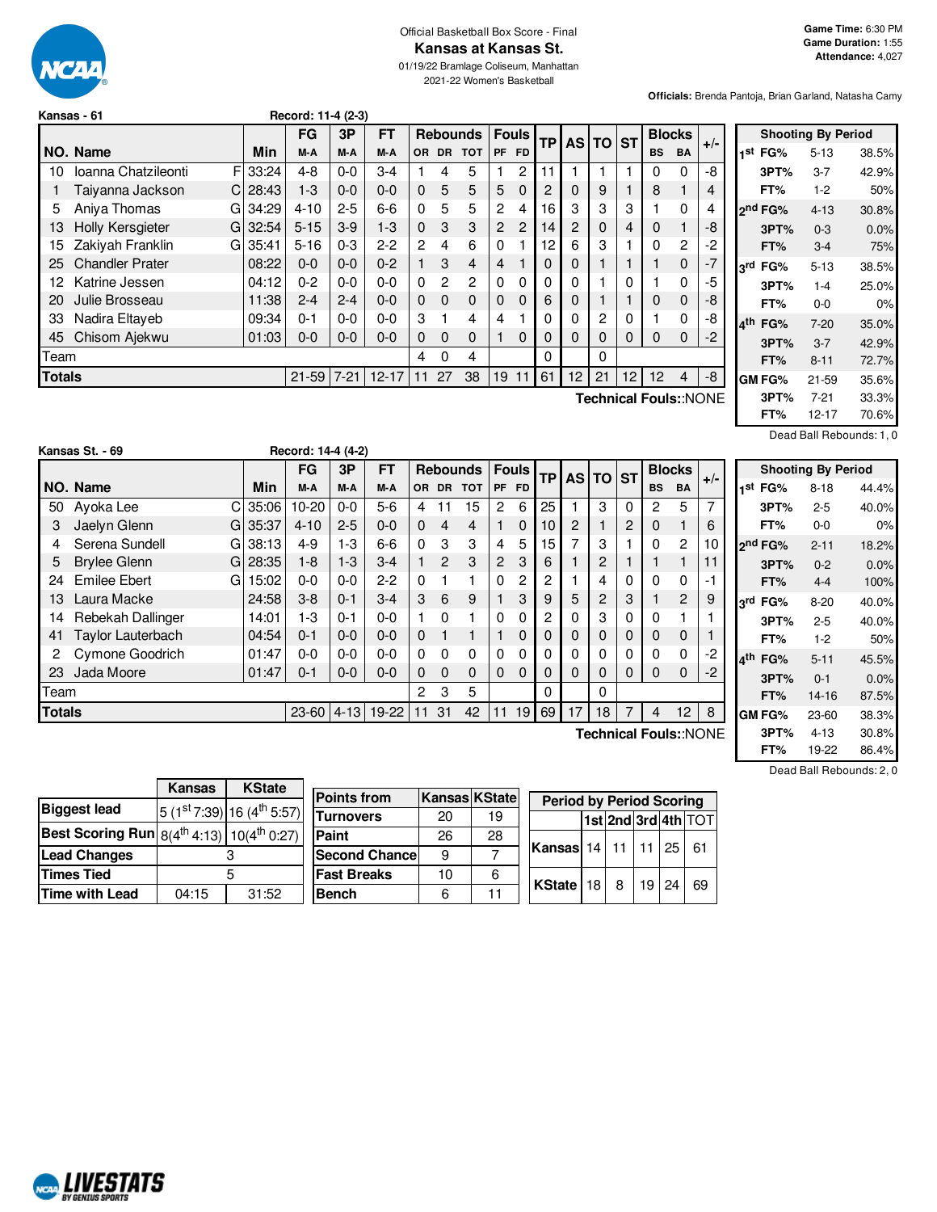Official Basketball Box Score - Final

# Kansas at Kansas St.

01/19/22 Bramlage Coliseum, Manhattan

2021-22 Women's Basketball

**Game Time:** 6:30 PM
**Game Duration:** 1:55
**Attendance:** 4,027

**Officials:** Brenda Pantoja, Brian Garland, Natasha Camy

**Kansas - 61** Record: 11-4 (2-3)

| NO. | Name | | Min | FG M-A | 3P M-A | FT M-A | OR | DR | TOT | PF | FD | TP | AS | TO | ST | BS | BA | +/- |
|---|---|---|---|---|---|---|---|---|---|---|---|---|---|---|---|---|---|---|
| 10 | Ioanna Chatzileonti | F | 33:24 | 4-8 | 0-0 | 3-4 | 1 | 4 | 5 | 1 | 2 | 11 | 1 | 1 | 1 | 0 | 0 | -8 |
| 1 | Taiyanna Jackson | C | 28:43 | 1-3 | 0-0 | 0-0 | 0 | 5 | 5 | 5 | 0 | 2 | 0 | 9 | 1 | 8 | 1 | 4 |
| 5 | Aniya Thomas | G | 34:29 | 4-10 | 2-5 | 6-6 | 0 | 5 | 5 | 2 | 4 | 16 | 3 | 3 | 3 | 1 | 0 | 4 |
| 13 | Holly Kersgieter | G | 32:54 | 5-15 | 3-9 | 1-3 | 0 | 3 | 3 | 2 | 2 | 14 | 2 | 0 | 4 | 0 | 1 | -8 |
| 15 | Zakiyah Franklin | G | 35:41 | 5-16 | 0-3 | 2-2 | 2 | 4 | 6 | 0 | 1 | 12 | 6 | 3 | 1 | 0 | 2 | -2 |
| 25 | Chandler Prater | | 08:22 | 0-0 | 0-0 | 0-2 | 1 | 3 | 4 | 4 | 1 | 0 | 0 | 1 | 1 | 1 | 0 | -7 |
| 12 | Katrine Jessen | | 04:12 | 0-2 | 0-0 | 0-0 | 0 | 2 | 2 | 0 | 0 | 0 | 0 | 1 | 0 | 1 | 0 | -5 |
| 20 | Julie Brosseau | | 11:38 | 2-4 | 2-4 | 0-0 | 0 | 0 | 0 | 0 | 0 | 6 | 0 | 1 | 1 | 0 | 0 | -8 |
| 33 | Nadira Eltayeb | | 09:34 | 0-1 | 0-0 | 0-0 | 3 | 1 | 4 | 4 | 1 | 0 | 0 | 2 | 0 | 1 | 0 | -8 |
| 45 | Chisom Ajekwu | | 01:03 | 0-0 | 0-0 | 0-0 | 0 | 0 | 0 | 1 | 0 | 0 | 0 | 0 | 0 | 0 | 0 | -2 |
| | Team | | | | | | 4 | 0 | 4 | | | 0 | | 0 | | | | |
| | **Totals** | | | 21-59 | 7-21 | 12-17 | 11 | 27 | 38 | 19 | 11 | 61 | 12 | 21 | 12 | 12 | 4 | -8 |

Technical Fouls::NONE

| Shooting By Period | | |
|---|---|---|
| 1st FG% | 5-13 | 38.5% |
| 3PT% | 3-7 | 42.9% |
| FT% | 1-2 | 50% |
| 2nd FG% | 4-13 | 30.8% |
| 3PT% | 0-3 | 0.0% |
| FT% | 3-4 | 75% |
| 3rd FG% | 5-13 | 38.5% |
| 3PT% | 1-4 | 25.0% |
| FT% | 0-0 | 0% |
| 4th FG% | 7-20 | 35.0% |
| 3PT% | 3-7 | 42.9% |
| FT% | 8-11 | 72.7% |
| GM FG% | 21-59 | 35.6% |
| 3PT% | 7-21 | 33.3% |
| FT% | 12-17 | 70.6% |

Dead Ball Rebounds: 1, 0

**Kansas St. - 69** Record: 14-4 (4-2)

| NO. | Name | | Min | FG M-A | 3P M-A | FT M-A | OR | DR | TOT | PF | FD | TP | AS | TO | ST | BS | BA | +/- |
|---|---|---|---|---|---|---|---|---|---|---|---|---|---|---|---|---|---|---|
| 50 | Ayoka Lee | C | 35:06 | 10-20 | 0-0 | 5-6 | 4 | 11 | 15 | 2 | 6 | 25 | 1 | 3 | 0 | 2 | 5 | 7 |
| 3 | Jaelyn Glenn | G | 35:37 | 4-10 | 2-5 | 0-0 | 0 | 4 | 4 | 1 | 0 | 10 | 2 | 1 | 2 | 0 | 1 | 6 |
| 4 | Serena Sundell | G | 38:13 | 4-9 | 1-3 | 6-6 | 0 | 3 | 3 | 4 | 5 | 15 | 7 | 3 | 1 | 0 | 2 | 10 |
| 5 | Brylee Glenn | G | 28:35 | 1-8 | 1-3 | 3-4 | 1 | 2 | 3 | 2 | 3 | 6 | 1 | 2 | 1 | 1 | 1 | 11 |
| 24 | Emilee Ebert | G | 15:02 | 0-0 | 0-0 | 2-2 | 0 | 1 | 1 | 0 | 2 | 2 | 1 | 4 | 0 | 0 | 0 | -1 |
| 13 | Laura Macke | | 24:58 | 3-8 | 0-1 | 3-4 | 3 | 6 | 9 | 1 | 3 | 9 | 5 | 2 | 3 | 1 | 2 | 9 |
| 14 | Rebekah Dallinger | | 14:01 | 1-3 | 0-1 | 0-0 | 1 | 0 | 1 | 0 | 0 | 2 | 0 | 3 | 0 | 0 | 1 | 1 |
| 41 | Taylor Lauterbach | | 04:54 | 0-1 | 0-0 | 0-0 | 0 | 1 | 1 | 1 | 0 | 0 | 0 | 0 | 0 | 0 | 0 | 1 |
| 2 | Cymone Goodrich | | 01:47 | 0-0 | 0-0 | 0-0 | 0 | 0 | 0 | 0 | 0 | 0 | 0 | 0 | 0 | 0 | 0 | -2 |
| 23 | Jada Moore | | 01:47 | 0-1 | 0-0 | 0-0 | 0 | 0 | 0 | 0 | 0 | 0 | 0 | 0 | 0 | 0 | 0 | -2 |
| | Team | | | | | | 2 | 3 | 5 | | | 0 | | 0 | | | | |
| | **Totals** | | | 23-60 | 4-13 | 19-22 | 11 | 31 | 42 | 11 | 19 | 69 | 17 | 18 | 7 | 4 | 12 | 8 |

Technical Fouls::NONE

| Shooting By Period | | |
|---|---|---|
| 1st FG% | 8-18 | 44.4% |
| 3PT% | 2-5 | 40.0% |
| FT% | 0-0 | 0% |
| 2nd FG% | 2-11 | 18.2% |
| 3PT% | 0-2 | 0.0% |
| FT% | 4-4 | 100% |
| 3rd FG% | 8-20 | 40.0% |
| 3PT% | 2-5 | 40.0% |
| FT% | 1-2 | 50% |
| 4th FG% | 5-11 | 45.5% |
| 3PT% | 0-1 | 0.0% |
| FT% | 14-16 | 87.5% |
| GM FG% | 23-60 | 38.3% |
| 3PT% | 4-13 | 30.8% |
| FT% | 19-22 | 86.4% |

Dead Ball Rebounds: 2, 0

| | Kansas | KState |
|---|---|---|
| Biggest lead | 5 (1st 7:39) | 16 (4th 5:57) |
| Best Scoring Run | 8(4th 4:13) | 10(4th 0:27) |
| Lead Changes | 3 | |
| Times Tied | 5 | |
| Time with Lead | 04:15 | 31:52 |

| Points from | Kansas | KState |
|---|---|---|
| Turnovers | 20 | 19 |
| Paint | 26 | 28 |
| Second Chance | 9 | 7 |
| Fast Breaks | 10 | 6 |
| Bench | 6 | 11 |

| Period by Period Scoring | 1st | 2nd | 3rd | 4th | TOT |
|---|---|---|---|---|---|
| Kansas | 14 | 11 | 11 | 25 | 61 |
| KState | 18 | 8 | 19 | 24 | 69 |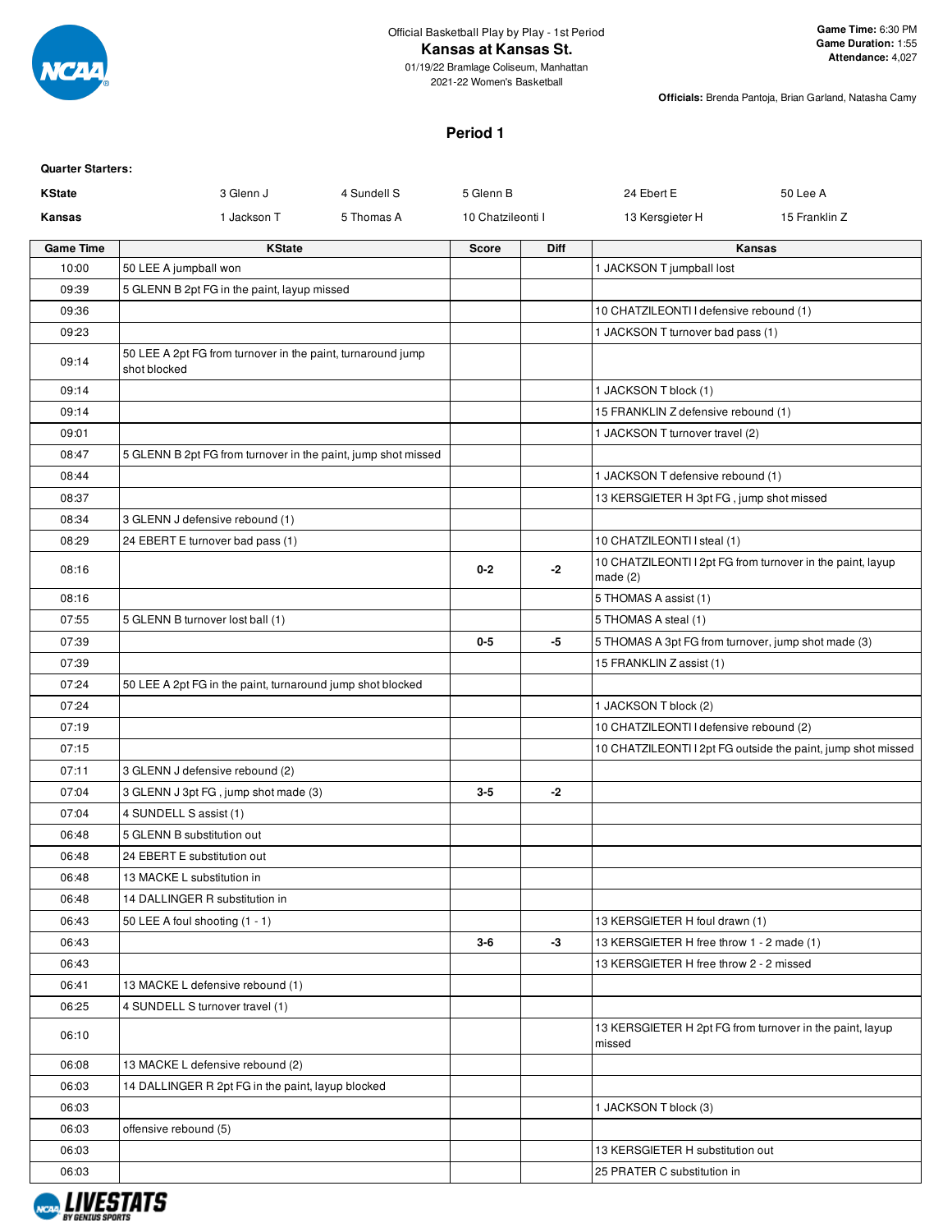Official Basketball Play by Play - 1st Period

**Kansas at Kansas St.**

01/19/22 Bramlage Coliseum, Manhattan

2021-22 Women's Basketball

**Game Time:** 6:30 PM
**Game Duration:** 1:55
**Attendance:** 4,027

**Officials:** Brenda Pantoja, Brian Garland, Natasha Camy

## Period 1

**Quarter Starters:**

| | | | | | |
|---|---|---|---|---|---|
| **KState** | 3 Glenn J | 4 Sundell S | 5 Glenn B | 24 Ebert E | 50 Lee A |
| **Kansas** | 1 Jackson T | 5 Thomas A | 10 Chatzileonti I | 13 Kersgieter H | 15 Franklin Z |

| Game Time | KState | Score | Diff | Kansas |
|---|---|---|---|---|
| 10:00 | 50 LEE A jumpball won | | | 1 JACKSON T jumpball lost |
| 09:39 | 5 GLENN B 2pt FG in the paint, layup missed | | | |
| 09:36 | | | | 10 CHATZILEONTI I defensive rebound (1) |
| 09:23 | | | | 1 JACKSON T turnover bad pass (1) |
| 09:14 | 50 LEE A 2pt FG from turnover in the paint, turnaround jump shot blocked | | | |
| 09:14 | | | | 1 JACKSON T block (1) |
| 09:14 | | | | 15 FRANKLIN Z defensive rebound (1) |
| 09:01 | | | | 1 JACKSON T turnover travel (2) |
| 08:47 | 5 GLENN B 2pt FG from turnover in the paint, jump shot missed | | | |
| 08:44 | | | | 1 JACKSON T defensive rebound (1) |
| 08:37 | | | | 13 KERSGIETER H 3pt FG , jump shot missed |
| 08:34 | 3 GLENN J defensive rebound (1) | | | |
| 08:29 | 24 EBERT E turnover bad pass (1) | | | 10 CHATZILEONTI I steal (1) |
| 08:16 | | 0-2 | -2 | 10 CHATZILEONTI I 2pt FG from turnover in the paint, layup made (2) |
| 08:16 | | | | 5 THOMAS A assist (1) |
| 07:55 | 5 GLENN B turnover lost ball (1) | | | 5 THOMAS A steal (1) |
| 07:39 | | 0-5 | -5 | 5 THOMAS A 3pt FG from turnover, jump shot made (3) |
| 07:39 | | | | 15 FRANKLIN Z assist (1) |
| 07:24 | 50 LEE A 2pt FG in the paint, turnaround jump shot blocked | | | |
| 07:24 | | | | 1 JACKSON T block (2) |
| 07:19 | | | | 10 CHATZILEONTI I defensive rebound (2) |
| 07:15 | | | | 10 CHATZILEONTI I 2pt FG outside the paint, jump shot missed |
| 07:11 | 3 GLENN J defensive rebound (2) | | | |
| 07:04 | 3 GLENN J 3pt FG , jump shot made (3) | 3-5 | -2 | |
| 07:04 | 4 SUNDELL S assist (1) | | | |
| 06:48 | 5 GLENN B substitution out | | | |
| 06:48 | 24 EBERT E substitution out | | | |
| 06:48 | 13 MACKE L substitution in | | | |
| 06:48 | 14 DALLINGER R substitution in | | | |
| 06:43 | 50 LEE A foul shooting (1 - 1) | | | 13 KERSGIETER H foul drawn (1) |
| 06:43 | | 3-6 | -3 | 13 KERSGIETER H free throw 1 - 2 made (1) |
| 06:43 | | | | 13 KERSGIETER H free throw 2 - 2 missed |
| 06:41 | 13 MACKE L defensive rebound (1) | | | |
| 06:25 | 4 SUNDELL S turnover travel (1) | | | |
| 06:10 | | | | 13 KERSGIETER H 2pt FG from turnover in the paint, layup missed |
| 06:08 | 13 MACKE L defensive rebound (2) | | | |
| 06:03 | 14 DALLINGER R 2pt FG in the paint, layup blocked | | | |
| 06:03 | | | | 1 JACKSON T block (3) |
| 06:03 | offensive rebound (5) | | | |
| 06:03 | | | | 13 KERSGIETER H substitution out |
| 06:03 | | | | 25 PRATER C substitution in |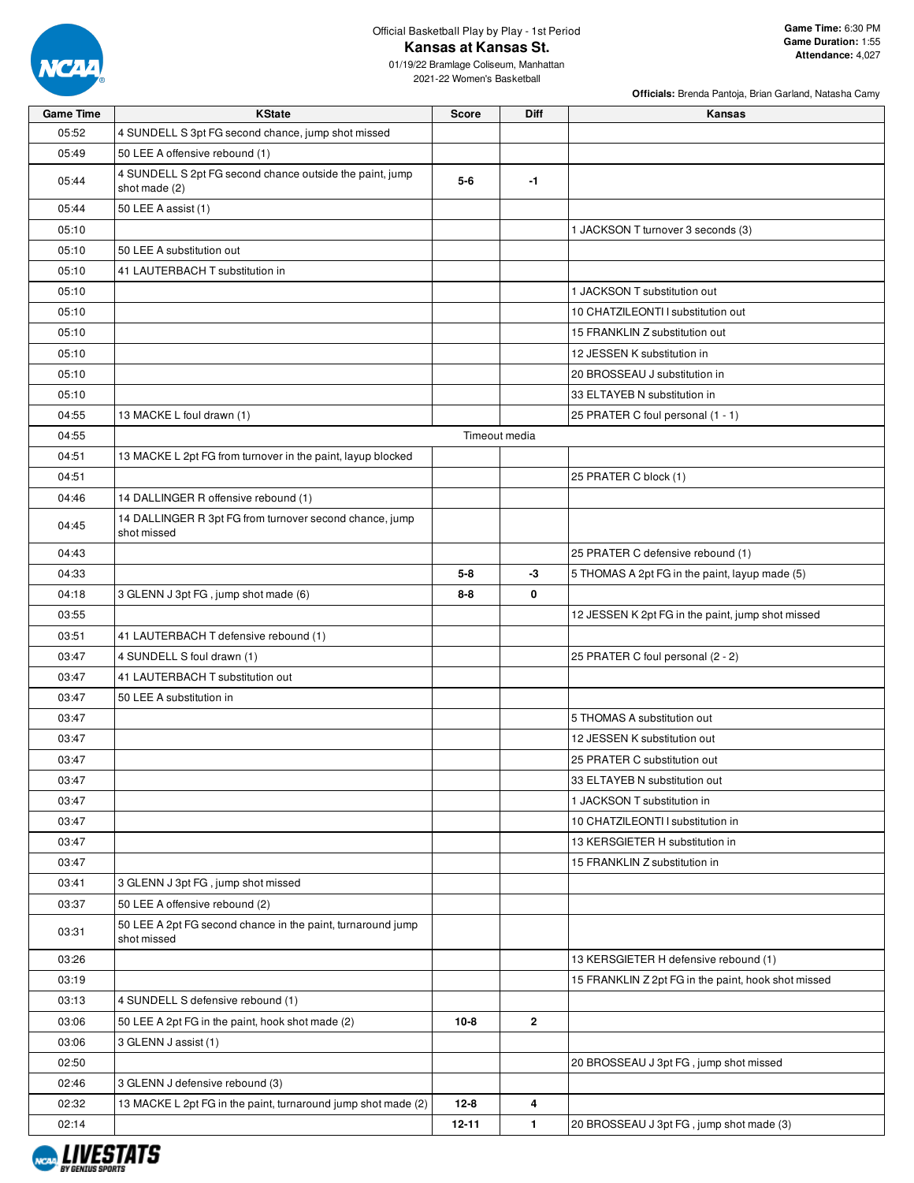Official Basketball Play by Play - 1st Period

# Kansas at Kansas St.

01/19/22 Bramlage Coliseum, Manhattan
2021-22 Women's Basketball

**Game Time:** 6:30 PM
**Game Duration:** 1:55
**Attendance:** 4,027

**Officials:** Brenda Pantoja, Brian Garland, Natasha Camy

| Game Time | KState | Score | Diff | Kansas |
|---|---|---|---|---|
| 05:52 | 4 SUNDELL S 3pt FG second chance, jump shot missed | | | |
| 05:49 | 50 LEE A offensive rebound (1) | | | |
| 05:44 | 4 SUNDELL S 2pt FG second chance outside the paint, jump shot made (2) | 5-6 | -1 | |
| 05:44 | 50 LEE A assist (1) | | | |
| 05:10 | | | | 1 JACKSON T turnover 3 seconds (3) |
| 05:10 | 50 LEE A substitution out | | | |
| 05:10 | 41 LAUTERBACH T substitution in | | | |
| 05:10 | | | | 1 JACKSON T substitution out |
| 05:10 | | | | 10 CHATZILEONTI I substitution out |
| 05:10 | | | | 15 FRANKLIN Z substitution out |
| 05:10 | | | | 12 JESSEN K substitution in |
| 05:10 | | | | 20 BROSSEAU J substitution in |
| 05:10 | | | | 33 ELTAYEB N substitution in |
| 04:55 | 13 MACKE L foul drawn (1) | | | 25 PRATER C foul personal (1 - 1) |
| 04:55 | Timeout media | | | |
| 04:51 | 13 MACKE L 2pt FG from turnover in the paint, layup blocked | | | |
| 04:51 | | | | 25 PRATER C block (1) |
| 04:46 | 14 DALLINGER R offensive rebound (1) | | | |
| 04:45 | 14 DALLINGER R 3pt FG from turnover second chance, jump shot missed | | | |
| 04:43 | | | | 25 PRATER C defensive rebound (1) |
| 04:33 | | 5-8 | -3 | 5 THOMAS A 2pt FG in the paint, layup made (5) |
| 04:18 | 3 GLENN J 3pt FG , jump shot made (6) | 8-8 | 0 | |
| 03:55 | | | | 12 JESSEN K 2pt FG in the paint, jump shot missed |
| 03:51 | 41 LAUTERBACH T defensive rebound (1) | | | |
| 03:47 | 4 SUNDELL S foul drawn (1) | | | 25 PRATER C foul personal (2 - 2) |
| 03:47 | 41 LAUTERBACH T substitution out | | | |
| 03:47 | 50 LEE A substitution in | | | |
| 03:47 | | | | 5 THOMAS A substitution out |
| 03:47 | | | | 12 JESSEN K substitution out |
| 03:47 | | | | 25 PRATER C substitution out |
| 03:47 | | | | 33 ELTAYEB N substitution out |
| 03:47 | | | | 1 JACKSON T substitution in |
| 03:47 | | | | 10 CHATZILEONTI I substitution in |
| 03:47 | | | | 13 KERSGIETER H substitution in |
| 03:47 | | | | 15 FRANKLIN Z substitution in |
| 03:41 | 3 GLENN J 3pt FG , jump shot missed | | | |
| 03:37 | 50 LEE A offensive rebound (2) | | | |
| 03:31 | 50 LEE A 2pt FG second chance in the paint, turnaround jump shot missed | | | |
| 03:26 | | | | 13 KERSGIETER H defensive rebound (1) |
| 03:19 | | | | 15 FRANKLIN Z 2pt FG in the paint, hook shot missed |
| 03:13 | 4 SUNDELL S defensive rebound (1) | | | |
| 03:06 | 50 LEE A 2pt FG in the paint, hook shot made (2) | 10-8 | 2 | |
| 03:06 | 3 GLENN J assist (1) | | | |
| 02:50 | | | | 20 BROSSEAU J 3pt FG , jump shot missed |
| 02:46 | 3 GLENN J defensive rebound (3) | | | |
| 02:32 | 13 MACKE L 2pt FG in the paint, turnaround jump shot made (2) | 12-8 | 4 | |
| 02:14 | | 12-11 | 1 | 20 BROSSEAU J 3pt FG , jump shot made (3) |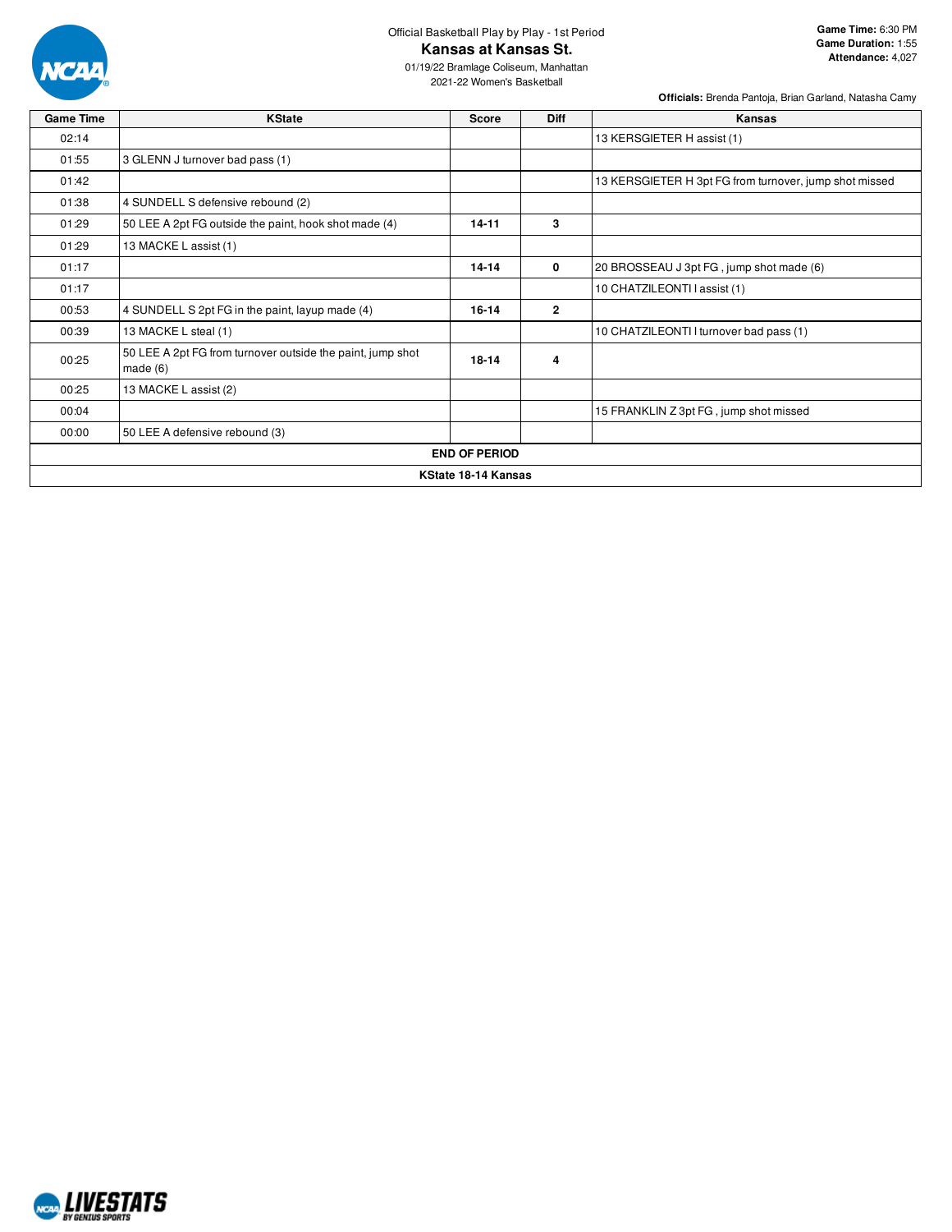Official Basketball Play by Play - 1st Period

# Kansas at Kansas St.

01/19/22 Bramlage Coliseum, Manhattan
2021-22 Women's Basketball

**Game Time:** 6:30 PM
**Game Duration:** 1:55
**Attendance:** 4,027

**Officials:** Brenda Pantoja, Brian Garland, Natasha Camy

| Game Time | KState | Score | Diff | Kansas |
|---|---|---|---|---|
| 02:14 | | | | 13 KERSGIETER H assist (1) |
| 01:55 | 3 GLENN J turnover bad pass (1) | | | |
| 01:42 | | | | 13 KERSGIETER H 3pt FG from turnover, jump shot missed |
| 01:38 | 4 SUNDELL S defensive rebound (2) | | | |
| 01:29 | 50 LEE A 2pt FG outside the paint, hook shot made (4) | **14-11** | **3** | |
| 01:29 | 13 MACKE L assist (1) | | | |
| 01:17 | | **14-14** | **0** | 20 BROSSEAU J 3pt FG , jump shot made (6) |
| 01:17 | | | | 10 CHATZILEONTI I assist (1) |
| 00:53 | 4 SUNDELL S 2pt FG in the paint, layup made (4) | **16-14** | **2** | |
| 00:39 | 13 MACKE L steal (1) | | | 10 CHATZILEONTI I turnover bad pass (1) |
| 00:25 | 50 LEE A 2pt FG from turnover outside the paint, jump shot made (6) | **18-14** | **4** | |
| 00:25 | 13 MACKE L assist (2) | | | |
| 00:04 | | | | 15 FRANKLIN Z 3pt FG , jump shot missed |
| 00:00 | 50 LEE A defensive rebound (3) | | | |
| **END OF PERIOD** | | | | |
| **KState 18-14 Kansas** | | | | |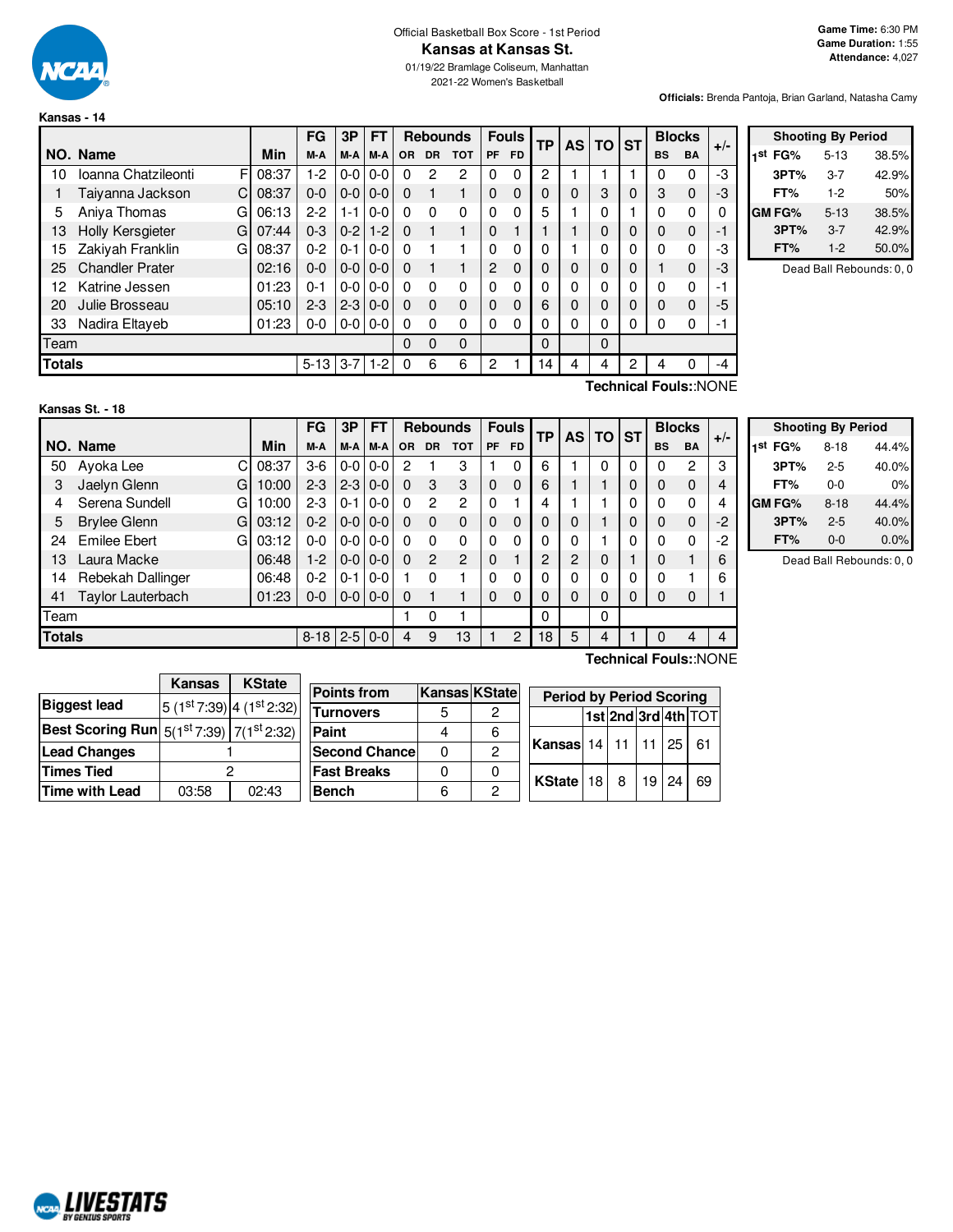Official Basketball Box Score - 1st Period

# Kansas at Kansas St.

01/19/22 Bramlage Coliseum, Manhattan

2021-22 Women's Basketball

**Game Time:** 6:30 PM
**Game Duration:** 1:55
**Attendance:** 4,027

**Officials:** Brenda Pantoja, Brian Garland, Natasha Camy

## Kansas - 14

| NO. | Name | | Min | FG M-A | 3P M-A | FT M-A | Rebounds OR | DR | TOT | Fouls PF | FD | TP | AS | TO | ST | Blocks BS | BA | +/- |
|---|---|---|---|---|---|---|---|---|---|---|---|---|---|---|---|---|---|---|
| 10 | Ioanna Chatzileonti | F | 08:37 | 1-2 | 0-0 | 0-0 | 0 | 2 | 2 | 0 | 0 | 2 | 1 | 1 | 1 | 0 | 0 | -3 |
| 1 | Taiyanna Jackson | C | 08:37 | 0-0 | 0-0 | 0-0 | 0 | 1 | 1 | 0 | 0 | 0 | 0 | 3 | 0 | 3 | 0 | -3 |
| 5 | Aniya Thomas | G | 06:13 | 2-2 | 1-1 | 0-0 | 0 | 0 | 0 | 0 | 0 | 5 | 1 | 0 | 1 | 0 | 0 | 0 |
| 13 | Holly Kersgieter | G | 07:44 | 0-3 | 0-2 | 1-2 | 0 | 1 | 1 | 0 | 1 | 1 | 1 | 0 | 0 | 0 | 0 | -1 |
| 15 | Zakiyah Franklin | G | 08:37 | 0-2 | 0-1 | 0-0 | 0 | 1 | 1 | 0 | 0 | 0 | 1 | 0 | 0 | 0 | 0 | -3 |
| 25 | Chandler Prater | | 02:16 | 0-0 | 0-0 | 0-0 | 0 | 1 | 1 | 2 | 0 | 0 | 0 | 0 | 0 | 1 | 0 | -3 |
| 12 | Katrine Jessen | | 01:23 | 0-1 | 0-0 | 0-0 | 0 | 0 | 0 | 0 | 0 | 0 | 0 | 0 | 0 | 0 | 0 | -1 |
| 20 | Julie Brosseau | | 05:10 | 2-3 | 2-3 | 0-0 | 0 | 0 | 0 | 0 | 0 | 6 | 0 | 0 | 0 | 0 | 0 | -5 |
| 33 | Nadira Eltayeb | | 01:23 | 0-0 | 0-0 | 0-0 | 0 | 0 | 0 | 0 | 0 | 0 | 0 | 0 | 0 | 0 | 0 | -1 |
| Team | | | | | | | 0 | 0 | 0 | | | 0 | | 0 | | | | |
| **Totals** | | | | 5-13 | 3-7 | 1-2 | 0 | 6 | 6 | 2 | 1 | 14 | 4 | 4 | 2 | 4 | 0 | -4 |

**Technical Fouls:**:NONE

| Shooting By Period | | | |
|---|---|---|---|
| 1st | FG% | 5-13 | 38.5% |
| | 3PT% | 3-7 | 42.9% |
| | FT% | 1-2 | 50% |
| GM | FG% | 5-13 | 38.5% |
| | 3PT% | 3-7 | 42.9% |
| | FT% | 1-2 | 50.0% |

Dead Ball Rebounds: 0, 0

## Kansas St. - 18

| NO. | Name | | Min | FG M-A | 3P M-A | FT M-A | Rebounds OR | DR | TOT | Fouls PF | FD | TP | AS | TO | ST | Blocks BS | BA | +/- |
|---|---|---|---|---|---|---|---|---|---|---|---|---|---|---|---|---|---|---|
| 50 | Ayoka Lee | C | 08:37 | 3-6 | 0-0 | 0-0 | 2 | 1 | 3 | 1 | 0 | 6 | 1 | 0 | 0 | 0 | 2 | 3 |
| 3 | Jaelyn Glenn | G | 10:00 | 2-3 | 2-3 | 0-0 | 0 | 3 | 3 | 0 | 0 | 6 | 1 | 1 | 0 | 0 | 0 | 4 |
| 4 | Serena Sundell | G | 10:00 | 2-3 | 0-1 | 0-0 | 0 | 2 | 2 | 0 | 1 | 4 | 1 | 1 | 0 | 0 | 0 | 4 |
| 5 | Brylee Glenn | G | 03:12 | 0-2 | 0-0 | 0-0 | 0 | 0 | 0 | 0 | 0 | 0 | 0 | 1 | 0 | 0 | 0 | -2 |
| 24 | Emilee Ebert | G | 03:12 | 0-0 | 0-0 | 0-0 | 0 | 0 | 0 | 0 | 0 | 0 | 0 | 1 | 0 | 0 | 0 | -2 |
| 13 | Laura Macke | | 06:48 | 1-2 | 0-0 | 0-0 | 0 | 2 | 2 | 0 | 1 | 2 | 2 | 0 | 1 | 0 | 1 | 6 |
| 14 | Rebekah Dallinger | | 06:48 | 0-2 | 0-1 | 0-0 | 1 | 0 | 1 | 0 | 0 | 0 | 0 | 0 | 0 | 0 | 1 | 6 |
| 41 | Taylor Lauterbach | | 01:23 | 0-0 | 0-0 | 0-0 | 0 | 1 | 1 | 0 | 0 | 0 | 0 | 0 | 0 | 0 | 0 | 1 |
| Team | | | | | | | 1 | 0 | 1 | | | 0 | | 0 | | | | |
| **Totals** | | | | 8-18 | 2-5 | 0-0 | 4 | 9 | 13 | 1 | 2 | 18 | 5 | 4 | 1 | 0 | 4 | 4 |

**Technical Fouls:**:NONE

| Shooting By Period | | | |
|---|---|---|---|
| 1st | FG% | 8-18 | 44.4% |
| | 3PT% | 2-5 | 40.0% |
| | FT% | 0-0 | 0% |
| GM | FG% | 8-18 | 44.4% |
| | 3PT% | 2-5 | 40.0% |
| | FT% | 0-0 | 0.0% |

Dead Ball Rebounds: 0, 0

| | Kansas | KState |
|---|---|---|
| **Biggest lead** | 5 (1st 7:39) | 4 (1st 2:32) |
| **Best Scoring Run** | 5(1st 7:39) | 7(1st 2:32) |
| **Lead Changes** | 1 | |
| **Times Tied** | 2 | |
| **Time with Lead** | 03:58 | 02:43 |

| Points from | Kansas | KState |
|---|---|---|
| **Turnovers** | 5 | 2 |
| **Paint** | 4 | 6 |
| **Second Chance** | 0 | 2 |
| **Fast Breaks** | 0 | 0 |
| **Bench** | 6 | 2 |

**Period by Period Scoring**

| | 1st | 2nd | 3rd | 4th | TOT |
|---|---|---|---|---|---|
| **Kansas** | 14 | 11 | 11 | 25 | 61 |
| **KState** | 18 | 8 | 19 | 24 | 69 |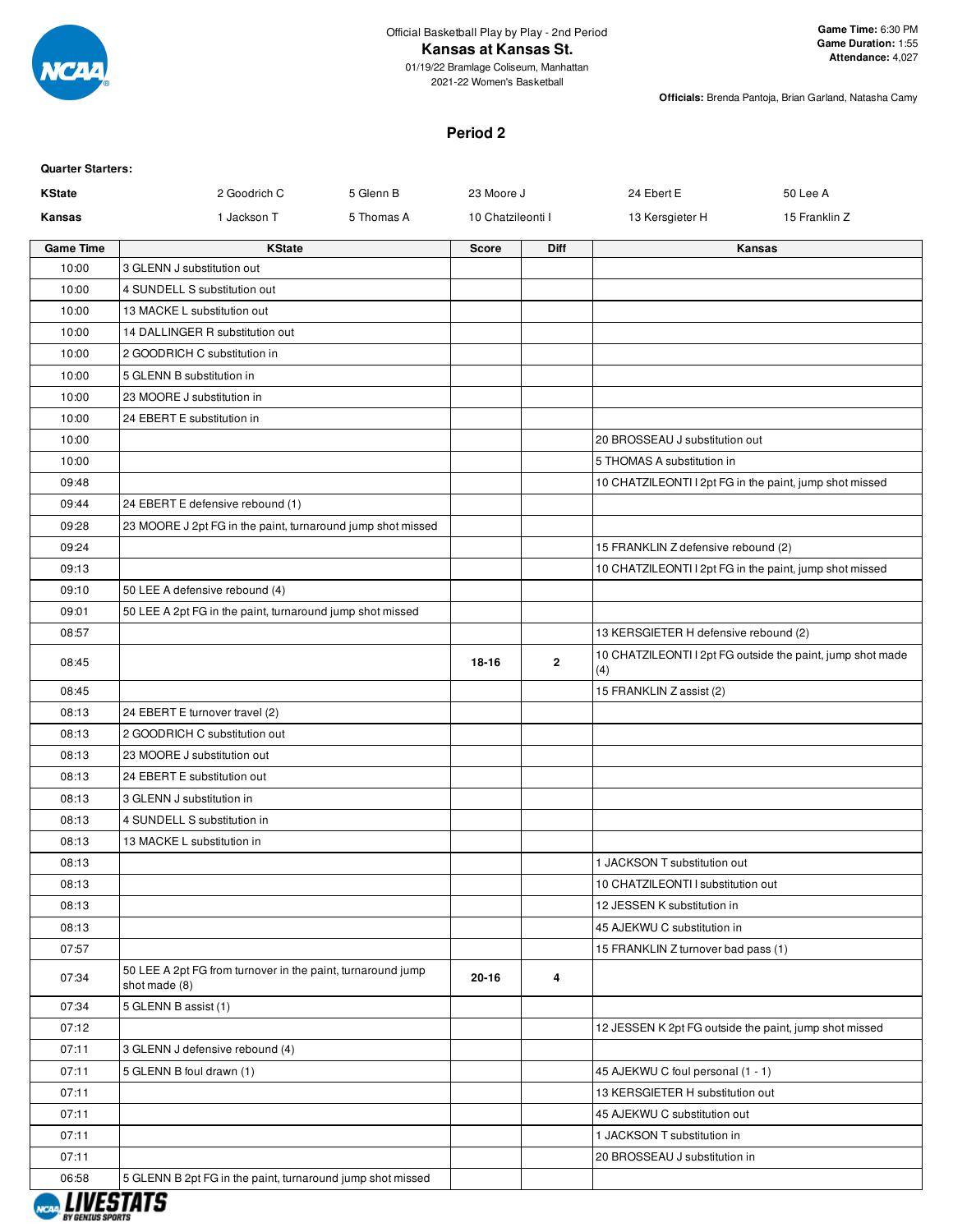Official Basketball Play by Play - 2nd Period

**Kansas at Kansas St.**

01/19/22 Bramlage Coliseum, Manhattan

2021-22 Women's Basketball

**Game Time:** 6:30 PM
**Game Duration:** 1:55
**Attendance:** 4,027

**Officials:** Brenda Pantoja, Brian Garland, Natasha Camy

## Period 2

**Quarter Starters:**

| | | | | | |
|---|---|---|---|---|---|
| **KState** | 2 Goodrich C | 5 Glenn B | 23 Moore J | 24 Ebert E | 50 Lee A |
| **Kansas** | 1 Jackson T | 5 Thomas A | 10 Chatzileonti I | 13 Kersgieter H | 15 Franklin Z |

| Game Time | KState | Score | Diff | Kansas |
|---|---|---|---|---|
| 10:00 | 3 GLENN J substitution out | | | |
| 10:00 | 4 SUNDELL S substitution out | | | |
| 10:00 | 13 MACKE L substitution out | | | |
| 10:00 | 14 DALLINGER R substitution out | | | |
| 10:00 | 2 GOODRICH C substitution in | | | |
| 10:00 | 5 GLENN B substitution in | | | |
| 10:00 | 23 MOORE J substitution in | | | |
| 10:00 | 24 EBERT E substitution in | | | |
| 10:00 | | | | 20 BROSSEAU J substitution out |
| 10:00 | | | | 5 THOMAS A substitution in |
| 09:48 | | | | 10 CHATZILEONTI I 2pt FG in the paint, jump shot missed |
| 09:44 | 24 EBERT E defensive rebound (1) | | | |
| 09:28 | 23 MOORE J 2pt FG in the paint, turnaround jump shot missed | | | |
| 09:24 | | | | 15 FRANKLIN Z defensive rebound (2) |
| 09:13 | | | | 10 CHATZILEONTI I 2pt FG in the paint, jump shot missed |
| 09:10 | 50 LEE A defensive rebound (4) | | | |
| 09:01 | 50 LEE A 2pt FG in the paint, turnaround jump shot missed | | | |
| 08:57 | | | | 13 KERSGIETER H defensive rebound (2) |
| 08:45 | | 18-16 | 2 | 10 CHATZILEONTI I 2pt FG outside the paint, jump shot made (4) |
| 08:45 | | | | 15 FRANKLIN Z assist (2) |
| 08:13 | 24 EBERT E turnover travel (2) | | | |
| 08:13 | 2 GOODRICH C substitution out | | | |
| 08:13 | 23 MOORE J substitution out | | | |
| 08:13 | 24 EBERT E substitution out | | | |
| 08:13 | 3 GLENN J substitution in | | | |
| 08:13 | 4 SUNDELL S substitution in | | | |
| 08:13 | 13 MACKE L substitution in | | | |
| 08:13 | | | | 1 JACKSON T substitution out |
| 08:13 | | | | 10 CHATZILEONTI I substitution out |
| 08:13 | | | | 12 JESSEN K substitution in |
| 08:13 | | | | 45 AJEKWU C substitution in |
| 07:57 | | | | 15 FRANKLIN Z turnover bad pass (1) |
| 07:34 | 50 LEE A 2pt FG from turnover in the paint, turnaround jump shot made (8) | 20-16 | 4 | |
| 07:34 | 5 GLENN B assist (1) | | | |
| 07:12 | | | | 12 JESSEN K 2pt FG outside the paint, jump shot missed |
| 07:11 | 3 GLENN J defensive rebound (4) | | | |
| 07:11 | 5 GLENN B foul drawn (1) | | | 45 AJEKWU C foul personal (1 - 1) |
| 07:11 | | | | 13 KERSGIETER H substitution out |
| 07:11 | | | | 45 AJEKWU C substitution out |
| 07:11 | | | | 1 JACKSON T substitution in |
| 07:11 | | | | 20 BROSSEAU J substitution in |
| 06:58 | 5 GLENN B 2pt FG in the paint, turnaround jump shot missed | | | |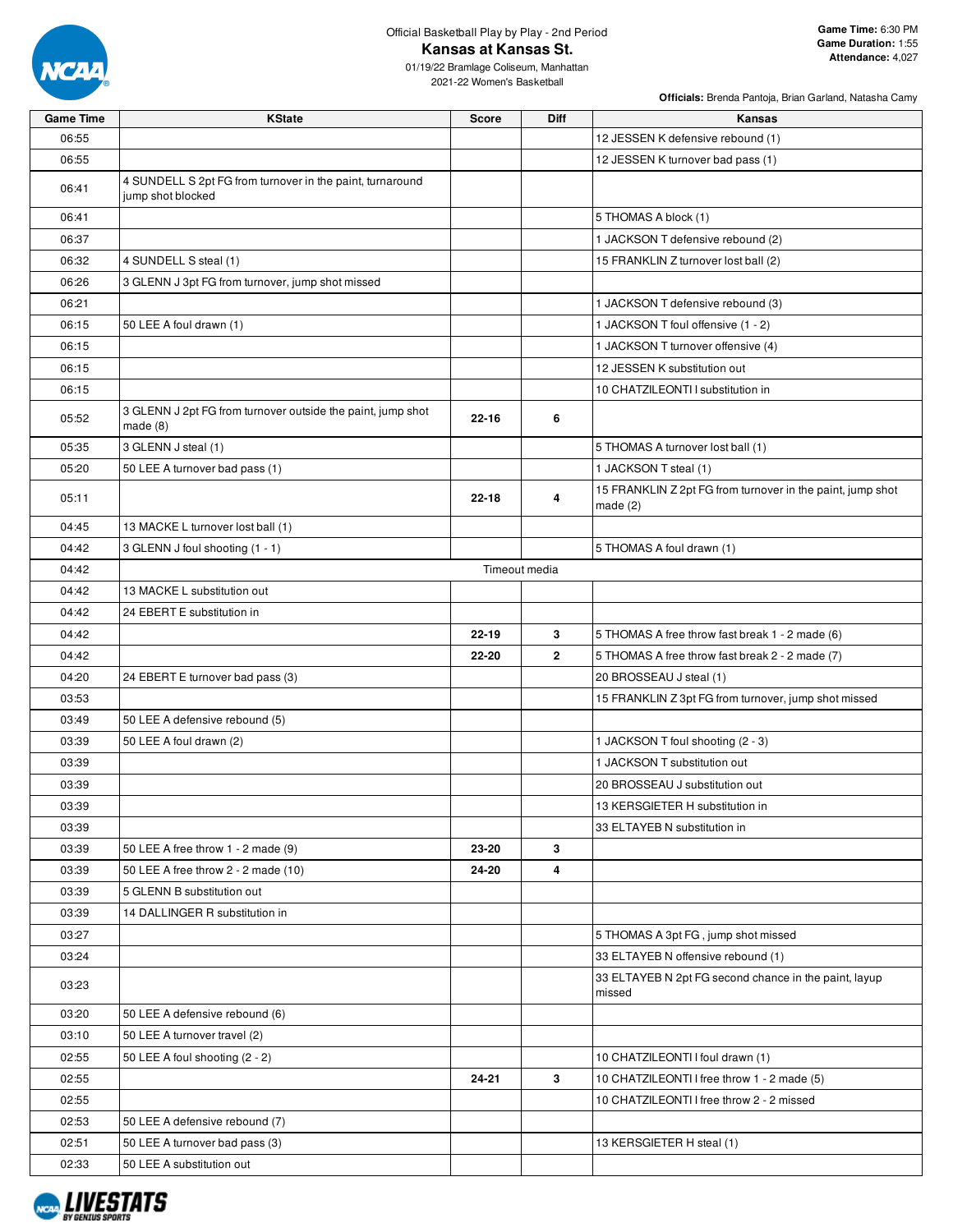Official Basketball Play by Play - 2nd Period

# Kansas at Kansas St.

01/19/22 Bramlage Coliseum, Manhattan

2021-22 Women's Basketball

**Game Time:** 6:30 PM
**Game Duration:** 1:55
**Attendance:** 4,027

**Officials:** Brenda Pantoja, Brian Garland, Natasha Camy

| Game Time | KState | Score | Diff | Kansas |
|---|---|---|---|---|
| 06:55 | | | | 12 JESSEN K defensive rebound (1) |
| 06:55 | | | | 12 JESSEN K turnover bad pass (1) |
| 06:41 | 4 SUNDELL S 2pt FG from turnover in the paint, turnaround jump shot blocked | | | |
| 06:41 | | | | 5 THOMAS A block (1) |
| 06:37 | | | | 1 JACKSON T defensive rebound (2) |
| 06:32 | 4 SUNDELL S steal (1) | | | 15 FRANKLIN Z turnover lost ball (2) |
| 06:26 | 3 GLENN J 3pt FG from turnover, jump shot missed | | | |
| 06:21 | | | | 1 JACKSON T defensive rebound (3) |
| 06:15 | 50 LEE A foul drawn (1) | | | 1 JACKSON T foul offensive (1 - 2) |
| 06:15 | | | | 1 JACKSON T turnover offensive (4) |
| 06:15 | | | | 12 JESSEN K substitution out |
| 06:15 | | | | 10 CHATZILEONTI I substitution in |
| 05:52 | 3 GLENN J 2pt FG from turnover outside the paint, jump shot made (8) | 22-16 | 6 | |
| 05:35 | 3 GLENN J steal (1) | | | 5 THOMAS A turnover lost ball (1) |
| 05:20 | 50 LEE A turnover bad pass (1) | | | 1 JACKSON T steal (1) |
| 05:11 | | 22-18 | 4 | 15 FRANKLIN Z 2pt FG from turnover in the paint, jump shot made (2) |
| 04:45 | 13 MACKE L turnover lost ball (1) | | | |
| 04:42 | 3 GLENN J foul shooting (1 - 1) | | | 5 THOMAS A foul drawn (1) |
| 04:42 | Timeout media | | | |
| 04:42 | 13 MACKE L substitution out | | | |
| 04:42 | 24 EBERT E substitution in | | | |
| 04:42 | | 22-19 | 3 | 5 THOMAS A free throw fast break 1 - 2 made (6) |
| 04:42 | | 22-20 | 2 | 5 THOMAS A free throw fast break 2 - 2 made (7) |
| 04:20 | 24 EBERT E turnover bad pass (3) | | | 20 BROSSEAU J steal (1) |
| 03:53 | | | | 15 FRANKLIN Z 3pt FG from turnover, jump shot missed |
| 03:49 | 50 LEE A defensive rebound (5) | | | |
| 03:39 | 50 LEE A foul drawn (2) | | | 1 JACKSON T foul shooting (2 - 3) |
| 03:39 | | | | 1 JACKSON T substitution out |
| 03:39 | | | | 20 BROSSEAU J substitution out |
| 03:39 | | | | 13 KERSGIETER H substitution in |
| 03:39 | | | | 33 ELTAYEB N substitution in |
| 03:39 | 50 LEE A free throw 1 - 2 made (9) | 23-20 | 3 | |
| 03:39 | 50 LEE A free throw 2 - 2 made (10) | 24-20 | 4 | |
| 03:39 | 5 GLENN B substitution out | | | |
| 03:39 | 14 DALLINGER R substitution in | | | |
| 03:27 | | | | 5 THOMAS A 3pt FG , jump shot missed |
| 03:24 | | | | 33 ELTAYEB N offensive rebound (1) |
| 03:23 | | | | 33 ELTAYEB N 2pt FG second chance in the paint, layup missed |
| 03:20 | 50 LEE A defensive rebound (6) | | | |
| 03:10 | 50 LEE A turnover travel (2) | | | |
| 02:55 | 50 LEE A foul shooting (2 - 2) | | | 10 CHATZILEONTI I foul drawn (1) |
| 02:55 | | 24-21 | 3 | 10 CHATZILEONTI I free throw 1 - 2 made (5) |
| 02:55 | | | | 10 CHATZILEONTI I free throw 2 - 2 missed |
| 02:53 | 50 LEE A defensive rebound (7) | | | |
| 02:51 | 50 LEE A turnover bad pass (3) | | | 13 KERSGIETER H steal (1) |
| 02:33 | 50 LEE A substitution out | | | |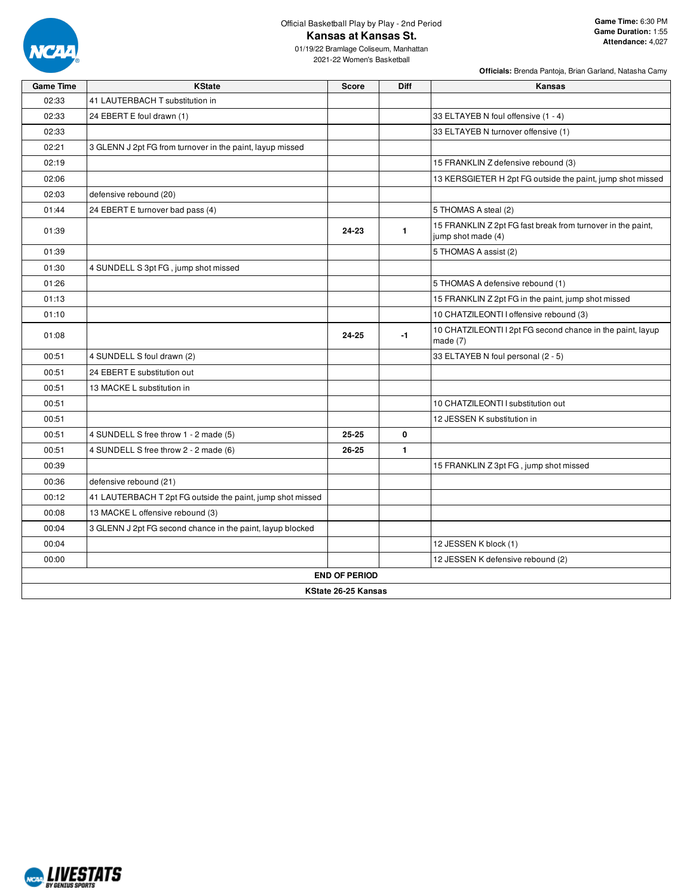Official Basketball Play by Play - 2nd Period

# Kansas at Kansas St.

01/19/22 Bramlage Coliseum, Manhattan

2021-22 Women's Basketball

**Game Time:** 6:30 PM
**Game Duration:** 1:55
**Attendance:** 4,027

**Officials:** Brenda Pantoja, Brian Garland, Natasha Camy

| Game Time | KState | Score | Diff | Kansas |
|---|---|---|---|---|
| 02:33 | 41 LAUTERBACH T substitution in | | | |
| 02:33 | 24 EBERT E foul drawn (1) | | | 33 ELTAYEB N foul offensive (1 - 4) |
| 02:33 | | | | 33 ELTAYEB N turnover offensive (1) |
| 02:21 | 3 GLENN J 2pt FG from turnover in the paint, layup missed | | | |
| 02:19 | | | | 15 FRANKLIN Z defensive rebound (3) |
| 02:06 | | | | 13 KERSGIETER H 2pt FG outside the paint, jump shot missed |
| 02:03 | defensive rebound (20) | | | |
| 01:44 | 24 EBERT E turnover bad pass (4) | | | 5 THOMAS A steal (2) |
| 01:39 | | 24-23 | 1 | 15 FRANKLIN Z 2pt FG fast break from turnover in the paint, jump shot made (4) |
| 01:39 | | | | 5 THOMAS A assist (2) |
| 01:30 | 4 SUNDELL S 3pt FG , jump shot missed | | | |
| 01:26 | | | | 5 THOMAS A defensive rebound (1) |
| 01:13 | | | | 15 FRANKLIN Z 2pt FG in the paint, jump shot missed |
| 01:10 | | | | 10 CHATZILEONTI I offensive rebound (3) |
| 01:08 | | 24-25 | -1 | 10 CHATZILEONTI I 2pt FG second chance in the paint, layup made (7) |
| 00:51 | 4 SUNDELL S foul drawn (2) | | | 33 ELTAYEB N foul personal (2 - 5) |
| 00:51 | 24 EBERT E substitution out | | | |
| 00:51 | 13 MACKE L substitution in | | | |
| 00:51 | | | | 10 CHATZILEONTI I substitution out |
| 00:51 | | | | 12 JESSEN K substitution in |
| 00:51 | 4 SUNDELL S free throw 1 - 2 made (5) | 25-25 | 0 | |
| 00:51 | 4 SUNDELL S free throw 2 - 2 made (6) | 26-25 | 1 | |
| 00:39 | | | | 15 FRANKLIN Z 3pt FG , jump shot missed |
| 00:36 | defensive rebound (21) | | | |
| 00:12 | 41 LAUTERBACH T 2pt FG outside the paint, jump shot missed | | | |
| 00:08 | 13 MACKE L offensive rebound (3) | | | |
| 00:04 | 3 GLENN J 2pt FG second chance in the paint, layup blocked | | | |
| 00:04 | | | | 12 JESSEN K block (1) |
| 00:00 | | | | 12 JESSEN K defensive rebound (2) |
| **END OF PERIOD** | | | | |
| **KState 26-25 Kansas** | | | | |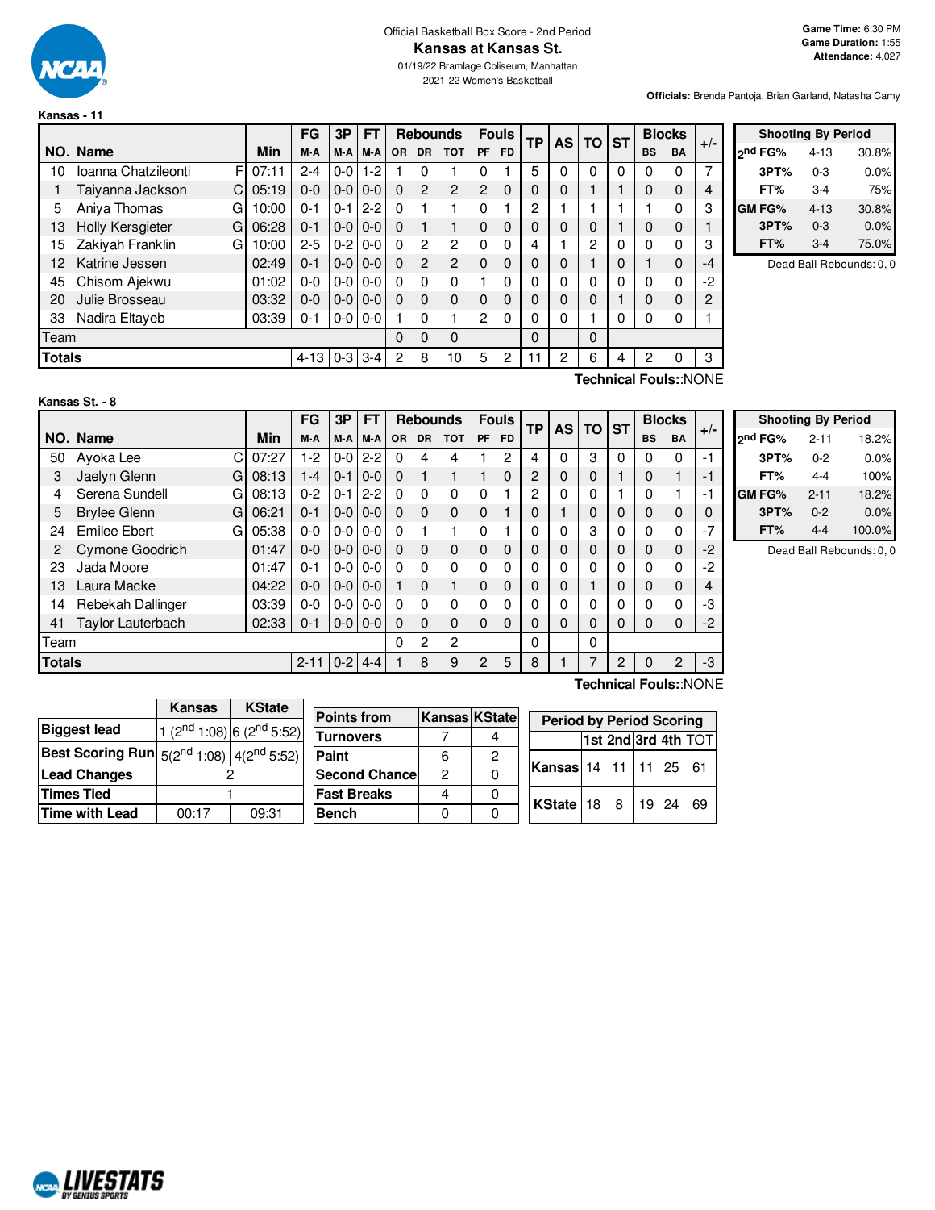Official Basketball Box Score - 2nd Period

# Kansas at Kansas St.

01/19/22 Bramlage Coliseum, Manhattan
2021-22 Women's Basketball

**Game Time:** 6:30 PM
**Game Duration:** 1:55
**Attendance:** 4,027

**Officials:** Brenda Pantoja, Brian Garland, Natasha Camy

## Kansas - 11

| NO. | Name | | Min | FG M-A | 3P M-A | FT M-A | OR | DR | TOT | PF | FD | TP | AS | TO | ST | BS | BA | +/- |
|---|---|---|---|---|---|---|---|---|---|---|---|---|---|---|---|---|---|---|
| 10 | Ioanna Chatzileonti | F | 07:11 | 2-4 | 0-0 | 1-2 | 1 | 0 | 1 | 0 | 1 | 5 | 0 | 0 | 0 | 0 | 0 | 7 |
| 1 | Taiyanna Jackson | C | 05:19 | 0-0 | 0-0 | 0-0 | 0 | 2 | 2 | 2 | 0 | 0 | 0 | 1 | 1 | 0 | 0 | 4 |
| 5 | Aniya Thomas | G | 10:00 | 0-1 | 0-1 | 2-2 | 0 | 1 | 1 | 0 | 1 | 2 | 1 | 1 | 1 | 1 | 0 | 3 |
| 13 | Holly Kersgieter | G | 06:28 | 0-1 | 0-0 | 0-0 | 0 | 1 | 1 | 0 | 0 | 0 | 0 | 0 | 1 | 0 | 0 | 1 |
| 15 | Zakiyah Franklin | G | 10:00 | 2-5 | 0-2 | 0-0 | 0 | 2 | 2 | 0 | 0 | 4 | 1 | 2 | 0 | 0 | 0 | 3 |
| 12 | Katrine Jessen | | 02:49 | 0-1 | 0-0 | 0-0 | 0 | 2 | 2 | 0 | 0 | 0 | 0 | 1 | 0 | 1 | 0 | -4 |
| 45 | Chisom Ajekwu | | 01:02 | 0-0 | 0-0 | 0-0 | 0 | 0 | 0 | 1 | 0 | 0 | 0 | 0 | 0 | 0 | 0 | -2 |
| 20 | Julie Brosseau | | 03:32 | 0-0 | 0-0 | 0-0 | 0 | 0 | 0 | 0 | 0 | 0 | 0 | 0 | 1 | 0 | 0 | 2 |
| 33 | Nadira Eltayeb | | 03:39 | 0-1 | 0-0 | 0-0 | 1 | 0 | 1 | 2 | 0 | 0 | 0 | 1 | 0 | 0 | 0 | 1 |
| | Team | | | | | | 0 | 0 | 0 | | | 0 | | 0 | | | | |
| | **Totals** | | | 4-13 | 0-3 | 3-4 | 2 | 8 | 10 | 5 | 2 | 11 | 2 | 6 | 4 | 2 | 0 | 3 |

**Technical Fouls:**:NONE

| Shooting By Period | | |
|---|---|---|
| 2nd FG% | 4-13 | 30.8% |
| 3PT% | 0-3 | 0.0% |
| FT% | 3-4 | 75% |
| GM FG% | 4-13 | 30.8% |
| 3PT% | 0-3 | 0.0% |
| FT% | 3-4 | 75.0% |

Dead Ball Rebounds: 0, 0

## Kansas St. - 8

| NO. | Name | | Min | FG M-A | 3P M-A | FT M-A | OR | DR | TOT | PF | FD | TP | AS | TO | ST | BS | BA | +/- |
|---|---|---|---|---|---|---|---|---|---|---|---|---|---|---|---|---|---|---|
| 50 | Ayoka Lee | C | 07:27 | 1-2 | 0-0 | 2-2 | 0 | 4 | 4 | 1 | 2 | 4 | 0 | 3 | 0 | 0 | 0 | -1 |
| 3 | Jaelyn Glenn | G | 08:13 | 1-4 | 0-1 | 0-0 | 0 | 1 | 1 | 1 | 0 | 2 | 0 | 0 | 1 | 0 | 1 | -1 |
| 4 | Serena Sundell | G | 08:13 | 0-2 | 0-1 | 2-2 | 0 | 0 | 0 | 0 | 1 | 2 | 0 | 0 | 1 | 0 | 1 | -1 |
| 5 | Brylee Glenn | G | 06:21 | 0-1 | 0-0 | 0-0 | 0 | 0 | 0 | 0 | 1 | 0 | 1 | 0 | 0 | 0 | 0 | 0 |
| 24 | Emilee Ebert | G | 05:38 | 0-0 | 0-0 | 0-0 | 0 | 1 | 1 | 0 | 1 | 0 | 0 | 3 | 0 | 0 | 0 | -7 |
| 2 | Cymone Goodrich | | 01:47 | 0-0 | 0-0 | 0-0 | 0 | 0 | 0 | 0 | 0 | 0 | 0 | 0 | 0 | 0 | 0 | -2 |
| 23 | Jada Moore | | 01:47 | 0-1 | 0-0 | 0-0 | 0 | 0 | 0 | 0 | 0 | 0 | 0 | 0 | 0 | 0 | 0 | -2 |
| 13 | Laura Macke | | 04:22 | 0-0 | 0-0 | 0-0 | 1 | 0 | 1 | 0 | 0 | 0 | 0 | 1 | 0 | 0 | 0 | 4 |
| 14 | Rebekah Dallinger | | 03:39 | 0-0 | 0-0 | 0-0 | 0 | 0 | 0 | 0 | 0 | 0 | 0 | 0 | 0 | 0 | 0 | -3 |
| 41 | Taylor Lauterbach | | 02:33 | 0-1 | 0-0 | 0-0 | 0 | 0 | 0 | 0 | 0 | 0 | 0 | 0 | 0 | 0 | 0 | -2 |
| | Team | | | | | | 0 | 2 | 2 | | | 0 | | 0 | | | | |
| | **Totals** | | | 2-11 | 0-2 | 4-4 | 1 | 8 | 9 | 2 | 5 | 8 | 1 | 7 | 2 | 0 | 2 | -3 |

**Technical Fouls:**:NONE

| Shooting By Period | | |
|---|---|---|
| 2nd FG% | 2-11 | 18.2% |
| 3PT% | 0-2 | 0.0% |
| FT% | 4-4 | 100% |
| GM FG% | 2-11 | 18.2% |
| 3PT% | 0-2 | 0.0% |
| FT% | 4-4 | 100.0% |

Dead Ball Rebounds: 0, 0

| | Kansas | KState |
|---|---|---|
| Biggest lead | 1 (2nd 1:08) | 6 (2nd 5:52) |
| Best Scoring Run | 5(2nd 1:08) | 4(2nd 5:52) |
| Lead Changes | 2 | |
| Times Tied | 1 | |
| Time with Lead | 00:17 | 09:31 |

| Points from | Kansas | KState |
|---|---|---|
| Turnovers | 7 | 4 |
| Paint | 6 | 2 |
| Second Chance | 2 | 0 |
| Fast Breaks | 4 | 0 |
| Bench | 0 | 0 |

| Period by Period Scoring | 1st | 2nd | 3rd | 4th | TOT |
|---|---|---|---|---|---|
| Kansas | 14 | 11 | 11 | 25 | 61 |
| KState | 18 | 8 | 19 | 24 | 69 |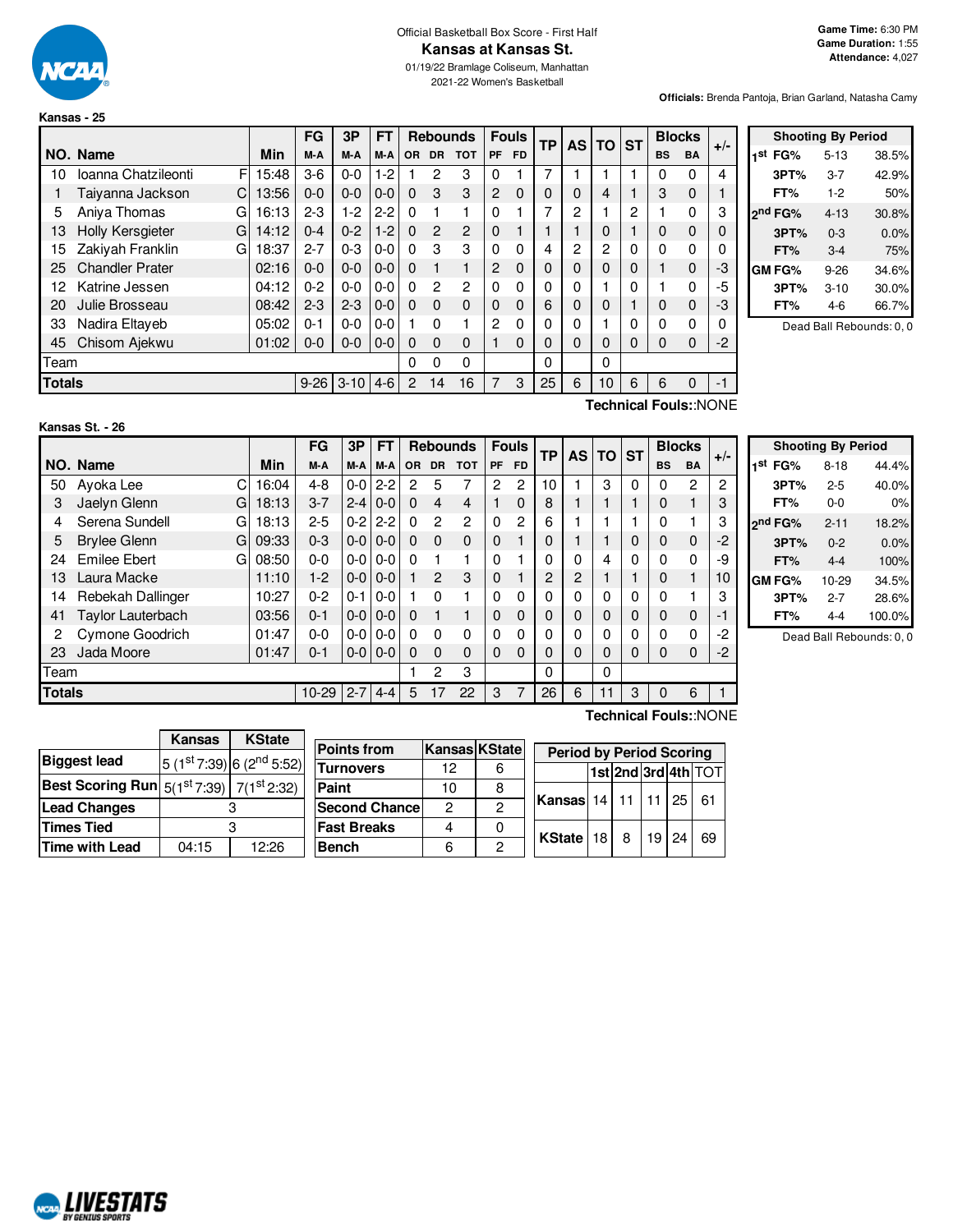Official Basketball Box Score - First Half

# Kansas at Kansas St.

01/19/22 Bramlage Coliseum, Manhattan

2021-22 Women's Basketball

**Game Time:** 6:30 PM
**Game Duration:** 1:55
**Attendance:** 4,027

**Officials:** Brenda Pantoja, Brian Garland, Natasha Camy

## Kansas - 25

| NO. | Name | | Min | FG M-A | 3P M-A | FT M-A | OR | DR | TOT | PF | FD | TP | AS | TO | ST | BS | BA | +/- |
|---|---|---|---|---|---|---|---|---|---|---|---|---|---|---|---|---|---|---|
| 10 | Ioanna Chatzileonti | F | 15:48 | 3-6 | 0-0 | 1-2 | 1 | 2 | 3 | 0 | 1 | 7 | 1 | 1 | 1 | 0 | 0 | 4 |
| 1 | Taiyanna Jackson | C | 13:56 | 0-0 | 0-0 | 0-0 | 0 | 3 | 3 | 2 | 0 | 0 | 0 | 4 | 1 | 3 | 0 | 1 |
| 5 | Aniya Thomas | G | 16:13 | 2-3 | 1-2 | 2-2 | 0 | 1 | 1 | 0 | 1 | 7 | 2 | 1 | 2 | 1 | 0 | 3 |
| 13 | Holly Kersgieter | G | 14:12 | 0-4 | 0-2 | 1-2 | 0 | 2 | 2 | 0 | 1 | 1 | 1 | 0 | 1 | 0 | 0 | 0 |
| 15 | Zakiyah Franklin | G | 18:37 | 2-7 | 0-3 | 0-0 | 0 | 3 | 3 | 0 | 0 | 4 | 2 | 2 | 0 | 0 | 0 | 0 |
| 25 | Chandler Prater | | 02:16 | 0-0 | 0-0 | 0-0 | 0 | 1 | 1 | 2 | 0 | 0 | 0 | 0 | 0 | 1 | 0 | -3 |
| 12 | Katrine Jessen | | 04:12 | 0-2 | 0-0 | 0-0 | 0 | 2 | 2 | 0 | 0 | 0 | 0 | 1 | 0 | 1 | 0 | -5 |
| 20 | Julie Brosseau | | 08:42 | 2-3 | 2-3 | 0-0 | 0 | 0 | 0 | 0 | 0 | 6 | 0 | 0 | 1 | 0 | 0 | -3 |
| 33 | Nadira Eltayeb | | 05:02 | 0-1 | 0-0 | 0-0 | 1 | 0 | 1 | 2 | 0 | 0 | 0 | 1 | 0 | 0 | 0 | 0 |
| 45 | Chisom Ajekwu | | 01:02 | 0-0 | 0-0 | 0-0 | 0 | 0 | 0 | 1 | 0 | 0 | 0 | 0 | 0 | 0 | 0 | -2 |
| | Team | | | | | | 0 | 0 | 0 | | | 0 | | 0 | | | | |
| | **Totals** | | | 9-26 | 3-10 | 4-6 | 2 | 14 | 16 | 7 | 3 | 25 | 6 | 10 | 6 | 6 | 0 | -1 |

**Technical Fouls:**:NONE

| Shooting By Period | | |
|---|---|---|
| 1st FG% | 5-13 | 38.5% |
| 3PT% | 3-7 | 42.9% |
| FT% | 1-2 | 50% |
| 2nd FG% | 4-13 | 30.8% |
| 3PT% | 0-3 | 0.0% |
| FT% | 3-4 | 75% |
| GM FG% | 9-26 | 34.6% |
| 3PT% | 3-10 | 30.0% |
| FT% | 4-6 | 66.7% |

Dead Ball Rebounds: 0, 0

## Kansas St. - 26

| NO. | Name | | Min | FG M-A | 3P M-A | FT M-A | OR | DR | TOT | PF | FD | TP | AS | TO | ST | BS | BA | +/- |
|---|---|---|---|---|---|---|---|---|---|---|---|---|---|---|---|---|---|---|
| 50 | Ayoka Lee | C | 16:04 | 4-8 | 0-0 | 2-2 | 2 | 5 | 7 | 2 | 2 | 10 | 1 | 3 | 0 | 0 | 2 | 2 |
| 3 | Jaelyn Glenn | G | 18:13 | 3-7 | 2-4 | 0-0 | 0 | 4 | 4 | 1 | 0 | 8 | 1 | 1 | 1 | 0 | 1 | 3 |
| 4 | Serena Sundell | G | 18:13 | 2-5 | 0-2 | 2-2 | 0 | 2 | 2 | 0 | 2 | 6 | 1 | 1 | 1 | 0 | 1 | 3 |
| 5 | Brylee Glenn | G | 09:33 | 0-3 | 0-0 | 0-0 | 0 | 0 | 0 | 0 | 1 | 0 | 1 | 1 | 0 | 0 | 0 | -2 |
| 24 | Emilee Ebert | G | 08:50 | 0-0 | 0-0 | 0-0 | 0 | 1 | 1 | 0 | 1 | 0 | 0 | 4 | 0 | 0 | 0 | -9 |
| 13 | Laura Macke | | 11:10 | 1-2 | 0-0 | 0-0 | 1 | 2 | 3 | 0 | 1 | 2 | 2 | 1 | 1 | 0 | 1 | 10 |
| 14 | Rebekah Dallinger | | 10:27 | 0-2 | 0-1 | 0-0 | 1 | 0 | 1 | 0 | 0 | 0 | 0 | 0 | 0 | 0 | 1 | 3 |
| 41 | Taylor Lauterbach | | 03:56 | 0-1 | 0-0 | 0-0 | 0 | 1 | 1 | 0 | 0 | 0 | 0 | 0 | 0 | 0 | 0 | -1 |
| 2 | Cymone Goodrich | | 01:47 | 0-0 | 0-0 | 0-0 | 0 | 0 | 0 | 0 | 0 | 0 | 0 | 0 | 0 | 0 | 0 | -2 |
| 23 | Jada Moore | | 01:47 | 0-1 | 0-0 | 0-0 | 0 | 0 | 0 | 0 | 0 | 0 | 0 | 0 | 0 | 0 | 0 | -2 |
| | Team | | | | | | 1 | 2 | 3 | | | 0 | | 0 | | | | |
| | **Totals** | | | 10-29 | 2-7 | 4-4 | 5 | 17 | 22 | 3 | 7 | 26 | 6 | 11 | 3 | 0 | 6 | 1 |

**Technical Fouls:**:NONE

| Shooting By Period | | |
|---|---|---|
| 1st FG% | 8-18 | 44.4% |
| 3PT% | 2-5 | 40.0% |
| FT% | 0-0 | 0% |
| 2nd FG% | 2-11 | 18.2% |
| 3PT% | 0-2 | 0.0% |
| FT% | 4-4 | 100% |
| GM FG% | 10-29 | 34.5% |
| 3PT% | 2-7 | 28.6% |
| FT% | 4-4 | 100.0% |

Dead Ball Rebounds: 0, 0

| | Kansas | KState |
|---|---|---|
| **Biggest lead** | 5 (1st 7:39) | 6 (2nd 5:52) |
| **Best Scoring Run** | 5(1st 7:39) | 7(1st 2:32) |
| **Lead Changes** | 3 | |
| **Times Tied** | 3 | |
| **Time with Lead** | 04:15 | 12:26 |

| Points from | Kansas | KState |
|---|---|---|
| Turnovers | 12 | 6 |
| Paint | 10 | 8 |
| Second Chance | 2 | 2 |
| Fast Breaks | 4 | 0 |
| Bench | 6 | 2 |

| Period by Period Scoring | 1st | 2nd | 3rd | 4th | TOT |
|---|---|---|---|---|---|
| Kansas | 14 | 11 | 11 | 25 | 61 |
| KState | 18 | 8 | 19 | 24 | 69 |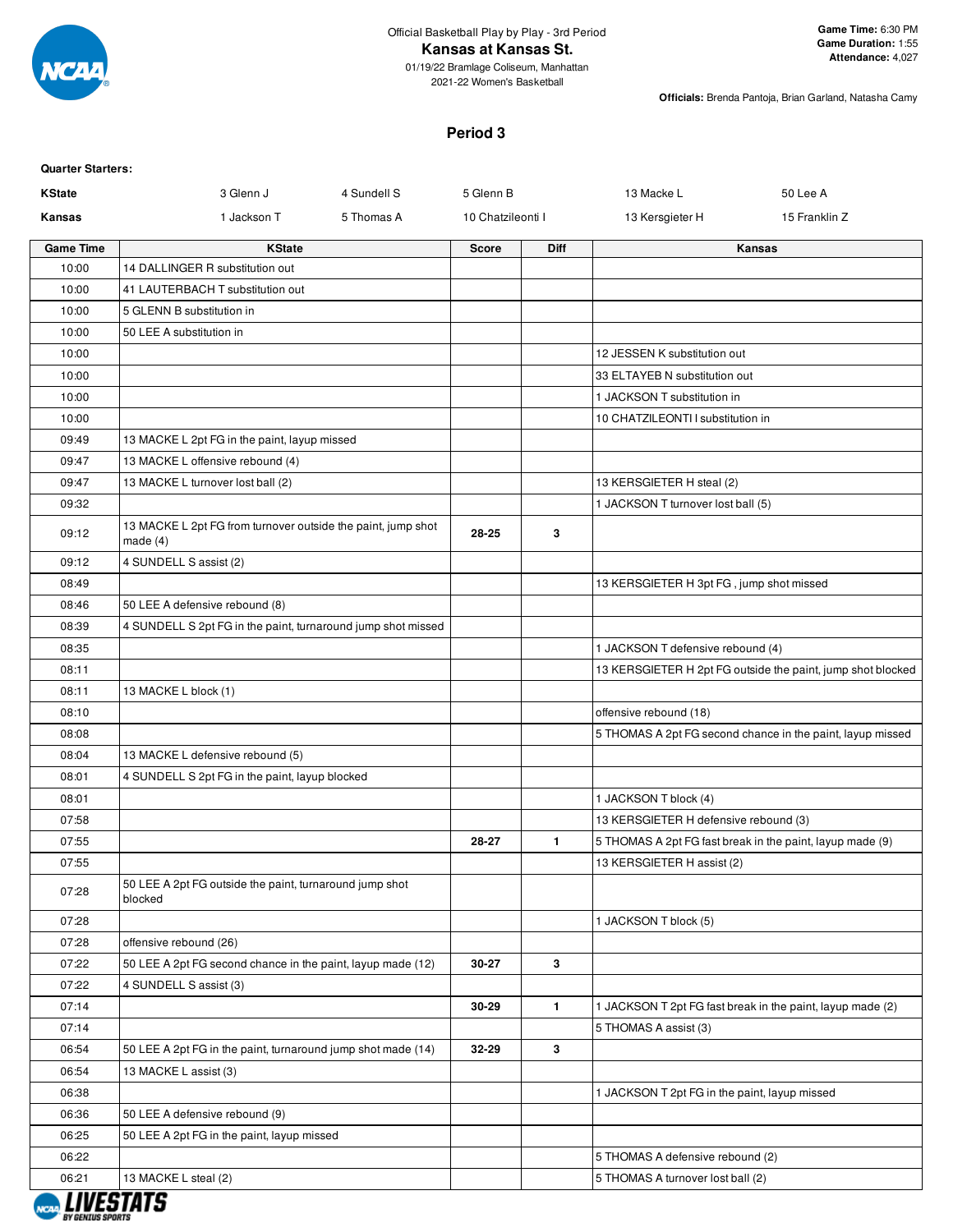Official Basketball Play by Play - 3rd Period

**Kansas at Kansas St.**

01/19/22 Bramlage Coliseum, Manhattan

2021-22 Women's Basketball

**Game Time:** 6:30 PM
**Game Duration:** 1:55
**Attendance:** 4,027

**Officials:** Brenda Pantoja, Brian Garland, Natasha Camy

## Period 3

**Quarter Starters:**

| | | | | | |
|---|---|---|---|---|---|
| **KState** | 3 Glenn J | 4 Sundell S | 5 Glenn B | 13 Macke L | 50 Lee A |
| **Kansas** | 1 Jackson T | 5 Thomas A | 10 Chatzileonti I | 13 Kersgieter H | 15 Franklin Z |

| Game Time | KState | Score | Diff | Kansas |
|---|---|---|---|---|
| 10:00 | 14 DALLINGER R substitution out | | | |
| 10:00 | 41 LAUTERBACH T substitution out | | | |
| 10:00 | 5 GLENN B substitution in | | | |
| 10:00 | 50 LEE A substitution in | | | |
| 10:00 | | | | 12 JESSEN K substitution out |
| 10:00 | | | | 33 ELTAYEB N substitution out |
| 10:00 | | | | 1 JACKSON T substitution in |
| 10:00 | | | | 10 CHATZILEONTI I substitution in |
| 09:49 | 13 MACKE L 2pt FG in the paint, layup missed | | | |
| 09:47 | 13 MACKE L offensive rebound (4) | | | |
| 09:47 | 13 MACKE L turnover lost ball (2) | | | 13 KERSGIETER H steal (2) |
| 09:32 | | | | 1 JACKSON T turnover lost ball (5) |
| 09:12 | 13 MACKE L 2pt FG from turnover outside the paint, jump shot made (4) | 28-25 | 3 | |
| 09:12 | 4 SUNDELL S assist (2) | | | |
| 08:49 | | | | 13 KERSGIETER H 3pt FG , jump shot missed |
| 08:46 | 50 LEE A defensive rebound (8) | | | |
| 08:39 | 4 SUNDELL S 2pt FG in the paint, turnaround jump shot missed | | | |
| 08:35 | | | | 1 JACKSON T defensive rebound (4) |
| 08:11 | | | | 13 KERSGIETER H 2pt FG outside the paint, jump shot blocked |
| 08:11 | 13 MACKE L block (1) | | | |
| 08:10 | | | | offensive rebound (18) |
| 08:08 | | | | 5 THOMAS A 2pt FG second chance in the paint, layup missed |
| 08:04 | 13 MACKE L defensive rebound (5) | | | |
| 08:01 | 4 SUNDELL S 2pt FG in the paint, layup blocked | | | |
| 08:01 | | | | 1 JACKSON T block (4) |
| 07:58 | | | | 13 KERSGIETER H defensive rebound (3) |
| 07:55 | | 28-27 | 1 | 5 THOMAS A 2pt FG fast break in the paint, layup made (9) |
| 07:55 | | | | 13 KERSGIETER H assist (2) |
| 07:28 | 50 LEE A 2pt FG outside the paint, turnaround jump shot blocked | | | |
| 07:28 | | | | 1 JACKSON T block (5) |
| 07:28 | offensive rebound (26) | | | |
| 07:22 | 50 LEE A 2pt FG second chance in the paint, layup made (12) | 30-27 | 3 | |
| 07:22 | 4 SUNDELL S assist (3) | | | |
| 07:14 | | 30-29 | 1 | 1 JACKSON T 2pt FG fast break in the paint, layup made (2) |
| 07:14 | | | | 5 THOMAS A assist (3) |
| 06:54 | 50 LEE A 2pt FG in the paint, turnaround jump shot made (14) | 32-29 | 3 | |
| 06:54 | 13 MACKE L assist (3) | | | |
| 06:38 | | | | 1 JACKSON T 2pt FG in the paint, layup missed |
| 06:36 | 50 LEE A defensive rebound (9) | | | |
| 06:25 | 50 LEE A 2pt FG in the paint, layup missed | | | |
| 06:22 | | | | 5 THOMAS A defensive rebound (2) |
| 06:21 | 13 MACKE L steal (2) | | | 5 THOMAS A turnover lost ball (2) |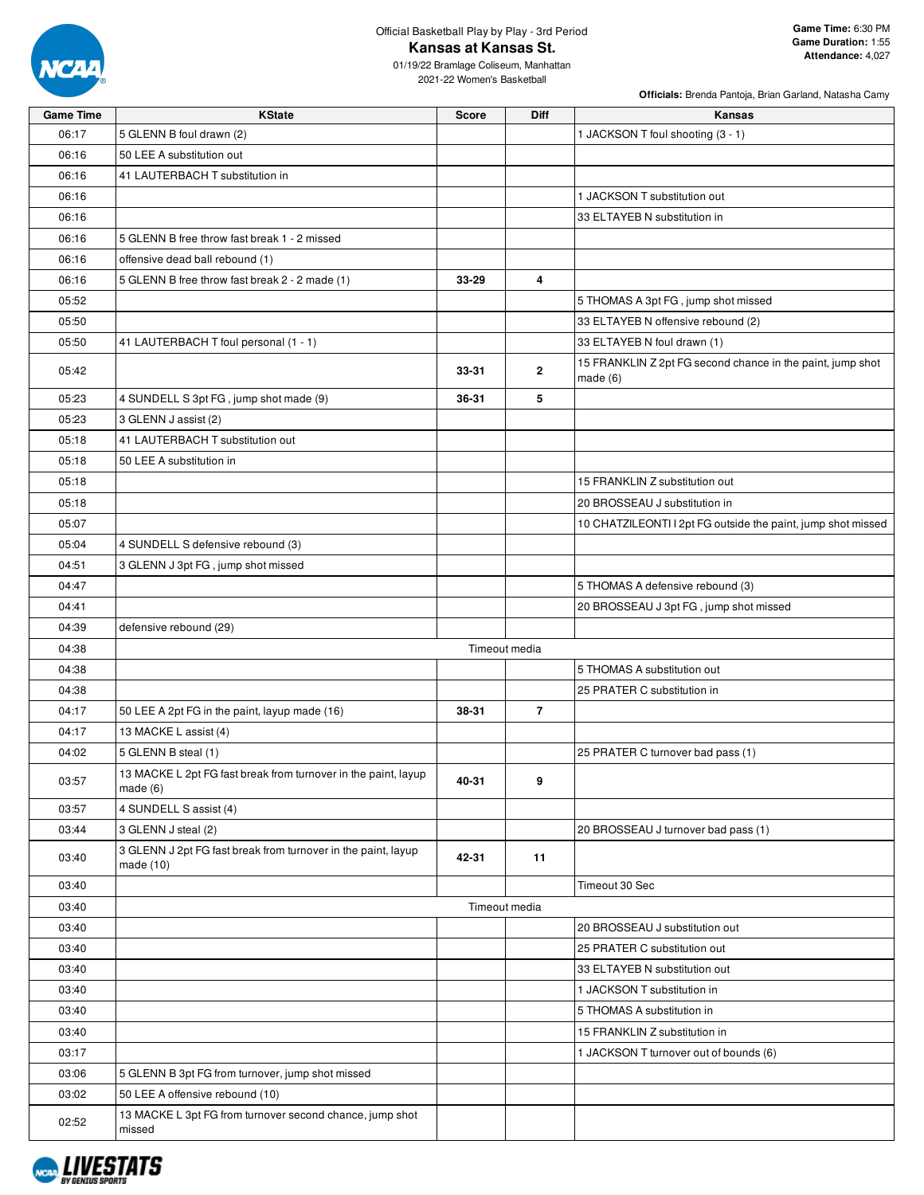Official Basketball Play by Play - 3rd Period

# Kansas at Kansas St.

01/19/22 Bramlage Coliseum, Manhattan
2021-22 Women's Basketball

**Game Time:** 6:30 PM
**Game Duration:** 1:55
**Attendance:** 4,027

**Officials:** Brenda Pantoja, Brian Garland, Natasha Camy

| Game Time | KState | Score | Diff | Kansas |
|---|---|---|---|---|
| 06:17 | 5 GLENN B foul drawn (2) | | | 1 JACKSON T foul shooting (3 - 1) |
| 06:16 | 50 LEE A substitution out | | | |
| 06:16 | 41 LAUTERBACH T substitution in | | | |
| 06:16 | | | | 1 JACKSON T substitution out |
| 06:16 | | | | 33 ELTAYEB N substitution in |
| 06:16 | 5 GLENN B free throw fast break 1 - 2 missed | | | |
| 06:16 | offensive dead ball rebound (1) | | | |
| 06:16 | 5 GLENN B free throw fast break 2 - 2 made (1) | 33-29 | 4 | |
| 05:52 | | | | 5 THOMAS A 3pt FG , jump shot missed |
| 05:50 | | | | 33 ELTAYEB N offensive rebound (2) |
| 05:50 | 41 LAUTERBACH T foul personal (1 - 1) | | | 33 ELTAYEB N foul drawn (1) |
| 05:42 | | 33-31 | 2 | 15 FRANKLIN Z 2pt FG second chance in the paint, jump shot made (6) |
| 05:23 | 4 SUNDELL S 3pt FG , jump shot made (9) | 36-31 | 5 | |
| 05:23 | 3 GLENN J assist (2) | | | |
| 05:18 | 41 LAUTERBACH T substitution out | | | |
| 05:18 | 50 LEE A substitution in | | | |
| 05:18 | | | | 15 FRANKLIN Z substitution out |
| 05:18 | | | | 20 BROSSEAU J substitution in |
| 05:07 | | | | 10 CHATZILEONTI I 2pt FG outside the paint, jump shot missed |
| 05:04 | 4 SUNDELL S defensive rebound (3) | | | |
| 04:51 | 3 GLENN J 3pt FG , jump shot missed | | | |
| 04:47 | | | | 5 THOMAS A defensive rebound (3) |
| 04:41 | | | | 20 BROSSEAU J 3pt FG , jump shot missed |
| 04:39 | defensive rebound (29) | | | |
| 04:38 | Timeout media | | | |
| 04:38 | | | | 5 THOMAS A substitution out |
| 04:38 | | | | 25 PRATER C substitution in |
| 04:17 | 50 LEE A 2pt FG in the paint, layup made (16) | 38-31 | 7 | |
| 04:17 | 13 MACKE L assist (4) | | | |
| 04:02 | 5 GLENN B steal (1) | | | 25 PRATER C turnover bad pass (1) |
| 03:57 | 13 MACKE L 2pt FG fast break from turnover in the paint, layup made (6) | 40-31 | 9 | |
| 03:57 | 4 SUNDELL S assist (4) | | | |
| 03:44 | 3 GLENN J steal (2) | | | 20 BROSSEAU J turnover bad pass (1) |
| 03:40 | 3 GLENN J 2pt FG fast break from turnover in the paint, layup made (10) | 42-31 | 11 | |
| 03:40 | | | | Timeout 30 Sec |
| 03:40 | Timeout media | | | |
| 03:40 | | | | 20 BROSSEAU J substitution out |
| 03:40 | | | | 25 PRATER C substitution out |
| 03:40 | | | | 33 ELTAYEB N substitution out |
| 03:40 | | | | 1 JACKSON T substitution in |
| 03:40 | | | | 5 THOMAS A substitution in |
| 03:40 | | | | 15 FRANKLIN Z substitution in |
| 03:17 | | | | 1 JACKSON T turnover out of bounds (6) |
| 03:06 | 5 GLENN B 3pt FG from turnover, jump shot missed | | | |
| 03:02 | 50 LEE A offensive rebound (10) | | | |
| 02:52 | 13 MACKE L 3pt FG from turnover second chance, jump shot missed | | | |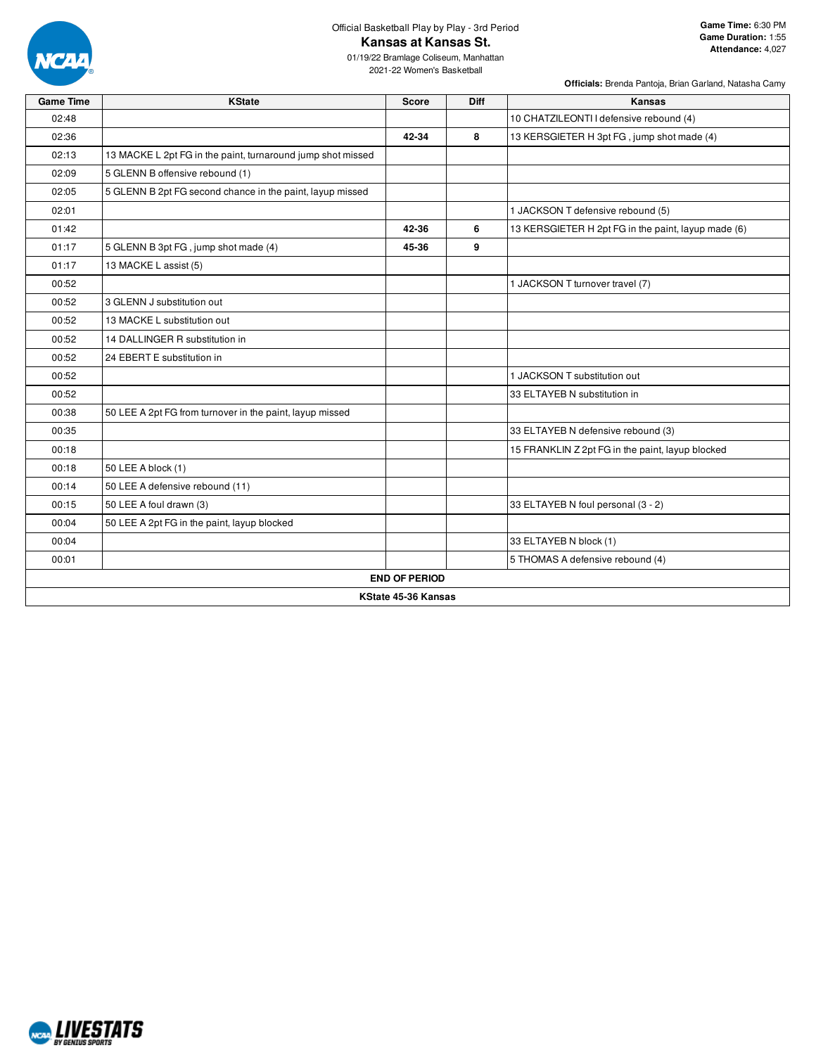Official Basketball Play by Play - 3rd Period

# Kansas at Kansas St.

01/19/22 Bramlage Coliseum, Manhattan

2021-22 Women's Basketball

**Game Time:** 6:30 PM
**Game Duration:** 1:55
**Attendance:** 4,027

**Officials:** Brenda Pantoja, Brian Garland, Natasha Camy

| Game Time | KState | Score | Diff | Kansas |
|---|---|---|---|---|
| 02:48 | | | | 10 CHATZILEONTI I defensive rebound (4) |
| 02:36 | | 42-34 | 8 | 13 KERSGIETER H 3pt FG , jump shot made (4) |
| 02:13 | 13 MACKE L 2pt FG in the paint, turnaround jump shot missed | | | |
| 02:09 | 5 GLENN B offensive rebound (1) | | | |
| 02:05 | 5 GLENN B 2pt FG second chance in the paint, layup missed | | | |
| 02:01 | | | | 1 JACKSON T defensive rebound (5) |
| 01:42 | | 42-36 | 6 | 13 KERSGIETER H 2pt FG in the paint, layup made (6) |
| 01:17 | 5 GLENN B 3pt FG , jump shot made (4) | 45-36 | 9 | |
| 01:17 | 13 MACKE L assist (5) | | | |
| 00:52 | | | | 1 JACKSON T turnover travel (7) |
| 00:52 | 3 GLENN J substitution out | | | |
| 00:52 | 13 MACKE L substitution out | | | |
| 00:52 | 14 DALLINGER R substitution in | | | |
| 00:52 | 24 EBERT E substitution in | | | |
| 00:52 | | | | 1 JACKSON T substitution out |
| 00:52 | | | | 33 ELTAYEB N substitution in |
| 00:38 | 50 LEE A 2pt FG from turnover in the paint, layup missed | | | |
| 00:35 | | | | 33 ELTAYEB N defensive rebound (3) |
| 00:18 | | | | 15 FRANKLIN Z 2pt FG in the paint, layup blocked |
| 00:18 | 50 LEE A block (1) | | | |
| 00:14 | 50 LEE A defensive rebound (11) | | | |
| 00:15 | 50 LEE A foul drawn (3) | | | 33 ELTAYEB N foul personal (3 - 2) |
| 00:04 | 50 LEE A 2pt FG in the paint, layup blocked | | | |
| 00:04 | | | | 33 ELTAYEB N block (1) |
| 00:01 | | | | 5 THOMAS A defensive rebound (4) |
| **END OF PERIOD** | | | | |
| **KState 45-36 Kansas** | | | | |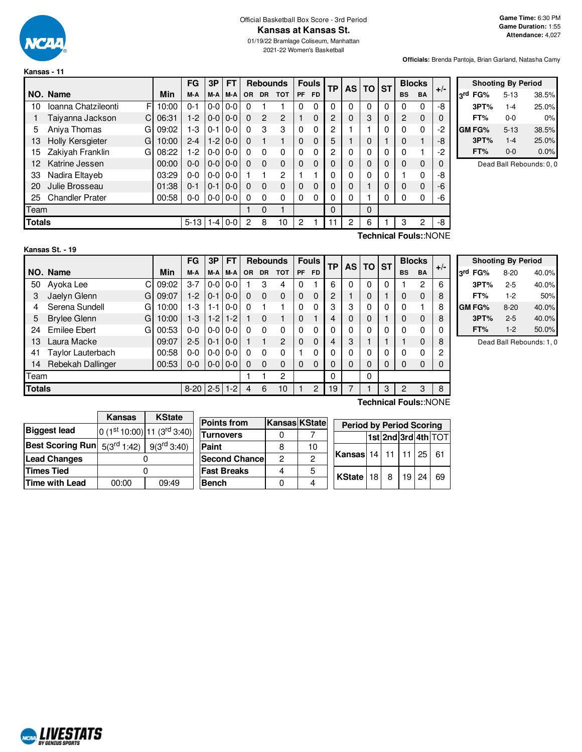Official Basketball Box Score - 3rd Period

# Kansas at Kansas St.

01/19/22 Bramlage Coliseum, Manhattan

2021-22 Women's Basketball

**Game Time:** 6:30 PM
**Game Duration:** 1:55
**Attendance:** 4,027

**Officials:** Brenda Pantoja, Brian Garland, Natasha Camy

**Kansas - 11**

| NO. | Name | | Min | FG M-A | 3P M-A | FT M-A | OR | DR | TOT | PF | FD | TP | AS | TO | ST | BS | BA | +/- |
|---|---|---|---|---|---|---|---|---|---|---|---|---|---|---|---|---|---|---|
| 10 | Ioanna Chatzileonti | F | 10:00 | 0-1 | 0-0 | 0-0 | 0 | 1 | 1 | 0 | 0 | 0 | 0 | 0 | 0 | 0 | 0 | -8 |
| 1 | Taiyanna Jackson | C | 06:31 | 1-2 | 0-0 | 0-0 | 0 | 2 | 2 | 1 | 0 | 2 | 0 | 3 | 0 | 2 | 0 | 0 |
| 5 | Aniya Thomas | G | 09:02 | 1-3 | 0-1 | 0-0 | 0 | 3 | 3 | 0 | 0 | 2 | 1 | 1 | 0 | 0 | 0 | -2 |
| 13 | Holly Kersgieter | G | 10:00 | 2-4 | 1-2 | 0-0 | 0 | 1 | 1 | 0 | 0 | 5 | 1 | 0 | 1 | 0 | 1 | -8 |
| 15 | Zakiyah Franklin | G | 08:22 | 1-2 | 0-0 | 0-0 | 0 | 0 | 0 | 0 | 0 | 2 | 0 | 0 | 0 | 0 | 1 | -2 |
| 12 | Katrine Jessen | | 00:00 | 0-0 | 0-0 | 0-0 | 0 | 0 | 0 | 0 | 0 | 0 | 0 | 0 | 0 | 0 | 0 | 0 |
| 33 | Nadira Eltayeb | | 03:29 | 0-0 | 0-0 | 0-0 | 1 | 1 | 2 | 1 | 1 | 0 | 0 | 0 | 0 | 1 | 0 | -8 |
| 20 | Julie Brosseau | | 01:38 | 0-1 | 0-1 | 0-0 | 0 | 0 | 0 | 0 | 0 | 0 | 0 | 1 | 0 | 0 | 0 | -6 |
| 25 | Chandler Prater | | 00:58 | 0-0 | 0-0 | 0-0 | 0 | 0 | 0 | 0 | 0 | 0 | 0 | 1 | 0 | 0 | 0 | -6 |
| Team | | | | | | | 1 | 0 | 1 | | | 0 | | 0 | | | | |
| **Totals** | | | | 5-13 | 1-4 | 0-0 | 2 | 8 | 10 | 2 | 1 | 11 | 2 | 6 | 1 | 3 | 2 | -8 |

Technical Fouls::NONE

| Shooting By Period | | |
|---|---|---|
| 3rd FG% | 5-13 | 38.5% |
| 3PT% | 1-4 | 25.0% |
| FT% | 0-0 | 0% |
| GM FG% | 5-13 | 38.5% |
| 3PT% | 1-4 | 25.0% |
| FT% | 0-0 | 0.0% |

Dead Ball Rebounds: 0, 0

**Kansas St. - 19**

| NO. | Name | | Min | FG M-A | 3P M-A | FT M-A | OR | DR | TOT | PF | FD | TP | AS | TO | ST | BS | BA | +/- |
|---|---|---|---|---|---|---|---|---|---|---|---|---|---|---|---|---|---|---|
| 50 | Ayoka Lee | C | 09:02 | 3-7 | 0-0 | 0-0 | 1 | 3 | 4 | 0 | 1 | 6 | 0 | 0 | 0 | 1 | 2 | 6 |
| 3 | Jaelyn Glenn | G | 09:07 | 1-2 | 0-1 | 0-0 | 0 | 0 | 0 | 0 | 0 | 2 | 1 | 0 | 1 | 0 | 0 | 8 |
| 4 | Serena Sundell | G | 10:00 | 1-3 | 1-1 | 0-0 | 0 | 1 | 1 | 0 | 0 | 3 | 3 | 0 | 0 | 0 | 1 | 8 |
| 5 | Brylee Glenn | G | 10:00 | 1-3 | 1-2 | 1-2 | 1 | 0 | 1 | 0 | 1 | 4 | 0 | 0 | 1 | 0 | 0 | 8 |
| 24 | Emilee Ebert | G | 00:53 | 0-0 | 0-0 | 0-0 | 0 | 0 | 0 | 0 | 0 | 0 | 0 | 0 | 0 | 0 | 0 | 0 |
| 13 | Laura Macke | | 09:07 | 2-5 | 0-1 | 0-0 | 1 | 1 | 2 | 0 | 0 | 4 | 3 | 1 | 1 | 1 | 0 | 8 |
| 41 | Taylor Lauterbach | | 00:58 | 0-0 | 0-0 | 0-0 | 0 | 0 | 0 | 1 | 0 | 0 | 0 | 0 | 0 | 0 | 0 | 2 |
| 14 | Rebekah Dallinger | | 00:53 | 0-0 | 0-0 | 0-0 | 0 | 0 | 0 | 0 | 0 | 0 | 0 | 0 | 0 | 0 | 0 | 0 |
| Team | | | | | | | 1 | 1 | 2 | | | 0 | | 0 | | | | |
| **Totals** | | | | 8-20 | 2-5 | 1-2 | 4 | 6 | 10 | 1 | 2 | 19 | 7 | 1 | 3 | 2 | 3 | 8 |

Technical Fouls::NONE

| Shooting By Period | | |
|---|---|---|
| 3rd FG% | 8-20 | 40.0% |
| 3PT% | 2-5 | 40.0% |
| FT% | 1-2 | 50% |
| GM FG% | 8-20 | 40.0% |
| 3PT% | 2-5 | 40.0% |
| FT% | 1-2 | 50.0% |

Dead Ball Rebounds: 1, 0

| | Kansas | KState |
|---|---|---|
| Biggest lead | 0 (1st 10:00) | 11 (3rd 3:40) |
| Best Scoring Run | 5(3rd 1:42) | 9(3rd 3:40) |
| Lead Changes | 0 | |
| Times Tied | 0 | |
| Time with Lead | 00:00 | 09:49 |

| Points from | Kansas | KState |
|---|---|---|
| Turnovers | 0 | 7 |
| Paint | 8 | 10 |
| Second Chance | 2 | 2 |
| Fast Breaks | 4 | 5 |
| Bench | 0 | 4 |

| Period by Period Scoring | 1st | 2nd | 3rd | 4th | TOT |
|---|---|---|---|---|---|
| Kansas | 14 | 11 | 11 | 25 | 61 |
| KState | 18 | 8 | 19 | 24 | 69 |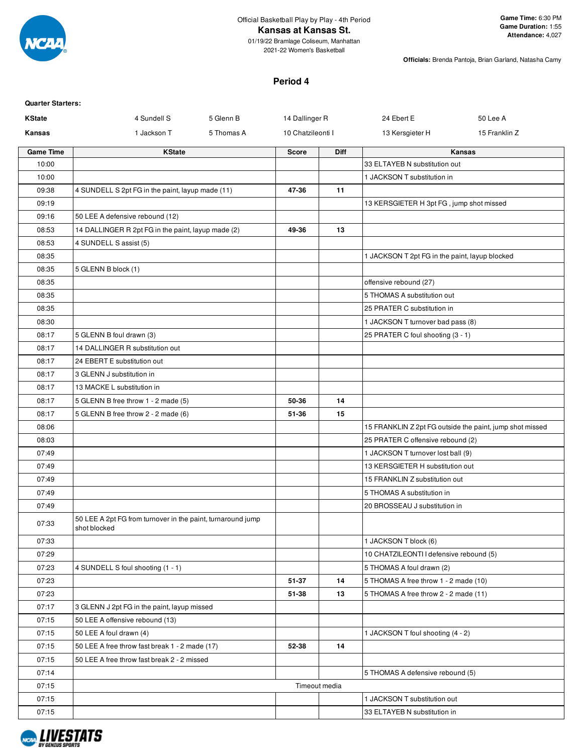Official Basketball Play by Play - 4th Period

**Kansas at Kansas St.**

01/19/22 Bramlage Coliseum, Manhattan

2021-22 Women's Basketball

**Game Time:** 6:30 PM
**Game Duration:** 1:55
**Attendance:** 4,027

**Officials:** Brenda Pantoja, Brian Garland, Natasha Camy

## Period 4

**Quarter Starters:**

| | | | | | |
|---|---|---|---|---|---|
| **KState** | 4 Sundell S | 5 Glenn B | 14 Dallinger R | 24 Ebert E | 50 Lee A |
| **Kansas** | 1 Jackson T | 5 Thomas A | 10 Chatzileonti I | 13 Kersgieter H | 15 Franklin Z |

| Game Time | KState | Score | Diff | Kansas |
|---|---|---|---|---|
| 10:00 | | | | 33 ELTAYEB N substitution out |
| 10:00 | | | | 1 JACKSON T substitution in |
| 09:38 | 4 SUNDELL S 2pt FG in the paint, layup made (11) | 47-36 | 11 | |
| 09:19 | | | | 13 KERSGIETER H 3pt FG , jump shot missed |
| 09:16 | 50 LEE A defensive rebound (12) | | | |
| 08:53 | 14 DALLINGER R 2pt FG in the paint, layup made (2) | 49-36 | 13 | |
| 08:53 | 4 SUNDELL S assist (5) | | | |
| 08:35 | | | | 1 JACKSON T 2pt FG in the paint, layup blocked |
| 08:35 | 5 GLENN B block (1) | | | |
| 08:35 | | | | offensive rebound (27) |
| 08:35 | | | | 5 THOMAS A substitution out |
| 08:35 | | | | 25 PRATER C substitution in |
| 08:30 | | | | 1 JACKSON T turnover bad pass (8) |
| 08:17 | 5 GLENN B foul drawn (3) | | | 25 PRATER C foul shooting (3 - 1) |
| 08:17 | 14 DALLINGER R substitution out | | | |
| 08:17 | 24 EBERT E substitution out | | | |
| 08:17 | 3 GLENN J substitution in | | | |
| 08:17 | 13 MACKE L substitution in | | | |
| 08:17 | 5 GLENN B free throw 1 - 2 made (5) | 50-36 | 14 | |
| 08:17 | 5 GLENN B free throw 2 - 2 made (6) | 51-36 | 15 | |
| 08:06 | | | | 15 FRANKLIN Z 2pt FG outside the paint, jump shot missed |
| 08:03 | | | | 25 PRATER C offensive rebound (2) |
| 07:49 | | | | 1 JACKSON T turnover lost ball (9) |
| 07:49 | | | | 13 KERSGIETER H substitution out |
| 07:49 | | | | 15 FRANKLIN Z substitution out |
| 07:49 | | | | 5 THOMAS A substitution in |
| 07:49 | | | | 20 BROSSEAU J substitution in |
| 07:33 | 50 LEE A 2pt FG from turnover in the paint, turnaround jump shot blocked | | | |
| 07:33 | | | | 1 JACKSON T block (6) |
| 07:29 | | | | 10 CHATZILEONTI I defensive rebound (5) |
| 07:23 | 4 SUNDELL S foul shooting (1 - 1) | | | 5 THOMAS A foul drawn (2) |
| 07:23 | | 51-37 | 14 | 5 THOMAS A free throw 1 - 2 made (10) |
| 07:23 | | 51-38 | 13 | 5 THOMAS A free throw 2 - 2 made (11) |
| 07:17 | 3 GLENN J 2pt FG in the paint, layup missed | | | |
| 07:15 | 50 LEE A offensive rebound (13) | | | |
| 07:15 | 50 LEE A foul drawn (4) | | | 1 JACKSON T foul shooting (4 - 2) |
| 07:15 | 50 LEE A free throw fast break 1 - 2 made (17) | 52-38 | 14 | |
| 07:15 | 50 LEE A free throw fast break 2 - 2 missed | | | |
| 07:14 | | | | 5 THOMAS A defensive rebound (5) |
| 07:15 | Timeout media | | | |
| 07:15 | | | | 1 JACKSON T substitution out |
| 07:15 | | | | 33 ELTAYEB N substitution in |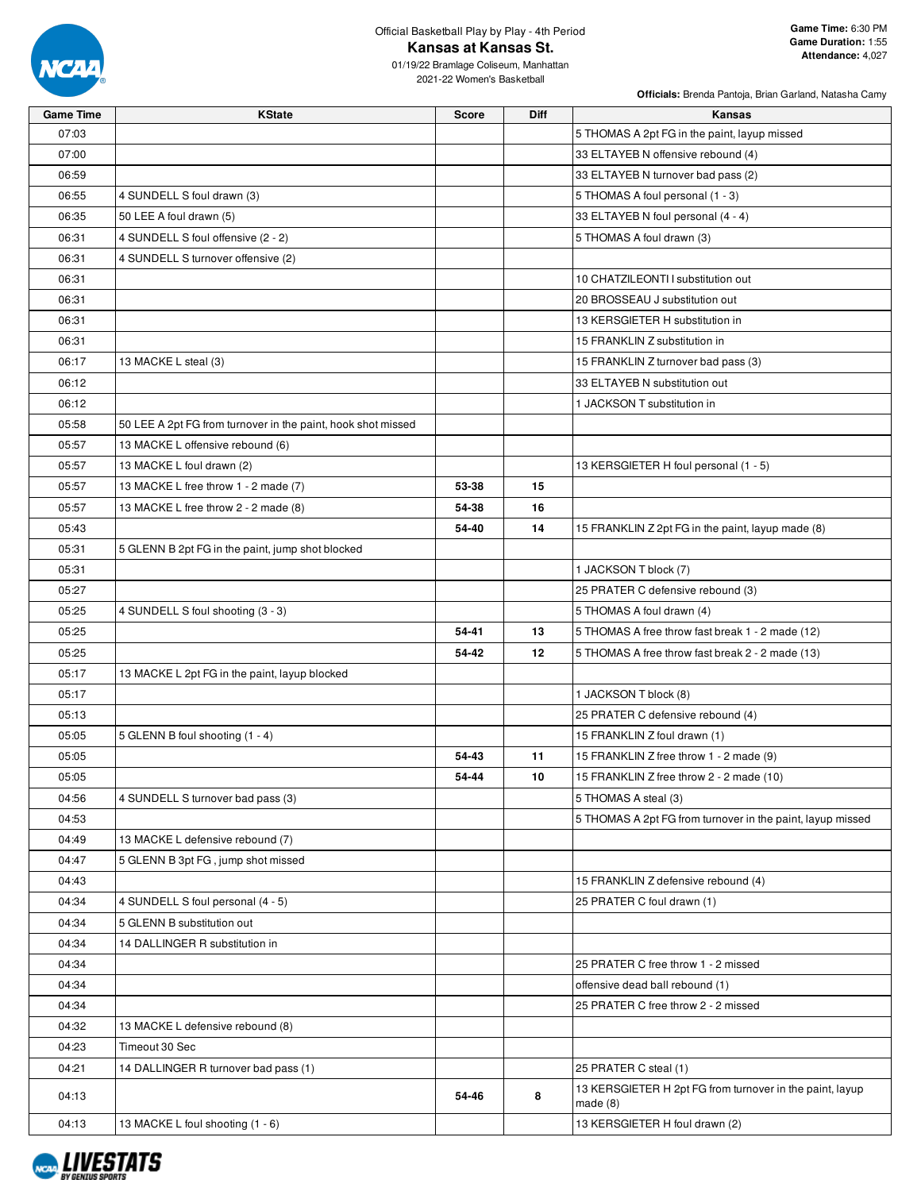Official Basketball Play by Play - 4th Period

# Kansas at Kansas St.

01/19/22 Bramlage Coliseum, Manhattan

2021-22 Women's Basketball

**Game Time:** 6:30 PM
**Game Duration:** 1:55
**Attendance:** 4,027

**Officials:** Brenda Pantoja, Brian Garland, Natasha Camy

| Game Time | KState | Score | Diff | Kansas |
|---|---|---|---|---|
| 07:03 | | | | 5 THOMAS A 2pt FG in the paint, layup missed |
| 07:00 | | | | 33 ELTAYEB N offensive rebound (4) |
| 06:59 | | | | 33 ELTAYEB N turnover bad pass (2) |
| 06:55 | 4 SUNDELL S foul drawn (3) | | | 5 THOMAS A foul personal (1 - 3) |
| 06:35 | 50 LEE A foul drawn (5) | | | 33 ELTAYEB N foul personal (4 - 4) |
| 06:31 | 4 SUNDELL S foul offensive (2 - 2) | | | 5 THOMAS A foul drawn (3) |
| 06:31 | 4 SUNDELL S turnover offensive (2) | | | |
| 06:31 | | | | 10 CHATZILEONTI I substitution out |
| 06:31 | | | | 20 BROSSEAU J substitution out |
| 06:31 | | | | 13 KERSGIETER H substitution in |
| 06:31 | | | | 15 FRANKLIN Z substitution in |
| 06:17 | 13 MACKE L steal (3) | | | 15 FRANKLIN Z turnover bad pass (3) |
| 06:12 | | | | 33 ELTAYEB N substitution out |
| 06:12 | | | | 1 JACKSON T substitution in |
| 05:58 | 50 LEE A 2pt FG from turnover in the paint, hook shot missed | | | |
| 05:57 | 13 MACKE L offensive rebound (6) | | | |
| 05:57 | 13 MACKE L foul drawn (2) | | | 13 KERSGIETER H foul personal (1 - 5) |
| 05:57 | 13 MACKE L free throw 1 - 2 made (7) | 53-38 | 15 | |
| 05:57 | 13 MACKE L free throw 2 - 2 made (8) | 54-38 | 16 | |
| 05:43 | | 54-40 | 14 | 15 FRANKLIN Z 2pt FG in the paint, layup made (8) |
| 05:31 | 5 GLENN B 2pt FG in the paint, jump shot blocked | | | |
| 05:31 | | | | 1 JACKSON T block (7) |
| 05:27 | | | | 25 PRATER C defensive rebound (3) |
| 05:25 | 4 SUNDELL S foul shooting (3 - 3) | | | 5 THOMAS A foul drawn (4) |
| 05:25 | | 54-41 | 13 | 5 THOMAS A free throw fast break 1 - 2 made (12) |
| 05:25 | | 54-42 | 12 | 5 THOMAS A free throw fast break 2 - 2 made (13) |
| 05:17 | 13 MACKE L 2pt FG in the paint, layup blocked | | | |
| 05:17 | | | | 1 JACKSON T block (8) |
| 05:13 | | | | 25 PRATER C defensive rebound (4) |
| 05:05 | 5 GLENN B foul shooting (1 - 4) | | | 15 FRANKLIN Z foul drawn (1) |
| 05:05 | | 54-43 | 11 | 15 FRANKLIN Z free throw 1 - 2 made (9) |
| 05:05 | | 54-44 | 10 | 15 FRANKLIN Z free throw 2 - 2 made (10) |
| 04:56 | 4 SUNDELL S turnover bad pass (3) | | | 5 THOMAS A steal (3) |
| 04:53 | | | | 5 THOMAS A 2pt FG from turnover in the paint, layup missed |
| 04:49 | 13 MACKE L defensive rebound (7) | | | |
| 04:47 | 5 GLENN B 3pt FG , jump shot missed | | | |
| 04:43 | | | | 15 FRANKLIN Z defensive rebound (4) |
| 04:34 | 4 SUNDELL S foul personal (4 - 5) | | | 25 PRATER C foul drawn (1) |
| 04:34 | 5 GLENN B substitution out | | | |
| 04:34 | 14 DALLINGER R substitution in | | | |
| 04:34 | | | | 25 PRATER C free throw 1 - 2 missed |
| 04:34 | | | | offensive dead ball rebound (1) |
| 04:34 | | | | 25 PRATER C free throw 2 - 2 missed |
| 04:32 | 13 MACKE L defensive rebound (8) | | | |
| 04:23 | Timeout 30 Sec | | | |
| 04:21 | 14 DALLINGER R turnover bad pass (1) | | | 25 PRATER C steal (1) |
| 04:13 | | 54-46 | 8 | 13 KERSGIETER H 2pt FG from turnover in the paint, layup made (8) |
| 04:13 | 13 MACKE L foul shooting (1 - 6) | | | 13 KERSGIETER H foul drawn (2) |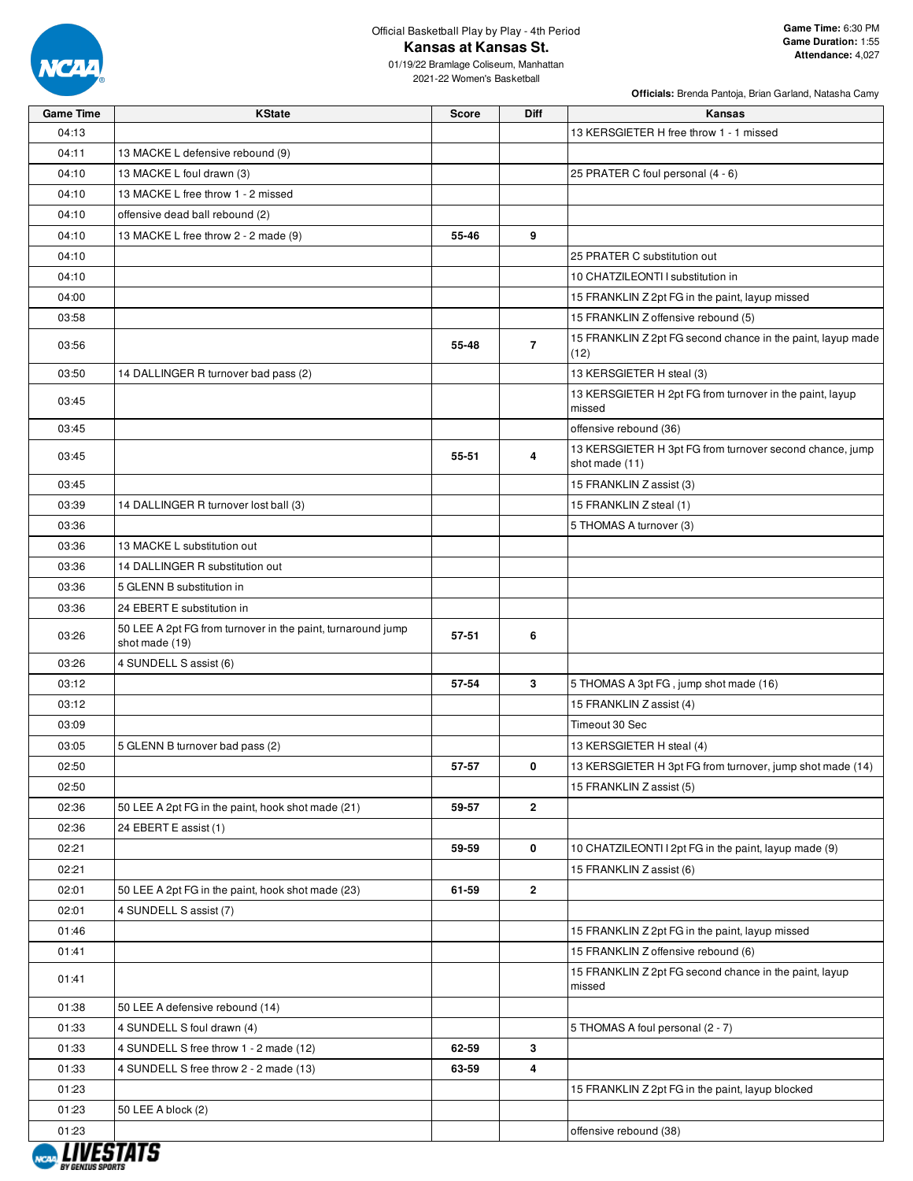Official Basketball Play by Play - 4th Period

# Kansas at Kansas St.

01/19/22 Bramlage Coliseum, Manhattan

2021-22 Women's Basketball

**Game Time:** 6:30 PM
**Game Duration:** 1:55
**Attendance:** 4,027

**Officials:** Brenda Pantoja, Brian Garland, Natasha Camy

| Game Time | KState | Score | Diff | Kansas |
|---|---|---|---|---|
| 04:13 | | | | 13 KERSGIETER H free throw 1 - 1 missed |
| 04:11 | 13 MACKE L defensive rebound (9) | | | |
| 04:10 | 13 MACKE L foul drawn (3) | | | 25 PRATER C foul personal (4 - 6) |
| 04:10 | 13 MACKE L free throw 1 - 2 missed | | | |
| 04:10 | offensive dead ball rebound (2) | | | |
| 04:10 | 13 MACKE L free throw 2 - 2 made (9) | 55-46 | 9 | |
| 04:10 | | | | 25 PRATER C substitution out |
| 04:10 | | | | 10 CHATZILEONTI I substitution in |
| 04:00 | | | | 15 FRANKLIN Z 2pt FG in the paint, layup missed |
| 03:58 | | | | 15 FRANKLIN Z offensive rebound (5) |
| 03:56 | | 55-48 | 7 | 15 FRANKLIN Z 2pt FG second chance in the paint, layup made (12) |
| 03:50 | 14 DALLINGER R turnover bad pass (2) | | | 13 KERSGIETER H steal (3) |
| 03:45 | | | | 13 KERSGIETER H 2pt FG from turnover in the paint, layup missed |
| 03:45 | | | | offensive rebound (36) |
| 03:45 | | 55-51 | 4 | 13 KERSGIETER H 3pt FG from turnover second chance, jump shot made (11) |
| 03:45 | | | | 15 FRANKLIN Z assist (3) |
| 03:39 | 14 DALLINGER R turnover lost ball (3) | | | 15 FRANKLIN Z steal (1) |
| 03:36 | | | | 5 THOMAS A turnover (3) |
| 03:36 | 13 MACKE L substitution out | | | |
| 03:36 | 14 DALLINGER R substitution out | | | |
| 03:36 | 5 GLENN B substitution in | | | |
| 03:36 | 24 EBERT E substitution in | | | |
| 03:26 | 50 LEE A 2pt FG from turnover in the paint, turnaround jump shot made (19) | 57-51 | 6 | |
| 03:26 | 4 SUNDELL S assist (6) | | | |
| 03:12 | | 57-54 | 3 | 5 THOMAS A 3pt FG , jump shot made (16) |
| 03:12 | | | | 15 FRANKLIN Z assist (4) |
| 03:09 | | | | Timeout 30 Sec |
| 03:05 | 5 GLENN B turnover bad pass (2) | | | 13 KERSGIETER H steal (4) |
| 02:50 | | 57-57 | 0 | 13 KERSGIETER H 3pt FG from turnover, jump shot made (14) |
| 02:50 | | | | 15 FRANKLIN Z assist (5) |
| 02:36 | 50 LEE A 2pt FG in the paint, hook shot made (21) | 59-57 | 2 | |
| 02:36 | 24 EBERT E assist (1) | | | |
| 02:21 | | 59-59 | 0 | 10 CHATZILEONTI I 2pt FG in the paint, layup made (9) |
| 02:21 | | | | 15 FRANKLIN Z assist (6) |
| 02:01 | 50 LEE A 2pt FG in the paint, hook shot made (23) | 61-59 | 2 | |
| 02:01 | 4 SUNDELL S assist (7) | | | |
| 01:46 | | | | 15 FRANKLIN Z 2pt FG in the paint, layup missed |
| 01:41 | | | | 15 FRANKLIN Z offensive rebound (6) |
| 01:41 | | | | 15 FRANKLIN Z 2pt FG second chance in the paint, layup missed |
| 01:38 | 50 LEE A defensive rebound (14) | | | |
| 01:33 | 4 SUNDELL S foul drawn (4) | | | 5 THOMAS A foul personal (2 - 7) |
| 01:33 | 4 SUNDELL S free throw 1 - 2 made (12) | 62-59 | 3 | |
| 01:33 | 4 SUNDELL S free throw 2 - 2 made (13) | 63-59 | 4 | |
| 01:23 | | | | 15 FRANKLIN Z 2pt FG in the paint, layup blocked |
| 01:23 | 50 LEE A block (2) | | | |
| 01:23 | | | | offensive rebound (38) |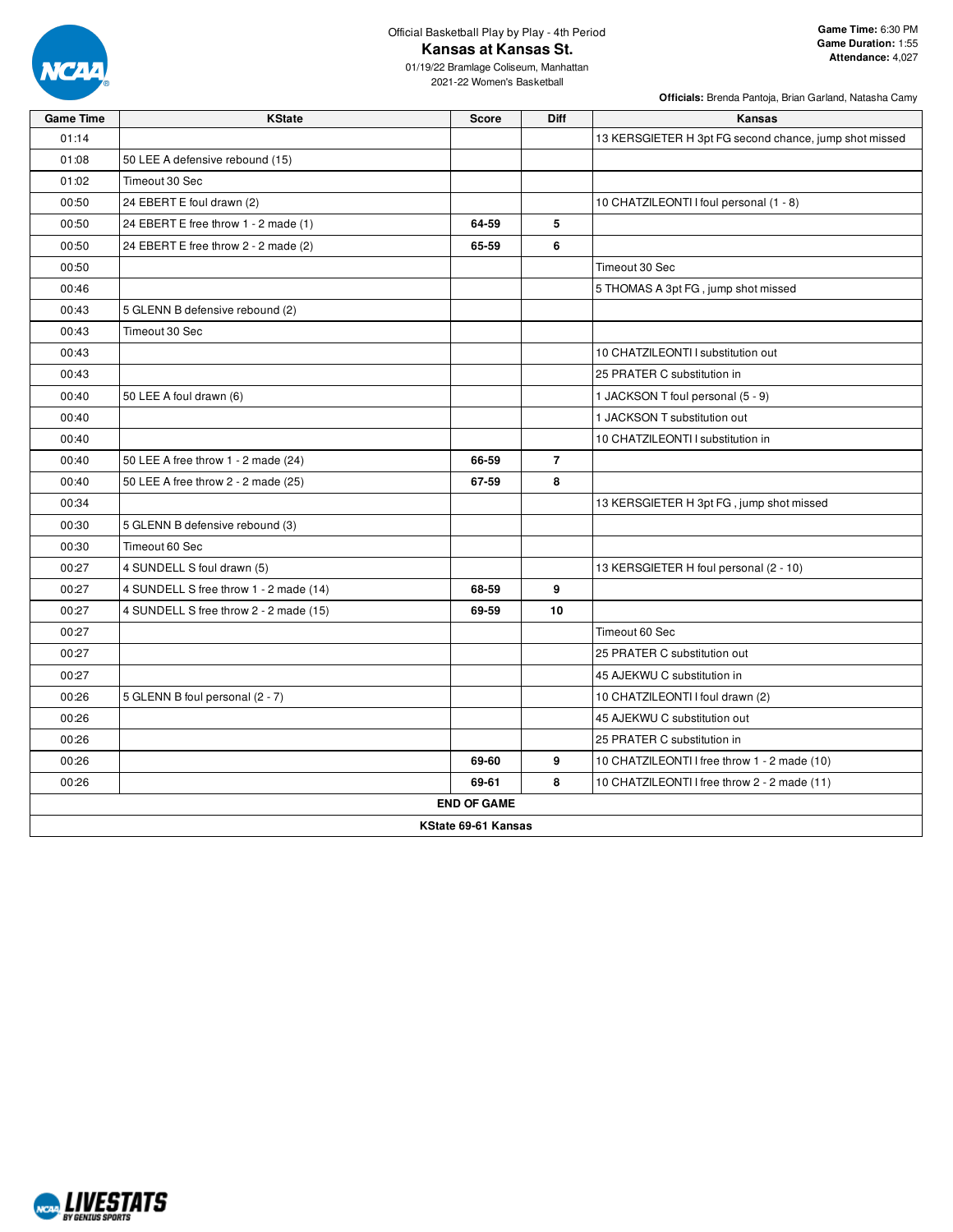Official Basketball Play by Play - 4th Period

# Kansas at Kansas St.

01/19/22 Bramlage Coliseum, Manhattan
2021-22 Women's Basketball

**Game Time:** 6:30 PM
**Game Duration:** 1:55
**Attendance:** 4,027

**Officials:** Brenda Pantoja, Brian Garland, Natasha Camy

| Game Time | KState | Score | Diff | Kansas |
|---|---|---|---|---|
| 01:14 | | | | 13 KERSGIETER H 3pt FG second chance, jump shot missed |
| 01:08 | 50 LEE A defensive rebound (15) | | | |
| 01:02 | Timeout 30 Sec | | | |
| 00:50 | 24 EBERT E foul drawn (2) | | | 10 CHATZILEONTI I foul personal (1 - 8) |
| 00:50 | 24 EBERT E free throw 1 - 2 made (1) | 64-59 | 5 | |
| 00:50 | 24 EBERT E free throw 2 - 2 made (2) | 65-59 | 6 | |
| 00:50 | | | | Timeout 30 Sec |
| 00:46 | | | | 5 THOMAS A 3pt FG , jump shot missed |
| 00:43 | 5 GLENN B defensive rebound (2) | | | |
| 00:43 | Timeout 30 Sec | | | |
| 00:43 | | | | 10 CHATZILEONTI I substitution out |
| 00:43 | | | | 25 PRATER C substitution in |
| 00:40 | 50 LEE A foul drawn (6) | | | 1 JACKSON T foul personal (5 - 9) |
| 00:40 | | | | 1 JACKSON T substitution out |
| 00:40 | | | | 10 CHATZILEONTI I substitution in |
| 00:40 | 50 LEE A free throw 1 - 2 made (24) | 66-59 | 7 | |
| 00:40 | 50 LEE A free throw 2 - 2 made (25) | 67-59 | 8 | |
| 00:34 | | | | 13 KERSGIETER H 3pt FG , jump shot missed |
| 00:30 | 5 GLENN B defensive rebound (3) | | | |
| 00:30 | Timeout 60 Sec | | | |
| 00:27 | 4 SUNDELL S foul drawn (5) | | | 13 KERSGIETER H foul personal (2 - 10) |
| 00:27 | 4 SUNDELL S free throw 1 - 2 made (14) | 68-59 | 9 | |
| 00:27 | 4 SUNDELL S free throw 2 - 2 made (15) | 69-59 | 10 | |
| 00:27 | | | | Timeout 60 Sec |
| 00:27 | | | | 25 PRATER C substitution out |
| 00:27 | | | | 45 AJEKWU C substitution in |
| 00:26 | 5 GLENN B foul personal (2 - 7) | | | 10 CHATZILEONTI I foul drawn (2) |
| 00:26 | | | | 45 AJEKWU C substitution out |
| 00:26 | | | | 25 PRATER C substitution in |
| 00:26 | | 69-60 | 9 | 10 CHATZILEONTI I free throw 1 - 2 made (10) |
| 00:26 | | 69-61 | 8 | 10 CHATZILEONTI I free throw 2 - 2 made (11) |

**END OF GAME**

**KState 69-61 Kansas**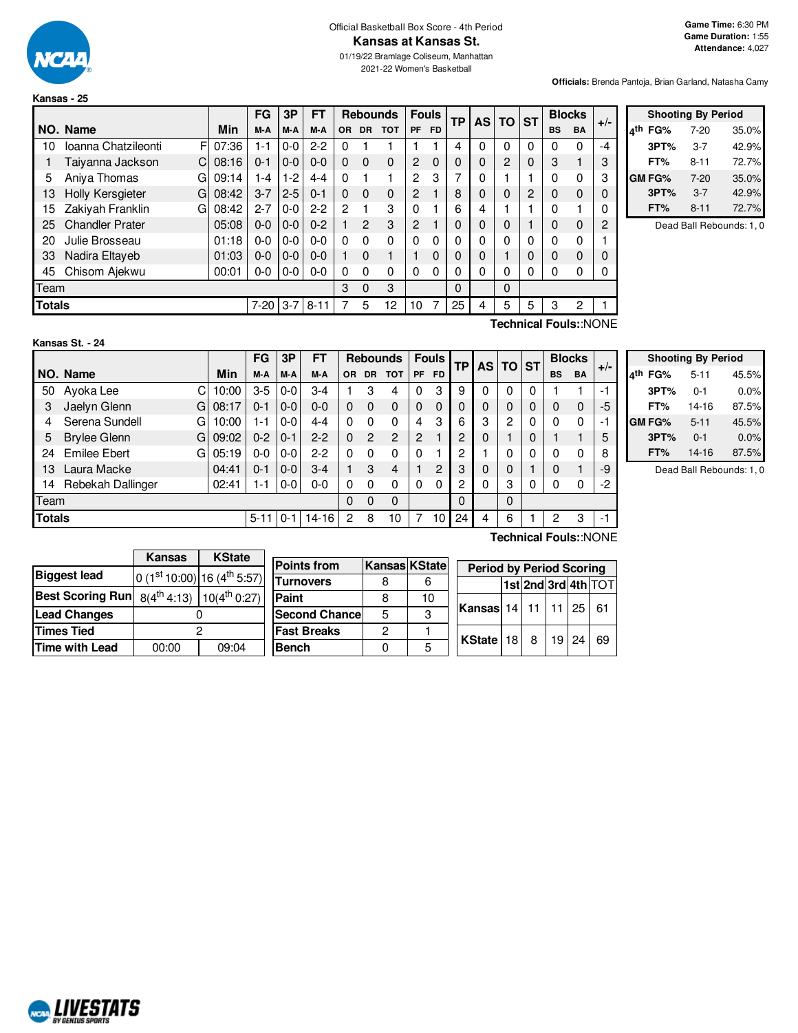Official Basketball Box Score - 4th Period

# Kansas at Kansas St.

01/19/22 Bramlage Coliseum, Manhattan

2021-22 Women's Basketball

**Game Time:** 6:30 PM
**Game Duration:** 1:55
**Attendance:** 4,027

**Officials:** Brenda Pantoja, Brian Garland, Natasha Camy

## Kansas - 25

| NO. | Name | | Min | FG M-A | 3P M-A | FT M-A | OR | DR | TOT | PF | FD | TP | AS | TO | ST | BS | BA | +/- |
|---|---|---|---|---|---|---|---|---|---|---|---|---|---|---|---|---|---|---|
| 10 | Ioanna Chatzileonti | F | 07:36 | 1-1 | 0-0 | 2-2 | 0 | 1 | 1 | 1 | 1 | 4 | 0 | 0 | 0 | 0 | 0 | -4 |
| 1 | Taiyanna Jackson | C | 08:16 | 0-1 | 0-0 | 0-0 | 0 | 0 | 0 | 2 | 0 | 0 | 0 | 2 | 0 | 3 | 1 | 3 |
| 5 | Aniya Thomas | G | 09:14 | 1-4 | 1-2 | 4-4 | 0 | 1 | 1 | 2 | 3 | 7 | 0 | 1 | 1 | 0 | 0 | 3 |
| 13 | Holly Kersgieter | G | 08:42 | 3-7 | 2-5 | 0-1 | 0 | 0 | 0 | 2 | 1 | 8 | 0 | 0 | 2 | 0 | 0 | 0 |
| 15 | Zakiyah Franklin | G | 08:42 | 2-7 | 0-0 | 2-2 | 2 | 1 | 3 | 0 | 1 | 6 | 4 | 1 | 1 | 0 | 1 | 0 |
| 25 | Chandler Prater | | 05:08 | 0-0 | 0-0 | 0-2 | 1 | 2 | 3 | 2 | 1 | 0 | 0 | 0 | 1 | 0 | 0 | 2 |
| 20 | Julie Brosseau | | 01:18 | 0-0 | 0-0 | 0-0 | 0 | 0 | 0 | 0 | 0 | 0 | 0 | 0 | 0 | 0 | 0 | 1 |
| 33 | Nadira Eltayeb | | 01:03 | 0-0 | 0-0 | 0-0 | 1 | 0 | 1 | 1 | 0 | 0 | 0 | 1 | 0 | 0 | 0 | 0 |
| 45 | Chisom Ajekwu | | 00:01 | 0-0 | 0-0 | 0-0 | 0 | 0 | 0 | 0 | 0 | 0 | 0 | 0 | 0 | 0 | 0 | 0 |
| Team | | | | | | | 3 | 0 | 3 | | | 0 | | 0 | | | | |
| **Totals** | | | | 7-20 | 3-7 | 8-11 | 7 | 5 | 12 | 10 | 7 | 25 | 4 | 5 | 5 | 3 | 2 | 1 |

Technical Fouls::NONE

| Shooting By Period | | |
|---|---|---|
| 4th FG% | 7-20 | 35.0% |
| 3PT% | 3-7 | 42.9% |
| FT% | 8-11 | 72.7% |
| GM FG% | 7-20 | 35.0% |
| 3PT% | 3-7 | 42.9% |
| FT% | 8-11 | 72.7% |

Dead Ball Rebounds: 1, 0

## Kansas St. - 24

| NO. | Name | | Min | FG M-A | 3P M-A | FT M-A | OR | DR | TOT | PF | FD | TP | AS | TO | ST | BS | BA | +/- |
|---|---|---|---|---|---|---|---|---|---|---|---|---|---|---|---|---|---|---|
| 50 | Ayoka Lee | C | 10:00 | 3-5 | 0-0 | 3-4 | 1 | 3 | 4 | 0 | 3 | 9 | 0 | 0 | 0 | 1 | 1 | -1 |
| 3 | Jaelyn Glenn | G | 08:17 | 0-1 | 0-0 | 0-0 | 0 | 0 | 0 | 0 | 0 | 0 | 0 | 0 | 0 | 0 | 0 | -5 |
| 4 | Serena Sundell | G | 10:00 | 1-1 | 0-0 | 4-4 | 0 | 0 | 0 | 4 | 3 | 6 | 3 | 2 | 0 | 0 | 0 | -1 |
| 5 | Brylee Glenn | G | 09:02 | 0-2 | 0-1 | 2-2 | 0 | 2 | 2 | 2 | 1 | 2 | 0 | 1 | 0 | 1 | 1 | 5 |
| 24 | Emilee Ebert | G | 05:19 | 0-0 | 0-0 | 2-2 | 0 | 0 | 0 | 0 | 1 | 2 | 1 | 0 | 0 | 0 | 0 | 8 |
| 13 | Laura Macke | | 04:41 | 0-1 | 0-0 | 3-4 | 1 | 3 | 4 | 1 | 2 | 3 | 0 | 0 | 1 | 0 | 1 | -9 |
| 14 | Rebekah Dallinger | | 02:41 | 1-1 | 0-0 | 0-0 | 0 | 0 | 0 | 0 | 0 | 2 | 0 | 3 | 0 | 0 | 0 | -2 |
| Team | | | | | | | 0 | 0 | 0 | | | 0 | | 0 | | | | |
| **Totals** | | | | 5-11 | 0-1 | 14-16 | 2 | 8 | 10 | 7 | 10 | 24 | 4 | 6 | 1 | 2 | 3 | -1 |

Technical Fouls::NONE

| Shooting By Period | | |
|---|---|---|
| 4th FG% | 5-11 | 45.5% |
| 3PT% | 0-1 | 0.0% |
| FT% | 14-16 | 87.5% |
| GM FG% | 5-11 | 45.5% |
| 3PT% | 0-1 | 0.0% |
| FT% | 14-16 | 87.5% |

Dead Ball Rebounds: 1, 0

| | Kansas | KState |
|---|---|---|
| Biggest lead | 0 (1st 10:00) | 16 (4th 5:57) |
| Best Scoring Run | 8(4th 4:13) | 10(4th 0:27) |
| Lead Changes | 0 | |
| Times Tied | 2 | |
| Time with Lead | 00:00 | 09:04 |

| Points from | Kansas | KState |
|---|---|---|
| Turnovers | 8 | 6 |
| Paint | 8 | 10 |
| Second Chance | 5 | 3 |
| Fast Breaks | 2 | 1 |
| Bench | 0 | 5 |

| Period by Period Scoring | 1st | 2nd | 3rd | 4th | TOT |
|---|---|---|---|---|---|
| Kansas | 14 | 11 | 11 | 25 | 61 |
| KState | 18 | 8 | 19 | 24 | 69 |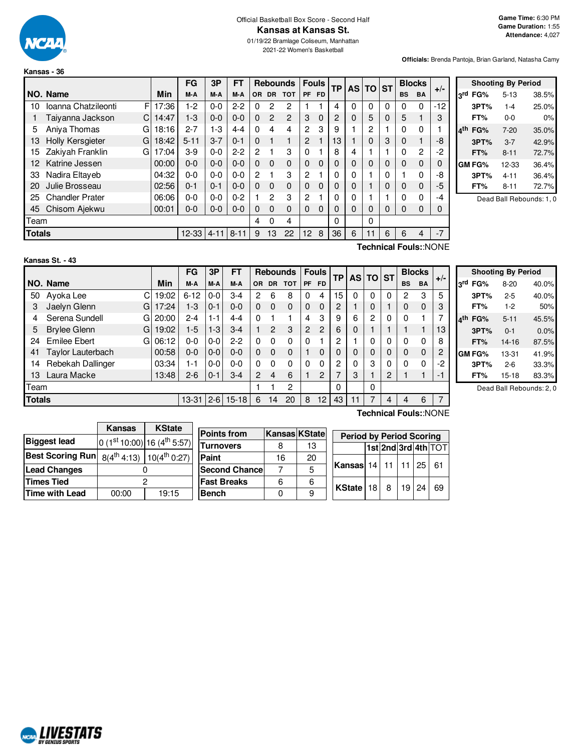Official Basketball Box Score - Second Half

# Kansas at Kansas St.

01/19/22 Bramlage Coliseum, Manhattan
2021-22 Women's Basketball

**Game Time:** 6:30 PM
**Game Duration:** 1:55
**Attendance:** 4,027

**Officials:** Brenda Pantoja, Brian Garland, Natasha Camy

## Kansas - 36

| NO. | Name | | Min | FG M-A | 3P M-A | FT M-A | OR | DR | TOT | PF | FD | TP | AS | TO | ST | BS | BA | +/- |
|---|---|---|---|---|---|---|---|---|---|---|---|---|---|---|---|---|---|---|
| 10 | Ioanna Chatzileonti | F | 17:36 | 1-2 | 0-0 | 2-2 | 0 | 2 | 2 | 1 | 1 | 4 | 0 | 0 | 0 | 0 | 0 | -12 |
| 1 | Taiyanna Jackson | C | 14:47 | 1-3 | 0-0 | 0-0 | 0 | 2 | 2 | 3 | 0 | 2 | 0 | 5 | 0 | 5 | 1 | 3 |
| 5 | Aniya Thomas | G | 18:16 | 2-7 | 1-3 | 4-4 | 0 | 4 | 4 | 2 | 3 | 9 | 1 | 2 | 1 | 0 | 0 | 1 |
| 13 | Holly Kersgieter | G | 18:42 | 5-11 | 3-7 | 0-1 | 0 | 1 | 1 | 2 | 1 | 13 | 1 | 0 | 3 | 0 | 1 | -8 |
| 15 | Zakiyah Franklin | G | 17:04 | 3-9 | 0-0 | 2-2 | 2 | 1 | 3 | 0 | 1 | 8 | 4 | 1 | 1 | 0 | 2 | -2 |
| 12 | Katrine Jessen | | 00:00 | 0-0 | 0-0 | 0-0 | 0 | 0 | 0 | 0 | 0 | 0 | 0 | 0 | 0 | 0 | 0 | 0 |
| 33 | Nadira Eltayeb | | 04:32 | 0-0 | 0-0 | 0-0 | 2 | 1 | 3 | 2 | 1 | 0 | 0 | 1 | 0 | 1 | 0 | -8 |
| 20 | Julie Brosseau | | 02:56 | 0-1 | 0-1 | 0-0 | 0 | 0 | 0 | 0 | 0 | 0 | 0 | 1 | 0 | 0 | 0 | -5 |
| 25 | Chandler Prater | | 06:06 | 0-0 | 0-0 | 0-2 | 1 | 2 | 3 | 2 | 1 | 0 | 0 | 1 | 1 | 0 | 0 | -4 |
| 45 | Chisom Ajekwu | | 00:01 | 0-0 | 0-0 | 0-0 | 0 | 0 | 0 | 0 | 0 | 0 | 0 | 0 | 0 | 0 | 0 | 0 |
| | Team | | | | | | 4 | 0 | 4 | | | 0 | | 0 | | | | |
| | **Totals** | | | 12-33 | 4-11 | 8-11 | 9 | 13 | 22 | 12 | 8 | 36 | 6 | 11 | 6 | 6 | 4 | -7 |

**Technical Fouls:**:NONE

| Shooting By Period | | |
|---|---|---|
| 3rd FG% | 5-13 | 38.5% |
| 3PT% | 1-4 | 25.0% |
| FT% | 0-0 | 0% |
| 4th FG% | 7-20 | 35.0% |
| 3PT% | 3-7 | 42.9% |
| FT% | 8-11 | 72.7% |
| GM FG% | 12-33 | 36.4% |
| 3PT% | 4-11 | 36.4% |
| FT% | 8-11 | 72.7% |

Dead Ball Rebounds: 1, 0

## Kansas St. - 43

| NO. | Name | | Min | FG M-A | 3P M-A | FT M-A | OR | DR | TOT | PF | FD | TP | AS | TO | ST | BS | BA | +/- |
|---|---|---|---|---|---|---|---|---|---|---|---|---|---|---|---|---|---|---|
| 50 | Ayoka Lee | C | 19:02 | 6-12 | 0-0 | 3-4 | 2 | 6 | 8 | 0 | 4 | 15 | 0 | 0 | 0 | 2 | 3 | 5 |
| 3 | Jaelyn Glenn | G | 17:24 | 1-3 | 0-1 | 0-0 | 0 | 0 | 0 | 0 | 0 | 2 | 1 | 0 | 1 | 0 | 0 | 3 |
| 4 | Serena Sundell | G | 20:00 | 2-4 | 1-1 | 4-4 | 0 | 1 | 1 | 4 | 3 | 9 | 6 | 2 | 0 | 0 | 1 | 7 |
| 5 | Brylee Glenn | G | 19:02 | 1-5 | 1-3 | 3-4 | 1 | 2 | 3 | 2 | 2 | 6 | 0 | 1 | 1 | 1 | 1 | 13 |
| 24 | Emilee Ebert | G | 06:12 | 0-0 | 0-0 | 2-2 | 0 | 0 | 0 | 0 | 1 | 2 | 1 | 0 | 0 | 0 | 0 | 8 |
| 41 | Taylor Lauterbach | | 00:58 | 0-0 | 0-0 | 0-0 | 0 | 0 | 0 | 1 | 0 | 0 | 0 | 0 | 0 | 0 | 0 | 2 |
| 14 | Rebekah Dallinger | | 03:34 | 1-1 | 0-0 | 0-0 | 0 | 0 | 0 | 0 | 0 | 2 | 0 | 3 | 0 | 0 | 0 | -2 |
| 13 | Laura Macke | | 13:48 | 2-6 | 0-1 | 3-4 | 2 | 4 | 6 | 1 | 2 | 7 | 3 | 1 | 2 | 1 | 1 | -1 |
| | Team | | | | | | 1 | 1 | 2 | | | 0 | | 0 | | | | |
| | **Totals** | | | 13-31 | 2-6 | 15-18 | 6 | 14 | 20 | 8 | 12 | 43 | 11 | 7 | 4 | 4 | 6 | 7 |

**Technical Fouls:**:NONE

| Shooting By Period | | |
|---|---|---|
| 3rd FG% | 8-20 | 40.0% |
| 3PT% | 2-5 | 40.0% |
| FT% | 1-2 | 50% |
| 4th FG% | 5-11 | 45.5% |
| 3PT% | 0-1 | 0.0% |
| FT% | 14-16 | 87.5% |
| GM FG% | 13-31 | 41.9% |
| 3PT% | 2-6 | 33.3% |
| FT% | 15-18 | 83.3% |

Dead Ball Rebounds: 2, 0

| | Kansas | KState |
|---|---|---|
| Biggest lead | 0 (1st 10:00) | 16 (4th 5:57) |
| Best Scoring Run | 8(4th 4:13) | 10(4th 0:27) |
| Lead Changes | 0 | |
| Times Tied | 2 | |
| Time with Lead | 00:00 | 19:15 |

| Points from | Kansas | KState |
|---|---|---|
| Turnovers | 8 | 13 |
| Paint | 16 | 20 |
| Second Chance | 7 | 5 |
| Fast Breaks | 6 | 6 |
| Bench | 0 | 9 |

| Period by Period Scoring | 1st | 2nd | 3rd | 4th | TOT |
|---|---|---|---|---|---|
| Kansas | 14 | 11 | 11 | 25 | 61 |
| KState | 18 | 8 | 19 | 24 | 69 |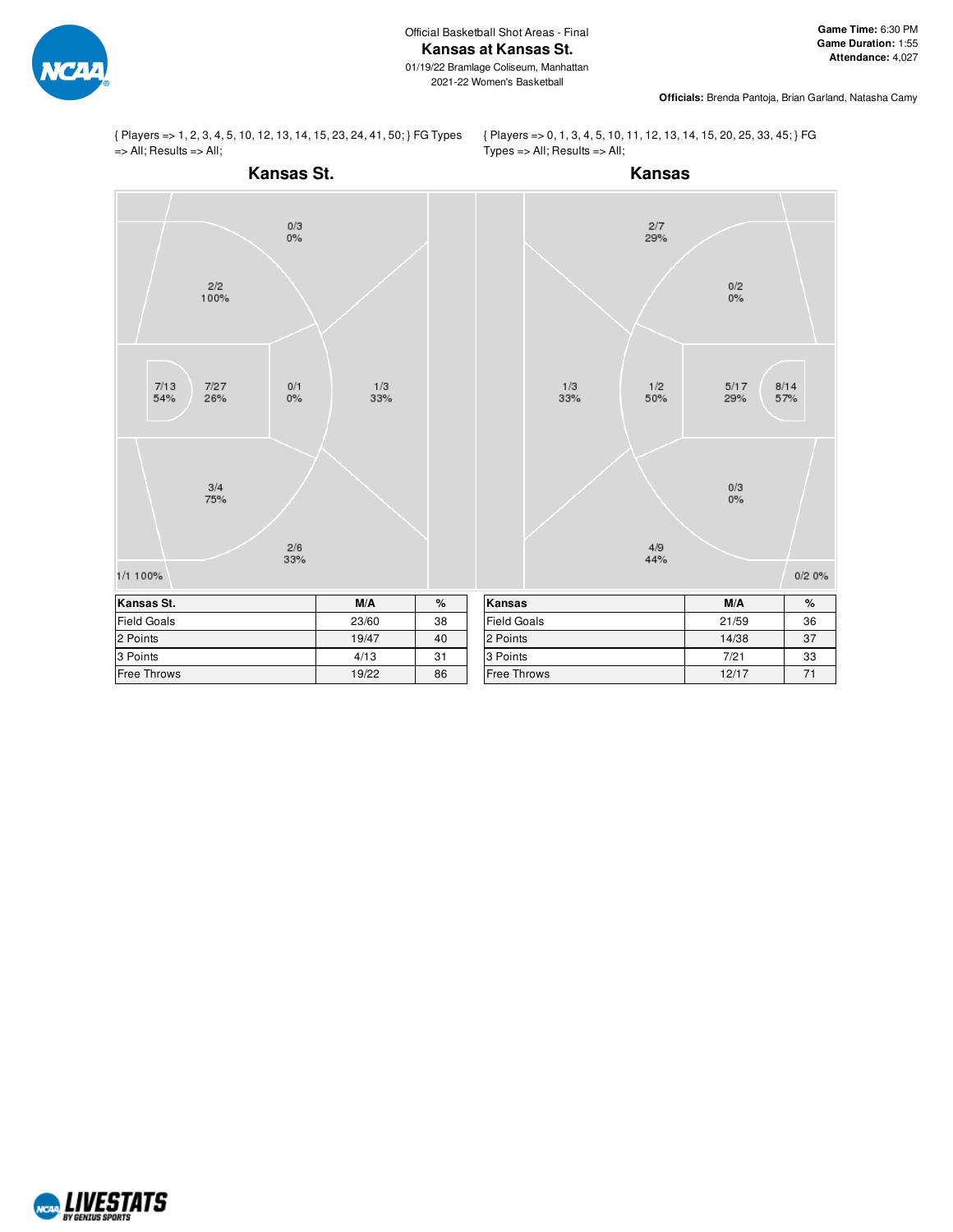Official Basketball Shot Areas - Final

# Kansas at Kansas St.

01/19/22 Bramlage Coliseum, Manhattan

2021-22 Women's Basketball

**Game Time:** 6:30 PM
**Game Duration:** 1:55
**Attendance:** 4,027

**Officials:** Brenda Pantoja, Brian Garland, Natasha Camy

{ Players => 1, 2, 3, 4, 5, 10, 12, 13, 14, 15, 23, 24, 41, 50; } FG Types => All; Results => All;

## Kansas St.

0/3 0%
2/2 100%
7/13 54%
7/27 26%
0/1 0%
1/3 33%
3/4 75%
2/6 33%
1/1 100%

| Kansas St. | M/A | % |
|---|---|---|
| Field Goals | 23/60 | 38 |
| 2 Points | 19/47 | 40 |
| 3 Points | 4/13 | 31 |
| Free Throws | 19/22 | 86 |

{ Players => 0, 1, 3, 4, 5, 10, 11, 12, 13, 14, 15, 20, 25, 33, 45; } FG Types => All; Results => All;

## Kansas

2/7 29%
0/2 0%
1/3 33%
1/2 50%
5/17 29%
8/14 57%
0/3 0%
4/9 44%
0/2 0%

| Kansas | M/A | % |
|---|---|---|
| Field Goals | 21/59 | 36 |
| 2 Points | 14/38 | 37 |
| 3 Points | 7/21 | 33 |
| Free Throws | 12/17 | 71 |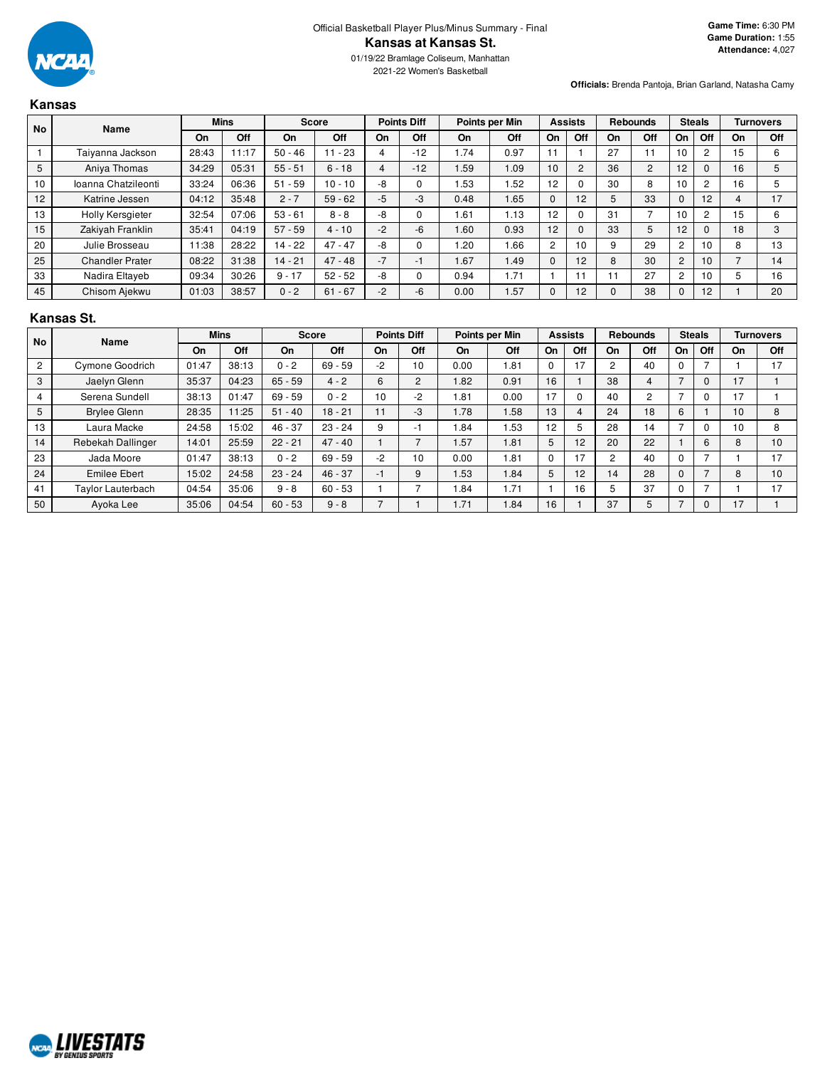Official Basketball Player Plus/Minus Summary - Final

# Kansas at Kansas St.

01/19/22 Bramlage Coliseum, Manhattan

2021-22 Women's Basketball

**Game Time:** 6:30 PM
**Game Duration:** 1:55
**Attendance:** 4,027

**Officials:** Brenda Pantoja, Brian Garland, Natasha Camy

## Kansas

| No | Name | Mins | | Score | | Points Diff | | Points per Min | | Assists | | Rebounds | | Steals | | Turnovers | |
|---|---|---|---|---|---|---|---|---|---|---|---|---|---|---|---|---|---|
| | | On | Off | On | Off | On | Off | On | Off | On | Off | On | Off | On | Off | On | Off |
| 1 | Taiyanna Jackson | 28:43 | 11:17 | 50 - 46 | 11 - 23 | 4 | -12 | 1.74 | 0.97 | 11 | 1 | 27 | 11 | 10 | 2 | 15 | 6 |
| 5 | Aniya Thomas | 34:29 | 05:31 | 55 - 51 | 6 - 18 | 4 | -12 | 1.59 | 1.09 | 10 | 2 | 36 | 2 | 12 | 0 | 16 | 5 |
| 10 | Ioanna Chatzileonti | 33:24 | 06:36 | 51 - 59 | 10 - 10 | -8 | 0 | 1.53 | 1.52 | 12 | 0 | 30 | 8 | 10 | 2 | 16 | 5 |
| 12 | Katrine Jessen | 04:12 | 35:48 | 2 - 7 | 59 - 62 | -5 | -3 | 0.48 | 1.65 | 0 | 12 | 5 | 33 | 0 | 12 | 4 | 17 |
| 13 | Holly Kersgieter | 32:54 | 07:06 | 53 - 61 | 8 - 8 | -8 | 0 | 1.61 | 1.13 | 12 | 0 | 31 | 7 | 10 | 2 | 15 | 6 |
| 15 | Zakiyah Franklin | 35:41 | 04:19 | 57 - 59 | 4 - 10 | -2 | -6 | 1.60 | 0.93 | 12 | 0 | 33 | 5 | 12 | 0 | 18 | 3 |
| 20 | Julie Brosseau | 11:38 | 28:22 | 14 - 22 | 47 - 47 | -8 | 0 | 1.20 | 1.66 | 2 | 10 | 9 | 29 | 2 | 10 | 8 | 13 |
| 25 | Chandler Prater | 08:22 | 31:38 | 14 - 21 | 47 - 48 | -7 | -1 | 1.67 | 1.49 | 0 | 12 | 8 | 30 | 2 | 10 | 7 | 14 |
| 33 | Nadira Eltayeb | 09:34 | 30:26 | 9 - 17 | 52 - 52 | -8 | 0 | 0.94 | 1.71 | 1 | 11 | 11 | 27 | 2 | 10 | 5 | 16 |
| 45 | Chisom Ajekwu | 01:03 | 38:57 | 0 - 2 | 61 - 67 | -2 | -6 | 0.00 | 1.57 | 0 | 12 | 0 | 38 | 0 | 12 | 1 | 20 |

## Kansas St.

| No | Name | Mins | | Score | | Points Diff | | Points per Min | | Assists | | Rebounds | | Steals | | Turnovers | |
|---|---|---|---|---|---|---|---|---|---|---|---|---|---|---|---|---|---|
| | | On | Off | On | Off | On | Off | On | Off | On | Off | On | Off | On | Off | On | Off |
| 2 | Cymone Goodrich | 01:47 | 38:13 | 0 - 2 | 69 - 59 | -2 | 10 | 0.00 | 1.81 | 0 | 17 | 2 | 40 | 0 | 7 | 1 | 17 |
| 3 | Jaelyn Glenn | 35:37 | 04:23 | 65 - 59 | 4 - 2 | 6 | 2 | 1.82 | 0.91 | 16 | 1 | 38 | 4 | 7 | 0 | 17 | 1 |
| 4 | Serena Sundell | 38:13 | 01:47 | 69 - 59 | 0 - 2 | 10 | -2 | 1.81 | 0.00 | 17 | 0 | 40 | 2 | 7 | 0 | 17 | 1 |
| 5 | Brylee Glenn | 28:35 | 11:25 | 51 - 40 | 18 - 21 | 11 | -3 | 1.78 | 1.58 | 13 | 4 | 24 | 18 | 6 | 1 | 10 | 8 |
| 13 | Laura Macke | 24:58 | 15:02 | 46 - 37 | 23 - 24 | 9 | -1 | 1.84 | 1.53 | 12 | 5 | 28 | 14 | 7 | 0 | 10 | 8 |
| 14 | Rebekah Dallinger | 14:01 | 25:59 | 22 - 21 | 47 - 40 | 1 | 7 | 1.57 | 1.81 | 5 | 12 | 20 | 22 | 1 | 6 | 8 | 10 |
| 23 | Jada Moore | 01:47 | 38:13 | 0 - 2 | 69 - 59 | -2 | 10 | 0.00 | 1.81 | 0 | 17 | 2 | 40 | 0 | 7 | 1 | 17 |
| 24 | Emilee Ebert | 15:02 | 24:58 | 23 - 24 | 46 - 37 | -1 | 9 | 1.53 | 1.84 | 5 | 12 | 14 | 28 | 0 | 7 | 8 | 10 |
| 41 | Taylor Lauterbach | 04:54 | 35:06 | 9 - 8 | 60 - 53 | 1 | 7 | 1.84 | 1.71 | 1 | 16 | 5 | 37 | 0 | 7 | 1 | 17 |
| 50 | Ayoka Lee | 35:06 | 04:54 | 60 - 53 | 9 - 8 | 7 | 1 | 1.71 | 1.84 | 16 | 1 | 37 | 5 | 7 | 0 | 17 | 1 |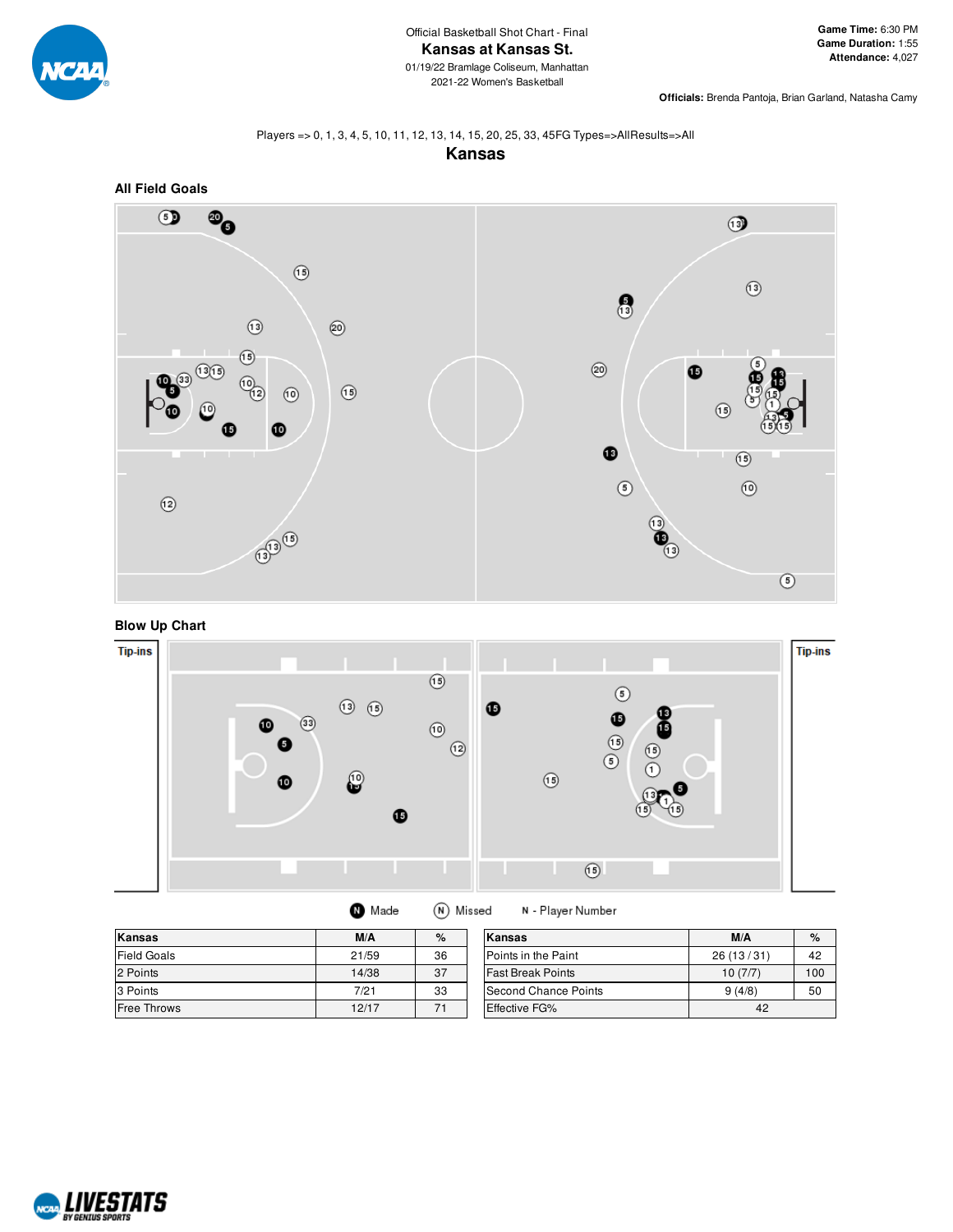Official Basketball Shot Chart - Final

# Kansas at Kansas St.

01/19/22 Bramlage Coliseum, Manhattan

2021-22 Women's Basketball

**Game Time:** 6:30 PM
**Game Duration:** 1:55
**Attendance:** 4,027

**Officials:** Brenda Pantoja, Brian Garland, Natasha Camy

Players => 0, 1, 3, 4, 5, 10, 11, 12, 13, 14, 15, 20, 25, 33, 45FG Types=>AllResults=>All

## Kansas

### All Field Goals

### Blow Up Chart

Tip-ins

Tip-ins

Made   Missed   N - Player Number

| Kansas | M/A | % |
|---|---|---|
| Field Goals | 21/59 | 36 |
| 2 Points | 14/38 | 37 |
| 3 Points | 7/21 | 33 |
| Free Throws | 12/17 | 71 |

| Kansas | M/A | % |
|---|---|---|
| Points in the Paint | 26 (13 / 31) | 42 |
| Fast Break Points | 10 (7/7) | 100 |
| Second Chance Points | 9 (4/8) | 50 |
| Effective FG% | 42 | |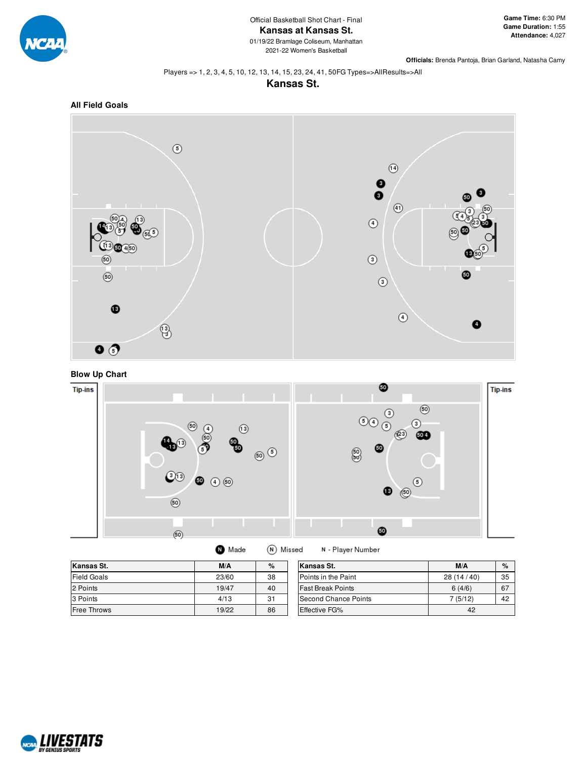Official Basketball Shot Chart - Final

# Kansas at Kansas St.

01/19/22 Bramlage Coliseum, Manhattan

2021-22 Women's Basketball

**Game Time:** 6:30 PM
**Game Duration:** 1:55
**Attendance:** 4,027

**Officials:** Brenda Pantoja, Brian Garland, Natasha Camy

Players => 1, 2, 3, 4, 5, 10, 12, 13, 14, 15, 23, 24, 41, 50FG Types=>AllResults=>All

## Kansas St.

### All Field Goals

### Blow Up Chart

Tip-ins

Tip-ins

Made    Missed    N - Player Number

| Kansas St. | M/A | % |
|---|---|---|
| Field Goals | 23/60 | 38 |
| 2 Points | 19/47 | 40 |
| 3 Points | 4/13 | 31 |
| Free Throws | 19/22 | 86 |

| Kansas St. | M/A | % |
|---|---|---|
| Points in the Paint | 28 (14 / 40) | 35 |
| Fast Break Points | 6 (4/6) | 67 |
| Second Chance Points | 7 (5/12) | 42 |
| Effective FG% | 42 | |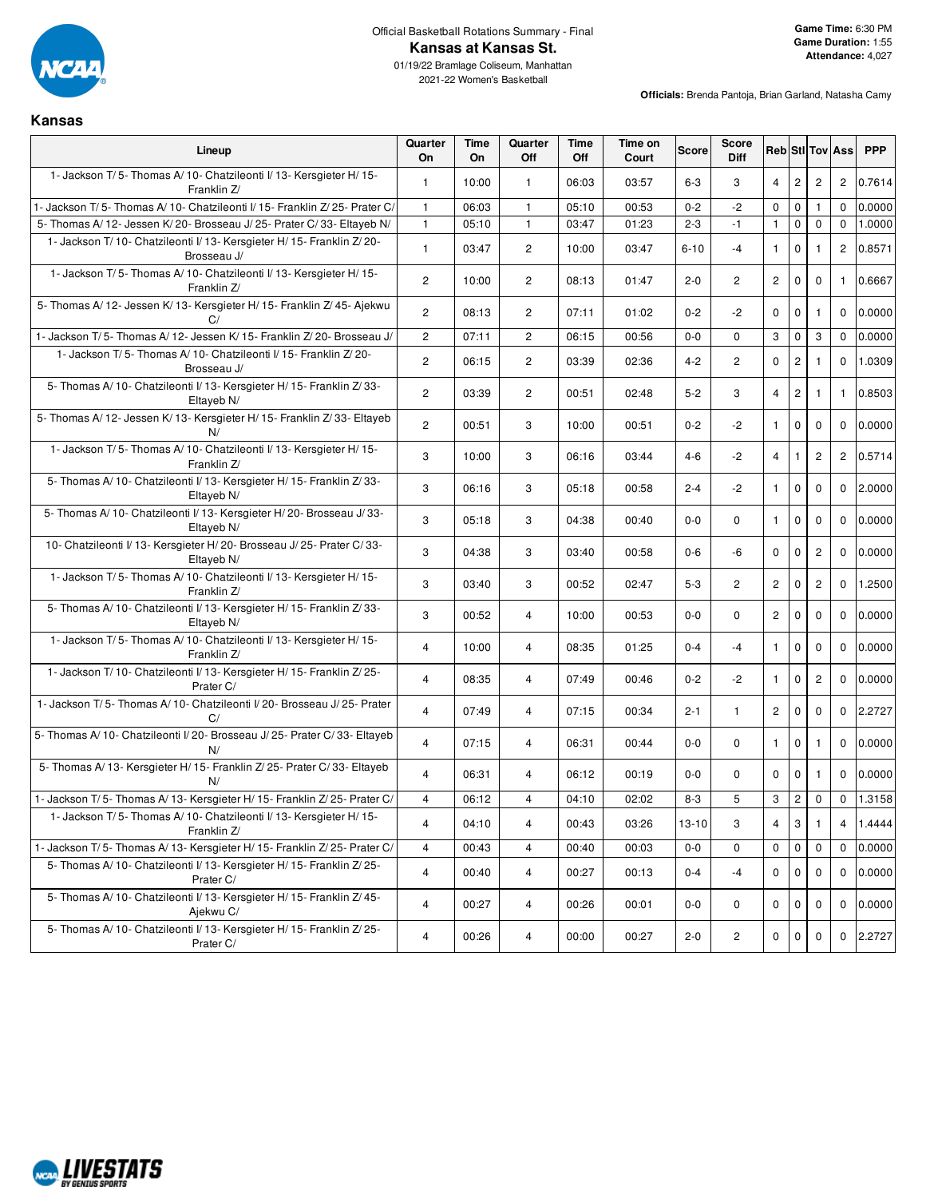Official Basketball Rotations Summary - Final

# Kansas at Kansas St.

01/19/22 Bramlage Coliseum, Manhattan
2021-22 Women's Basketball

**Game Time:** 6:30 PM
**Game Duration:** 1:55
**Attendance:** 4,027

**Officials:** Brenda Pantoja, Brian Garland, Natasha Camy

## Kansas

| Lineup | Quarter On | Time On | Quarter Off | Time Off | Time on Court | Score | Score Diff | Reb | Stl | Tov | Ass | PPP |
|---|---|---|---|---|---|---|---|---|---|---|---|---|
| 1- Jackson T/ 5- Thomas A/ 10- Chatzileonti I/ 13- Kersgieter H/ 15- Franklin Z/ | 1 | 10:00 | 1 | 06:03 | 03:57 | 6-3 | 3 | 4 | 2 | 2 | 2 | 0.7614 |
| 1- Jackson T/ 5- Thomas A/ 10- Chatzileonti I/ 15- Franklin Z/ 25- Prater C/ | 1 | 06:03 | 1 | 05:10 | 00:53 | 0-2 | -2 | 0 | 0 | 1 | 0 | 0.0000 |
| 5- Thomas A/ 12- Jessen K/ 20- Brosseau J/ 25- Prater C/ 33- Eltayeb N/ | 1 | 05:10 | 1 | 03:47 | 01:23 | 2-3 | -1 | 1 | 0 | 0 | 0 | 1.0000 |
| 1- Jackson T/ 10- Chatzileonti I/ 13- Kersgieter H/ 15- Franklin Z/ 20- Brosseau J/ | 1 | 03:47 | 2 | 10:00 | 03:47 | 6-10 | -4 | 1 | 0 | 1 | 2 | 0.8571 |
| 1- Jackson T/ 5- Thomas A/ 10- Chatzileonti I/ 13- Kersgieter H/ 15- Franklin Z/ | 2 | 10:00 | 2 | 08:13 | 01:47 | 2-0 | 2 | 2 | 0 | 0 | 1 | 0.6667 |
| 5- Thomas A/ 12- Jessen K/ 13- Kersgieter H/ 15- Franklin Z/ 45- Ajekwu C/ | 2 | 08:13 | 2 | 07:11 | 01:02 | 0-2 | -2 | 0 | 0 | 1 | 0 | 0.0000 |
| 1- Jackson T/ 5- Thomas A/ 12- Jessen K/ 15- Franklin Z/ 20- Brosseau J/ | 2 | 07:11 | 2 | 06:15 | 00:56 | 0-0 | 0 | 3 | 0 | 3 | 0 | 0.0000 |
| 1- Jackson T/ 5- Thomas A/ 10- Chatzileonti I/ 15- Franklin Z/ 20- Brosseau J/ | 2 | 06:15 | 2 | 03:39 | 02:36 | 4-2 | 2 | 0 | 2 | 1 | 0 | 1.0309 |
| 5- Thomas A/ 10- Chatzileonti I/ 13- Kersgieter H/ 15- Franklin Z/ 33- Eltayeb N/ | 2 | 03:39 | 2 | 00:51 | 02:48 | 5-2 | 3 | 4 | 2 | 1 | 1 | 0.8503 |
| 5- Thomas A/ 12- Jessen K/ 13- Kersgieter H/ 15- Franklin Z/ 33- Eltayeb N/ | 2 | 00:51 | 3 | 10:00 | 00:51 | 0-2 | -2 | 1 | 0 | 0 | 0 | 0.0000 |
| 1- Jackson T/ 5- Thomas A/ 10- Chatzileonti I/ 13- Kersgieter H/ 15- Franklin Z/ | 3 | 10:00 | 3 | 06:16 | 03:44 | 4-6 | -2 | 4 | 1 | 2 | 2 | 0.5714 |
| 5- Thomas A/ 10- Chatzileonti I/ 13- Kersgieter H/ 15- Franklin Z/ 33- Eltayeb N/ | 3 | 06:16 | 3 | 05:18 | 00:58 | 2-4 | -2 | 1 | 0 | 0 | 0 | 2.0000 |
| 5- Thomas A/ 10- Chatzileonti I/ 13- Kersgieter H/ 20- Brosseau J/ 33- Eltayeb N/ | 3 | 05:18 | 3 | 04:38 | 00:40 | 0-0 | 0 | 1 | 0 | 0 | 0 | 0.0000 |
| 10- Chatzileonti I/ 13- Kersgieter H/ 20- Brosseau J/ 25- Prater C/ 33- Eltayeb N/ | 3 | 04:38 | 3 | 03:40 | 00:58 | 0-6 | -6 | 0 | 0 | 2 | 0 | 0.0000 |
| 1- Jackson T/ 5- Thomas A/ 10- Chatzileonti I/ 13- Kersgieter H/ 15- Franklin Z/ | 3 | 03:40 | 3 | 00:52 | 02:47 | 5-3 | 2 | 2 | 0 | 2 | 0 | 1.2500 |
| 5- Thomas A/ 10- Chatzileonti I/ 13- Kersgieter H/ 15- Franklin Z/ 33- Eltayeb N/ | 3 | 00:52 | 4 | 10:00 | 00:53 | 0-0 | 0 | 2 | 0 | 0 | 0 | 0.0000 |
| 1- Jackson T/ 5- Thomas A/ 10- Chatzileonti I/ 13- Kersgieter H/ 15- Franklin Z/ | 4 | 10:00 | 4 | 08:35 | 01:25 | 0-4 | -4 | 1 | 0 | 0 | 0 | 0.0000 |
| 1- Jackson T/ 10- Chatzileonti I/ 13- Kersgieter H/ 15- Franklin Z/ 25- Prater C/ | 4 | 08:35 | 4 | 07:49 | 00:46 | 0-2 | -2 | 1 | 0 | 2 | 0 | 0.0000 |
| 1- Jackson T/ 5- Thomas A/ 10- Chatzileonti I/ 20- Brosseau J/ 25- Prater C/ | 4 | 07:49 | 4 | 07:15 | 00:34 | 2-1 | 1 | 2 | 0 | 0 | 0 | 2.2727 |
| 5- Thomas A/ 10- Chatzileonti I/ 20- Brosseau J/ 25- Prater C/ 33- Eltayeb N/ | 4 | 07:15 | 4 | 06:31 | 00:44 | 0-0 | 0 | 1 | 0 | 1 | 0 | 0.0000 |
| 5- Thomas A/ 13- Kersgieter H/ 15- Franklin Z/ 25- Prater C/ 33- Eltayeb N/ | 4 | 06:31 | 4 | 06:12 | 00:19 | 0-0 | 0 | 0 | 0 | 1 | 0 | 0.0000 |
| 1- Jackson T/ 5- Thomas A/ 13- Kersgieter H/ 15- Franklin Z/ 25- Prater C/ | 4 | 06:12 | 4 | 04:10 | 02:02 | 8-3 | 5 | 3 | 2 | 0 | 0 | 1.3158 |
| 1- Jackson T/ 5- Thomas A/ 10- Chatzileonti I/ 13- Kersgieter H/ 15- Franklin Z/ | 4 | 04:10 | 4 | 00:43 | 03:26 | 13-10 | 3 | 4 | 3 | 1 | 4 | 1.4444 |
| 1- Jackson T/ 5- Thomas A/ 13- Kersgieter H/ 15- Franklin Z/ 25- Prater C/ | 4 | 00:43 | 4 | 00:40 | 00:03 | 0-0 | 0 | 0 | 0 | 0 | 0 | 0.0000 |
| 5- Thomas A/ 10- Chatzileonti I/ 13- Kersgieter H/ 15- Franklin Z/ 25- Prater C/ | 4 | 00:40 | 4 | 00:27 | 00:13 | 0-4 | -4 | 0 | 0 | 0 | 0 | 0.0000 |
| 5- Thomas A/ 10- Chatzileonti I/ 13- Kersgieter H/ 15- Franklin Z/ 45- Ajekwu C/ | 4 | 00:27 | 4 | 00:26 | 00:01 | 0-0 | 0 | 0 | 0 | 0 | 0 | 0.0000 |
| 5- Thomas A/ 10- Chatzileonti I/ 13- Kersgieter H/ 15- Franklin Z/ 25- Prater C/ | 4 | 00:26 | 4 | 00:00 | 00:27 | 2-0 | 2 | 0 | 0 | 0 | 0 | 2.2727 |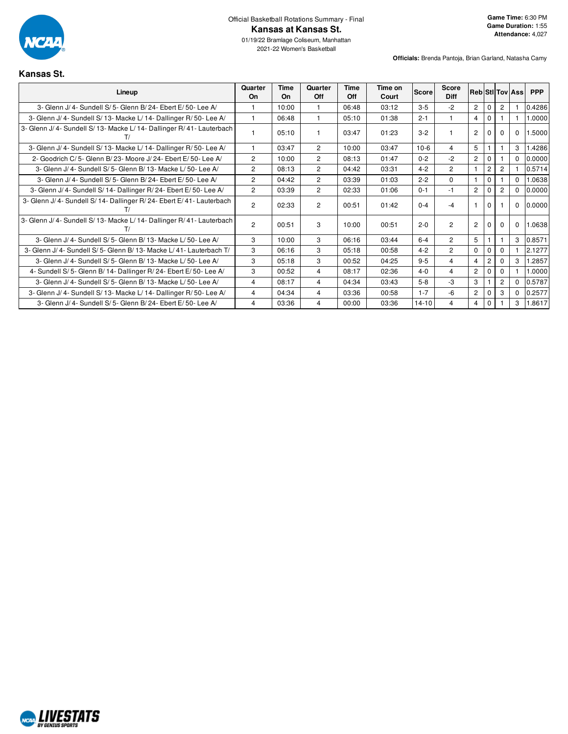Official Basketball Rotations Summary - Final

# Kansas at Kansas St.

01/19/22 Bramlage Coliseum, Manhattan
2021-22 Women's Basketball

**Game Time:** 6:30 PM
**Game Duration:** 1:55
**Attendance:** 4,027

**Officials:** Brenda Pantoja, Brian Garland, Natasha Camy

## Kansas St.

| Lineup | Quarter On | Time On | Quarter Off | Time Off | Time on Court | Score | Score Diff | Reb | Stl | Tov | Ass | PPP |
|---|---|---|---|---|---|---|---|---|---|---|---|---|
| 3- Glenn J/ 4- Sundell S/ 5- Glenn B/ 24- Ebert E/ 50- Lee A/ | 1 | 10:00 | 1 | 06:48 | 03:12 | 3-5 | -2 | 2 | 0 | 2 | 1 | 0.4286 |
| 3- Glenn J/ 4- Sundell S/ 13- Macke L/ 14- Dallinger R/ 50- Lee A/ | 1 | 06:48 | 1 | 05:10 | 01:38 | 2-1 | 1 | 4 | 0 | 1 | 1 | 1.0000 |
| 3- Glenn J/ 4- Sundell S/ 13- Macke L/ 14- Dallinger R/ 41- Lauterbach T/ | 1 | 05:10 | 1 | 03:47 | 01:23 | 3-2 | 1 | 2 | 0 | 0 | 0 | 1.5000 |
| 3- Glenn J/ 4- Sundell S/ 13- Macke L/ 14- Dallinger R/ 50- Lee A/ | 1 | 03:47 | 2 | 10:00 | 03:47 | 10-6 | 4 | 5 | 1 | 1 | 3 | 1.4286 |
| 2- Goodrich C/ 5- Glenn B/ 23- Moore J/ 24- Ebert E/ 50- Lee A/ | 2 | 10:00 | 2 | 08:13 | 01:47 | 0-2 | -2 | 2 | 0 | 1 | 0 | 0.0000 |
| 3- Glenn J/ 4- Sundell S/ 5- Glenn B/ 13- Macke L/ 50- Lee A/ | 2 | 08:13 | 2 | 04:42 | 03:31 | 4-2 | 2 | 1 | 2 | 2 | 1 | 0.5714 |
| 3- Glenn J/ 4- Sundell S/ 5- Glenn B/ 24- Ebert E/ 50- Lee A/ | 2 | 04:42 | 2 | 03:39 | 01:03 | 2-2 | 0 | 1 | 0 | 1 | 0 | 1.0638 |
| 3- Glenn J/ 4- Sundell S/ 14- Dallinger R/ 24- Ebert E/ 50- Lee A/ | 2 | 03:39 | 2 | 02:33 | 01:06 | 0-1 | -1 | 2 | 0 | 2 | 0 | 0.0000 |
| 3- Glenn J/ 4- Sundell S/ 14- Dallinger R/ 24- Ebert E/ 41- Lauterbach T/ | 2 | 02:33 | 2 | 00:51 | 01:42 | 0-4 | -4 | 1 | 0 | 1 | 0 | 0.0000 |
| 3- Glenn J/ 4- Sundell S/ 13- Macke L/ 14- Dallinger R/ 41- Lauterbach T/ | 2 | 00:51 | 3 | 10:00 | 00:51 | 2-0 | 2 | 2 | 0 | 0 | 0 | 1.0638 |
| 3- Glenn J/ 4- Sundell S/ 5- Glenn B/ 13- Macke L/ 50- Lee A/ | 3 | 10:00 | 3 | 06:16 | 03:44 | 6-4 | 2 | 5 | 1 | 1 | 3 | 0.8571 |
| 3- Glenn J/ 4- Sundell S/ 5- Glenn B/ 13- Macke L/ 41- Lauterbach T/ | 3 | 06:16 | 3 | 05:18 | 00:58 | 4-2 | 2 | 0 | 0 | 0 | 1 | 2.1277 |
| 3- Glenn J/ 4- Sundell S/ 5- Glenn B/ 13- Macke L/ 50- Lee A/ | 3 | 05:18 | 3 | 00:52 | 04:25 | 9-5 | 4 | 4 | 2 | 0 | 3 | 1.2857 |
| 4- Sundell S/ 5- Glenn B/ 14- Dallinger R/ 24- Ebert E/ 50- Lee A/ | 3 | 00:52 | 4 | 08:17 | 02:36 | 4-0 | 4 | 2 | 0 | 0 | 1 | 1.0000 |
| 3- Glenn J/ 4- Sundell S/ 5- Glenn B/ 13- Macke L/ 50- Lee A/ | 4 | 08:17 | 4 | 04:34 | 03:43 | 5-8 | -3 | 3 | 1 | 2 | 0 | 0.5787 |
| 3- Glenn J/ 4- Sundell S/ 13- Macke L/ 14- Dallinger R/ 50- Lee A/ | 4 | 04:34 | 4 | 03:36 | 00:58 | 1-7 | -6 | 2 | 0 | 3 | 0 | 0.2577 |
| 3- Glenn J/ 4- Sundell S/ 5- Glenn B/ 24- Ebert E/ 50- Lee A/ | 4 | 03:36 | 4 | 00:00 | 03:36 | 14-10 | 4 | 4 | 0 | 1 | 3 | 1.8617 |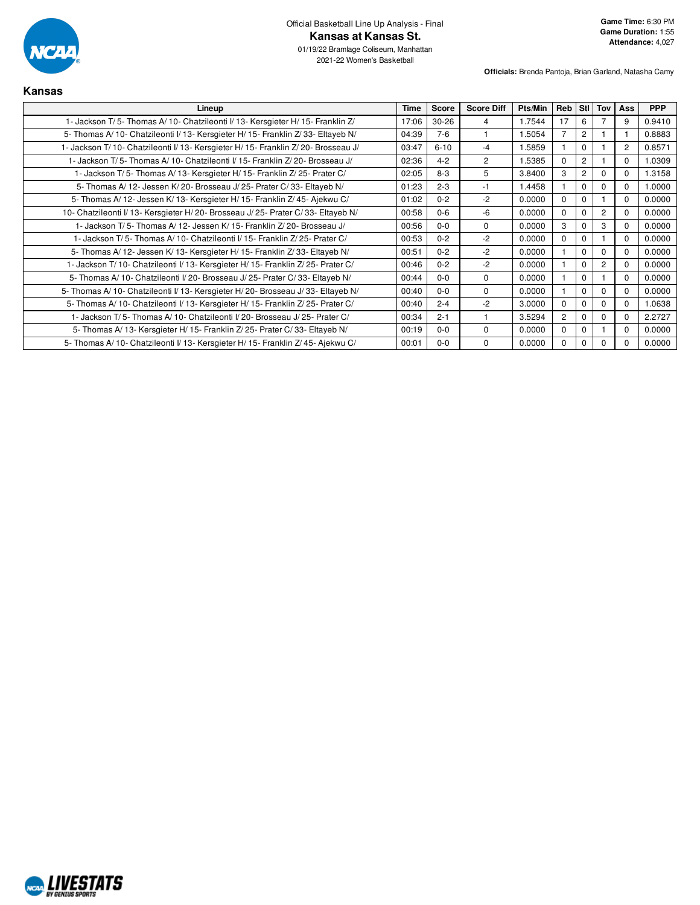Official Basketball Line Up Analysis - Final

# Kansas at Kansas St.

01/19/22 Bramlage Coliseum, Manhattan
2021-22 Women's Basketball

**Game Time:** 6:30 PM
**Game Duration:** 1:55
**Attendance:** 4,027

**Officials:** Brenda Pantoja, Brian Garland, Natasha Camy

## Kansas

| Lineup | Time | Score | Score Diff | Pts/Min | Reb | Stl | Tov | Ass | PPP |
|---|---|---|---|---|---|---|---|---|---|
| 1- Jackson T/ 5- Thomas A/ 10- Chatzileonti I/ 13- Kersgieter H/ 15- Franklin Z/ | 17:06 | 30-26 | 4 | 1.7544 | 17 | 6 | 7 | 9 | 0.9410 |
| 5- Thomas A/ 10- Chatzileonti I/ 13- Kersgieter H/ 15- Franklin Z/ 33- Eltayeb N/ | 04:39 | 7-6 | 1 | 1.5054 | 7 | 2 | 1 | 1 | 0.8883 |
| 1- Jackson T/ 10- Chatzileonti I/ 13- Kersgieter H/ 15- Franklin Z/ 20- Brosseau J/ | 03:47 | 6-10 | -4 | 1.5859 | 1 | 0 | 1 | 2 | 0.8571 |
| 1- Jackson T/ 5- Thomas A/ 10- Chatzileonti I/ 15- Franklin Z/ 20- Brosseau J/ | 02:36 | 4-2 | 2 | 1.5385 | 0 | 2 | 1 | 0 | 1.0309 |
| 1- Jackson T/ 5- Thomas A/ 13- Kersgieter H/ 15- Franklin Z/ 25- Prater C/ | 02:05 | 8-3 | 5 | 3.8400 | 3 | 2 | 0 | 0 | 1.3158 |
| 5- Thomas A/ 12- Jessen K/ 20- Brosseau J/ 25- Prater C/ 33- Eltayeb N/ | 01:23 | 2-3 | -1 | 1.4458 | 1 | 0 | 0 | 0 | 1.0000 |
| 5- Thomas A/ 12- Jessen K/ 13- Kersgieter H/ 15- Franklin Z/ 45- Ajekwu C/ | 01:02 | 0-2 | -2 | 0.0000 | 0 | 0 | 1 | 0 | 0.0000 |
| 10- Chatzileonti I/ 13- Kersgieter H/ 20- Brosseau J/ 25- Prater C/ 33- Eltayeb N/ | 00:58 | 0-6 | -6 | 0.0000 | 0 | 0 | 2 | 0 | 0.0000 |
| 1- Jackson T/ 5- Thomas A/ 12- Jessen K/ 15- Franklin Z/ 20- Brosseau J/ | 00:56 | 0-0 | 0 | 0.0000 | 3 | 0 | 3 | 0 | 0.0000 |
| 1- Jackson T/ 5- Thomas A/ 10- Chatzileonti I/ 15- Franklin Z/ 25- Prater C/ | 00:53 | 0-2 | -2 | 0.0000 | 0 | 0 | 1 | 0 | 0.0000 |
| 5- Thomas A/ 12- Jessen K/ 13- Kersgieter H/ 15- Franklin Z/ 33- Eltayeb N/ | 00:51 | 0-2 | -2 | 0.0000 | 1 | 0 | 0 | 0 | 0.0000 |
| 1- Jackson T/ 10- Chatzileonti I/ 13- Kersgieter H/ 15- Franklin Z/ 25- Prater C/ | 00:46 | 0-2 | -2 | 0.0000 | 1 | 0 | 2 | 0 | 0.0000 |
| 5- Thomas A/ 10- Chatzileonti I/ 20- Brosseau J/ 25- Prater C/ 33- Eltayeb N/ | 00:44 | 0-0 | 0 | 0.0000 | 1 | 0 | 1 | 0 | 0.0000 |
| 5- Thomas A/ 10- Chatzileonti I/ 13- Kersgieter H/ 20- Brosseau J/ 33- Eltayeb N/ | 00:40 | 0-0 | 0 | 0.0000 | 1 | 0 | 0 | 0 | 0.0000 |
| 5- Thomas A/ 10- Chatzileonti I/ 13- Kersgieter H/ 15- Franklin Z/ 25- Prater C/ | 00:40 | 2-4 | -2 | 3.0000 | 0 | 0 | 0 | 0 | 1.0638 |
| 1- Jackson T/ 5- Thomas A/ 10- Chatzileonti I/ 20- Brosseau J/ 25- Prater C/ | 00:34 | 2-1 | 1 | 3.5294 | 2 | 0 | 0 | 0 | 2.2727 |
| 5- Thomas A/ 13- Kersgieter H/ 15- Franklin Z/ 25- Prater C/ 33- Eltayeb N/ | 00:19 | 0-0 | 0 | 0.0000 | 0 | 0 | 1 | 0 | 0.0000 |
| 5- Thomas A/ 10- Chatzileonti I/ 13- Kersgieter H/ 15- Franklin Z/ 45- Ajekwu C/ | 00:01 | 0-0 | 0 | 0.0000 | 0 | 0 | 0 | 0 | 0.0000 |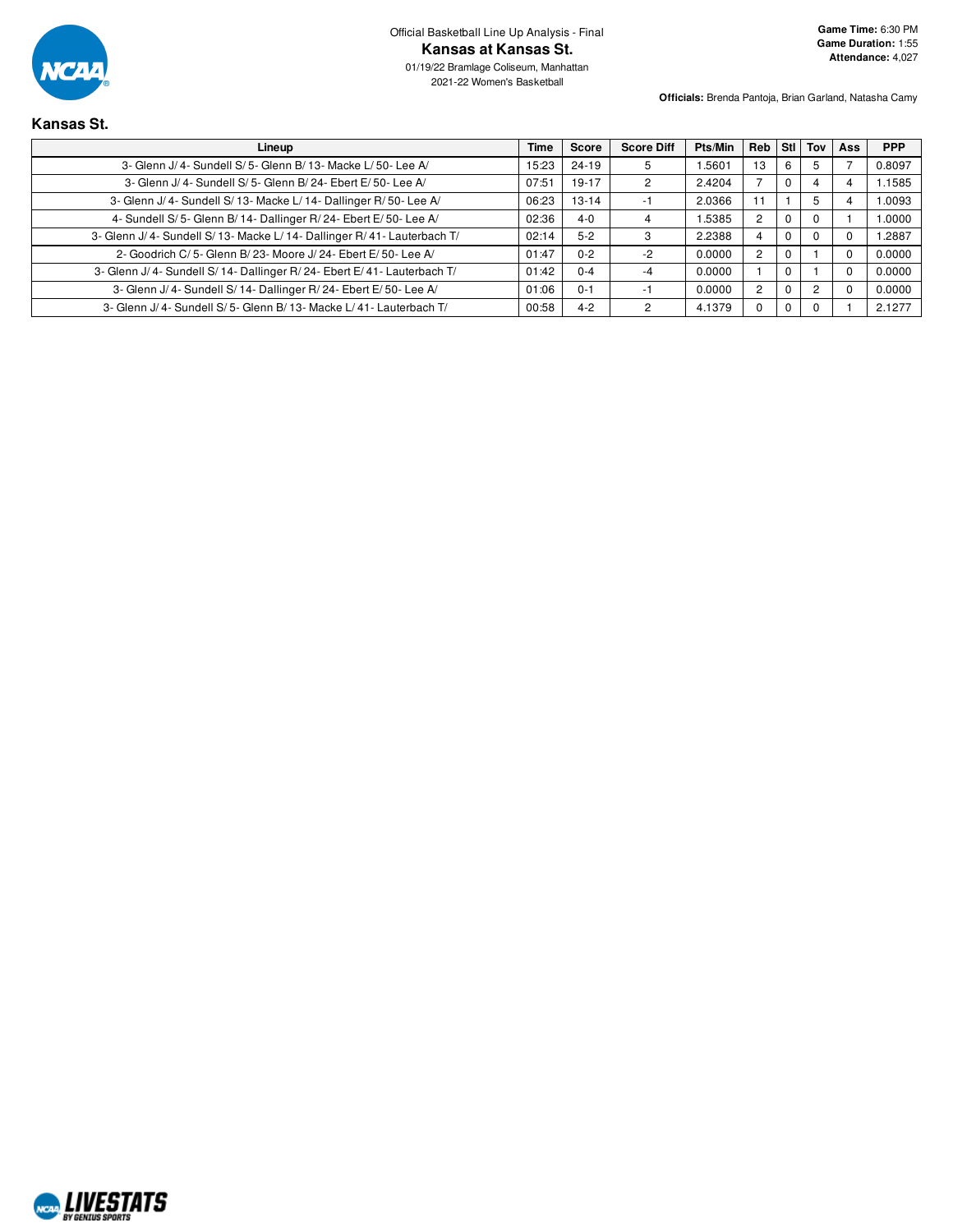Official Basketball Line Up Analysis - Final

# Kansas at Kansas St.

01/19/22 Bramlage Coliseum, Manhattan

2021-22 Women's Basketball

**Game Time:** 6:30 PM
**Game Duration:** 1:55
**Attendance:** 4,027

**Officials:** Brenda Pantoja, Brian Garland, Natasha Camy

## Kansas St.

| Lineup | Time | Score | Score Diff | Pts/Min | Reb | Stl | Tov | Ass | PPP |
|---|---|---|---|---|---|---|---|---|---|
| 3- Glenn J/ 4- Sundell S/ 5- Glenn B/ 13- Macke L/ 50- Lee A/ | 15:23 | 24-19 | 5 | 1.5601 | 13 | 6 | 5 | 7 | 0.8097 |
| 3- Glenn J/ 4- Sundell S/ 5- Glenn B/ 24- Ebert E/ 50- Lee A/ | 07:51 | 19-17 | 2 | 2.4204 | 7 | 0 | 4 | 4 | 1.1585 |
| 3- Glenn J/ 4- Sundell S/ 13- Macke L/ 14- Dallinger R/ 50- Lee A/ | 06:23 | 13-14 | -1 | 2.0366 | 11 | 1 | 5 | 4 | 1.0093 |
| 4- Sundell S/ 5- Glenn B/ 14- Dallinger R/ 24- Ebert E/ 50- Lee A/ | 02:36 | 4-0 | 4 | 1.5385 | 2 | 0 | 0 | 1 | 1.0000 |
| 3- Glenn J/ 4- Sundell S/ 13- Macke L/ 14- Dallinger R/ 41- Lauterbach T/ | 02:14 | 5-2 | 3 | 2.2388 | 4 | 0 | 0 | 0 | 1.2887 |
| 2- Goodrich C/ 5- Glenn B/ 23- Moore J/ 24- Ebert E/ 50- Lee A/ | 01:47 | 0-2 | -2 | 0.0000 | 2 | 0 | 1 | 0 | 0.0000 |
| 3- Glenn J/ 4- Sundell S/ 14- Dallinger R/ 24- Ebert E/ 41- Lauterbach T/ | 01:42 | 0-4 | -4 | 0.0000 | 1 | 0 | 1 | 0 | 0.0000 |
| 3- Glenn J/ 4- Sundell S/ 14- Dallinger R/ 24- Ebert E/ 50- Lee A/ | 01:06 | 0-1 | -1 | 0.0000 | 2 | 0 | 2 | 0 | 0.0000 |
| 3- Glenn J/ 4- Sundell S/ 5- Glenn B/ 13- Macke L/ 41- Lauterbach T/ | 00:58 | 4-2 | 2 | 4.1379 | 0 | 0 | 0 | 1 | 2.1277 |